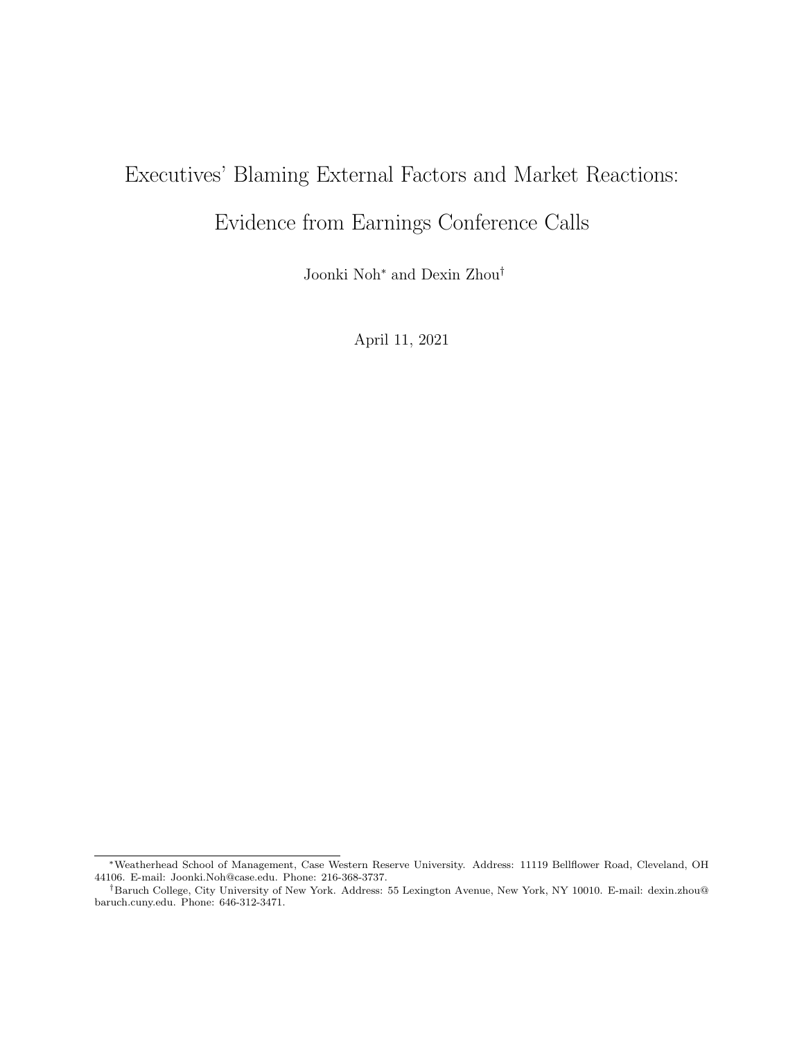# Executives' Blaming External Factors and Market Reactions: Evidence from Earnings Conference Calls

Joonki Noh[*] and Dexin Zhou[†]

April 11, 2021

---

[*]Weatherhead School of Management, Case Western Reserve University. Address: 11119 Bellflower Road, Cleveland, OH 44106. E-mail: Joonki.Noh@case.edu. Phone: 216-368-3737.

[†]Baruch College, City University of New York. Address: 55 Lexington Avenue, New York, NY 10010. E-mail: dexin.zhou@baruch.cuny.edu. Phone: 646-312-3471.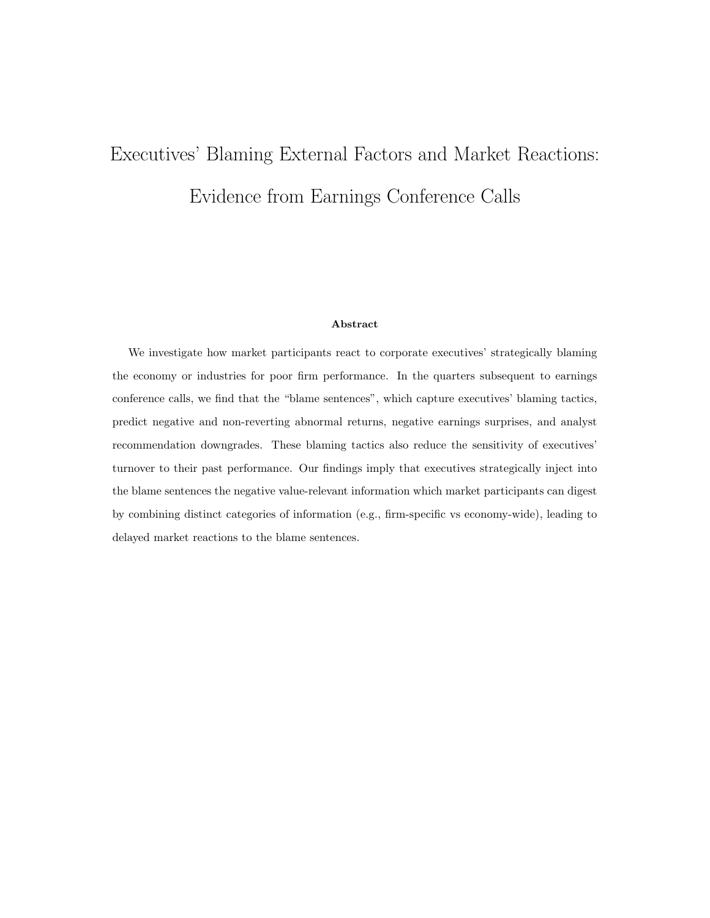# Executives' Blaming External Factors and Market Reactions: Evidence from Earnings Conference Calls

**Abstract**

We investigate how market participants react to corporate executives' strategically blaming the economy or industries for poor firm performance. In the quarters subsequent to earnings conference calls, we find that the "blame sentences", which capture executives' blaming tactics, predict negative and non-reverting abnormal returns, negative earnings surprises, and analyst recommendation downgrades. These blaming tactics also reduce the sensitivity of executives' turnover to their past performance. Our findings imply that executives strategically inject into the blame sentences the negative value-relevant information which market participants can digest by combining distinct categories of information (e.g., firm-specific vs economy-wide), leading to delayed market reactions to the blame sentences.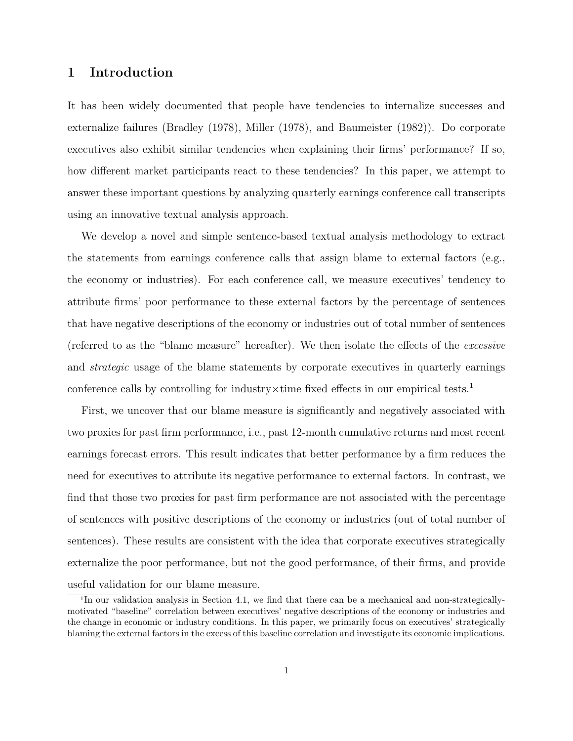# 1 Introduction

It has been widely documented that people have tendencies to internalize successes and externalize failures (Bradley (1978), Miller (1978), and Baumeister (1982)). Do corporate executives also exhibit similar tendencies when explaining their firms' performance? If so, how different market participants react to these tendencies? In this paper, we attempt to answer these important questions by analyzing quarterly earnings conference call transcripts using an innovative textual analysis approach.

We develop a novel and simple sentence-based textual analysis methodology to extract the statements from earnings conference calls that assign blame to external factors (e.g., the economy or industries). For each conference call, we measure executives' tendency to attribute firms' poor performance to these external factors by the percentage of sentences that have negative descriptions of the economy or industries out of total number of sentences (referred to as the "blame measure" hereafter). We then isolate the effects of the *excessive* and *strategic* usage of the blame statements by corporate executives in quarterly earnings conference calls by controlling for industry×time fixed effects in our empirical tests.[1]

First, we uncover that our blame measure is significantly and negatively associated with two proxies for past firm performance, i.e., past 12-month cumulative returns and most recent earnings forecast errors. This result indicates that better performance by a firm reduces the need for executives to attribute its negative performance to external factors. In contrast, we find that those two proxies for past firm performance are not associated with the percentage of sentences with positive descriptions of the economy or industries (out of total number of sentences). These results are consistent with the idea that corporate executives strategically externalize the poor performance, but not the good performance, of their firms, and provide useful validation for our blame measure.

[1] In our validation analysis in Section 4.1, we find that there can be a mechanical and non-strategically-motivated "baseline" correlation between executives' negative descriptions of the economy or industries and the change in economic or industry conditions. In this paper, we primarily focus on executives' strategically blaming the external factors in the excess of this baseline correlation and investigate its economic implications.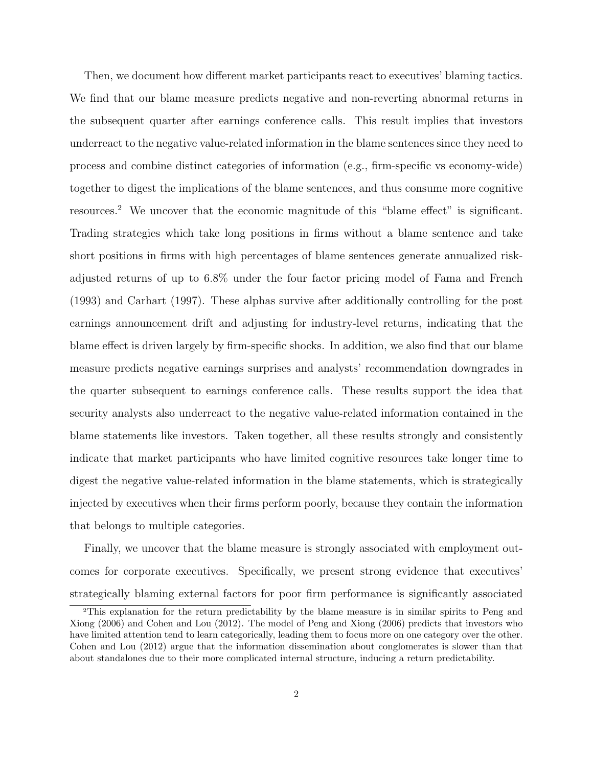Then, we document how different market participants react to executives' blaming tactics. We find that our blame measure predicts negative and non-reverting abnormal returns in the subsequent quarter after earnings conference calls. This result implies that investors underreact to the negative value-related information in the blame sentences since they need to process and combine distinct categories of information (e.g., firm-specific vs economy-wide) together to digest the implications of the blame sentences, and thus consume more cognitive resources.[2] We uncover that the economic magnitude of this "blame effect" is significant. Trading strategies which take long positions in firms without a blame sentence and take short positions in firms with high percentages of blame sentences generate annualized risk-adjusted returns of up to 6.8% under the four factor pricing model of Fama and French (1993) and Carhart (1997). These alphas survive after additionally controlling for the post earnings announcement drift and adjusting for industry-level returns, indicating that the blame effect is driven largely by firm-specific shocks. In addition, we also find that our blame measure predicts negative earnings surprises and analysts' recommendation downgrades in the quarter subsequent to earnings conference calls. These results support the idea that security analysts also underreact to the negative value-related information contained in the blame statements like investors. Taken together, all these results strongly and consistently indicate that market participants who have limited cognitive resources take longer time to digest the negative value-related information in the blame statements, which is strategically injected by executives when their firms perform poorly, because they contain the information that belongs to multiple categories.

Finally, we uncover that the blame measure is strongly associated with employment outcomes for corporate executives. Specifically, we present strong evidence that executives' strategically blaming external factors for poor firm performance is significantly associated

[2] This explanation for the return predictability by the blame measure is in similar spirits to Peng and Xiong (2006) and Cohen and Lou (2012). The model of Peng and Xiong (2006) predicts that investors who have limited attention tend to learn categorically, leading them to focus more on one category over the other. Cohen and Lou (2012) argue that the information dissemination about conglomerates is slower than that about standalones due to their more complicated internal structure, inducing a return predictability.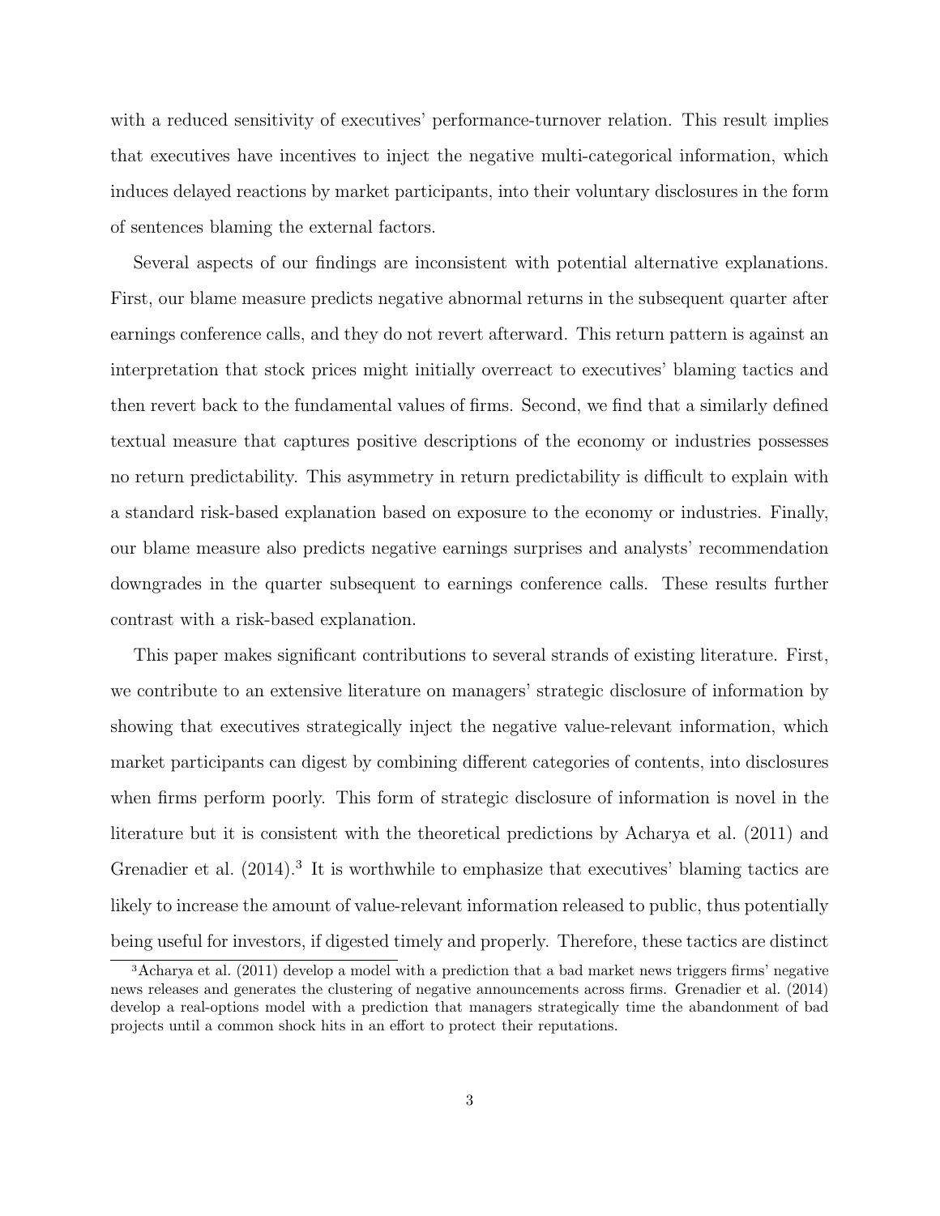with a reduced sensitivity of executives' performance-turnover relation. This result implies that executives have incentives to inject the negative multi-categorical information, which induces delayed reactions by market participants, into their voluntary disclosures in the form of sentences blaming the external factors.

Several aspects of our findings are inconsistent with potential alternative explanations. First, our blame measure predicts negative abnormal returns in the subsequent quarter after earnings conference calls, and they do not revert afterward. This return pattern is against an interpretation that stock prices might initially overreact to executives' blaming tactics and then revert back to the fundamental values of firms. Second, we find that a similarly defined textual measure that captures positive descriptions of the economy or industries possesses no return predictability. This asymmetry in return predictability is difficult to explain with a standard risk-based explanation based on exposure to the economy or industries. Finally, our blame measure also predicts negative earnings surprises and analysts' recommendation downgrades in the quarter subsequent to earnings conference calls. These results further contrast with a risk-based explanation.

This paper makes significant contributions to several strands of existing literature. First, we contribute to an extensive literature on managers' strategic disclosure of information by showing that executives strategically inject the negative value-relevant information, which market participants can digest by combining different categories of contents, into disclosures when firms perform poorly. This form of strategic disclosure of information is novel in the literature but it is consistent with the theoretical predictions by Acharya et al. (2011) and Grenadier et al. (2014).[3] It is worthwhile to emphasize that executives' blaming tactics are likely to increase the amount of value-relevant information released to public, thus potentially being useful for investors, if digested timely and properly. Therefore, these tactics are distinct

[3] Acharya et al. (2011) develop a model with a prediction that a bad market news triggers firms' negative news releases and generates the clustering of negative announcements across firms. Grenadier et al. (2014) develop a real-options model with a prediction that managers strategically time the abandonment of bad projects until a common shock hits in an effort to protect their reputations.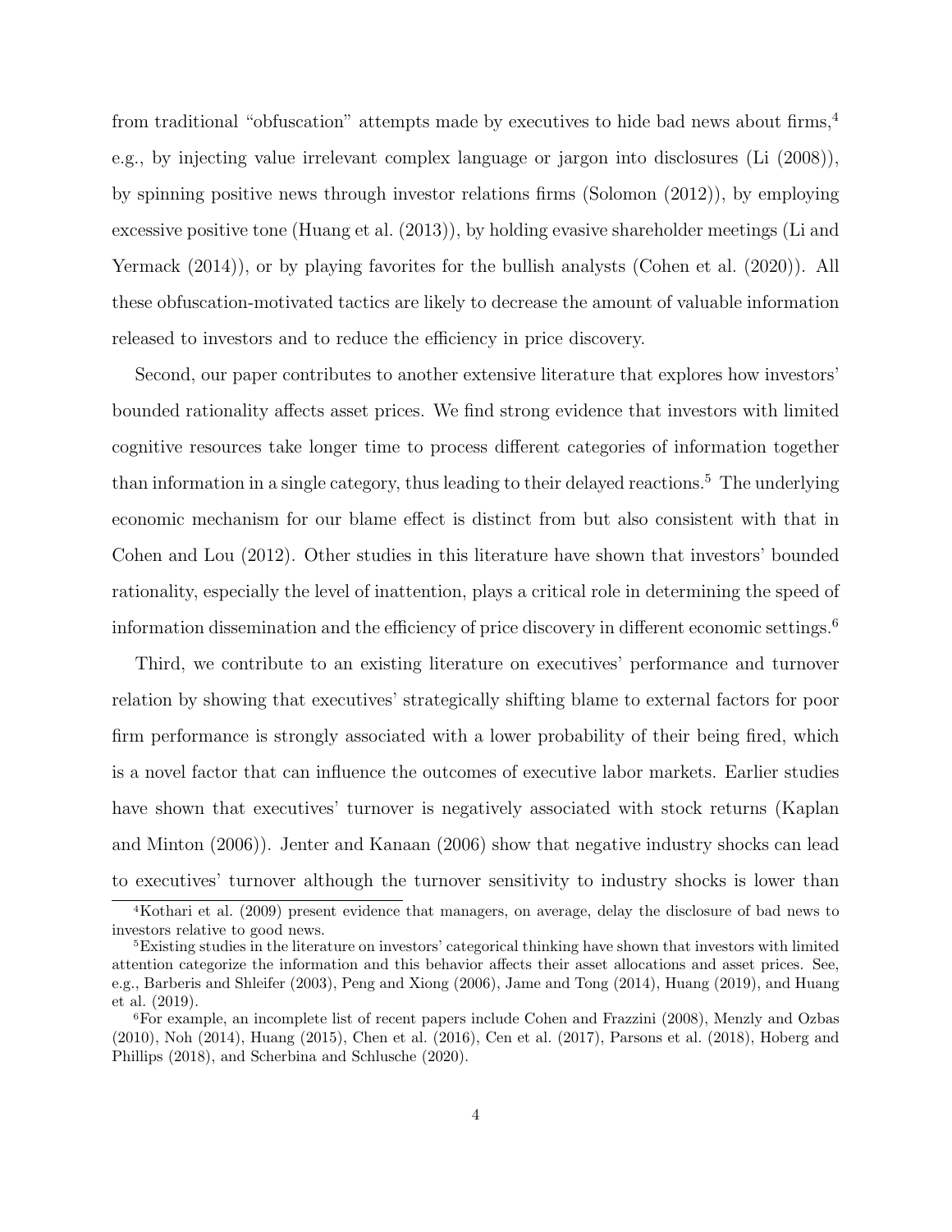from traditional "obfuscation" attempts made by executives to hide bad news about firms,[4] e.g., by injecting value irrelevant complex language or jargon into disclosures (Li (2008)), by spinning positive news through investor relations firms (Solomon (2012)), by employing excessive positive tone (Huang et al. (2013)), by holding evasive shareholder meetings (Li and Yermack (2014)), or by playing favorites for the bullish analysts (Cohen et al. (2020)). All these obfuscation-motivated tactics are likely to decrease the amount of valuable information released to investors and to reduce the efficiency in price discovery.

Second, our paper contributes to another extensive literature that explores how investors' bounded rationality affects asset prices. We find strong evidence that investors with limited cognitive resources take longer time to process different categories of information together than information in a single category, thus leading to their delayed reactions.[5] The underlying economic mechanism for our blame effect is distinct from but also consistent with that in Cohen and Lou (2012). Other studies in this literature have shown that investors' bounded rationality, especially the level of inattention, plays a critical role in determining the speed of information dissemination and the efficiency of price discovery in different economic settings.[6]

Third, we contribute to an existing literature on executives' performance and turnover relation by showing that executives' strategically shifting blame to external factors for poor firm performance is strongly associated with a lower probability of their being fired, which is a novel factor that can influence the outcomes of executive labor markets. Earlier studies have shown that executives' turnover is negatively associated with stock returns (Kaplan and Minton (2006)). Jenter and Kanaan (2006) show that negative industry shocks can lead to executives' turnover although the turnover sensitivity to industry shocks is lower than

[4] Kothari et al. (2009) present evidence that managers, on average, delay the disclosure of bad news to investors relative to good news.

[5] Existing studies in the literature on investors' categorical thinking have shown that investors with limited attention categorize the information and this behavior affects their asset allocations and asset prices. See, e.g., Barberis and Shleifer (2003), Peng and Xiong (2006), Jame and Tong (2014), Huang (2019), and Huang et al. (2019).

[6] For example, an incomplete list of recent papers include Cohen and Frazzini (2008), Menzly and Ozbas (2010), Noh (2014), Huang (2015), Chen et al. (2016), Cen et al. (2017), Parsons et al. (2018), Hoberg and Phillips (2018), and Scherbina and Schlusche (2020).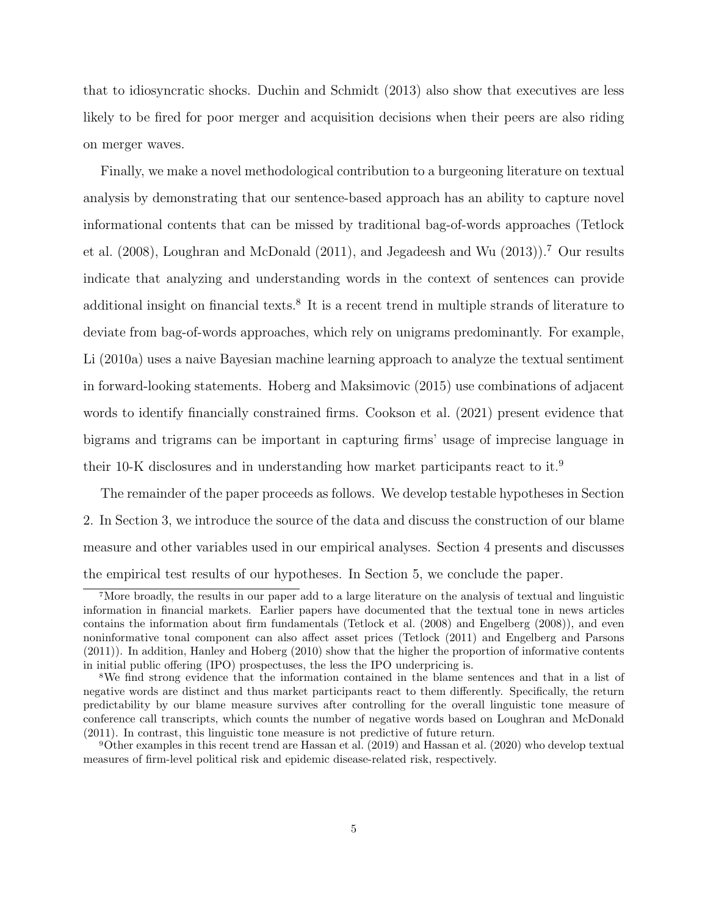that to idiosyncratic shocks. Duchin and Schmidt (2013) also show that executives are less likely to be fired for poor merger and acquisition decisions when their peers are also riding on merger waves.

Finally, we make a novel methodological contribution to a burgeoning literature on textual analysis by demonstrating that our sentence-based approach has an ability to capture novel informational contents that can be missed by traditional bag-of-words approaches (Tetlock et al. (2008), Loughran and McDonald (2011), and Jegadeesh and Wu (2013)).[7] Our results indicate that analyzing and understanding words in the context of sentences can provide additional insight on financial texts.[8] It is a recent trend in multiple strands of literature to deviate from bag-of-words approaches, which rely on unigrams predominantly. For example, Li (2010a) uses a naive Bayesian machine learning approach to analyze the textual sentiment in forward-looking statements. Hoberg and Maksimovic (2015) use combinations of adjacent words to identify financially constrained firms. Cookson et al. (2021) present evidence that bigrams and trigrams can be important in capturing firms' usage of imprecise language in their 10-K disclosures and in understanding how market participants react to it.[9]

The remainder of the paper proceeds as follows. We develop testable hypotheses in Section 2. In Section 3, we introduce the source of the data and discuss the construction of our blame measure and other variables used in our empirical analyses. Section 4 presents and discusses the empirical test results of our hypotheses. In Section 5, we conclude the paper.

---

[7] More broadly, the results in our paper add to a large literature on the analysis of textual and linguistic information in financial markets. Earlier papers have documented that the textual tone in news articles contains the information about firm fundamentals (Tetlock et al. (2008) and Engelberg (2008)), and even noninformative tonal component can also affect asset prices (Tetlock (2011) and Engelberg and Parsons (2011)). In addition, Hanley and Hoberg (2010) show that the higher the proportion of informative contents in initial public offering (IPO) prospectuses, the less the IPO underpricing is.

[8] We find strong evidence that the information contained in the blame sentences and that in a list of negative words are distinct and thus market participants react to them differently. Specifically, the return predictability by our blame measure survives after controlling for the overall linguistic tone measure of conference call transcripts, which counts the number of negative words based on Loughran and McDonald (2011). In contrast, this linguistic tone measure is not predictive of future return.

[9] Other examples in this recent trend are Hassan et al. (2019) and Hassan et al. (2020) who develop textual measures of firm-level political risk and epidemic disease-related risk, respectively.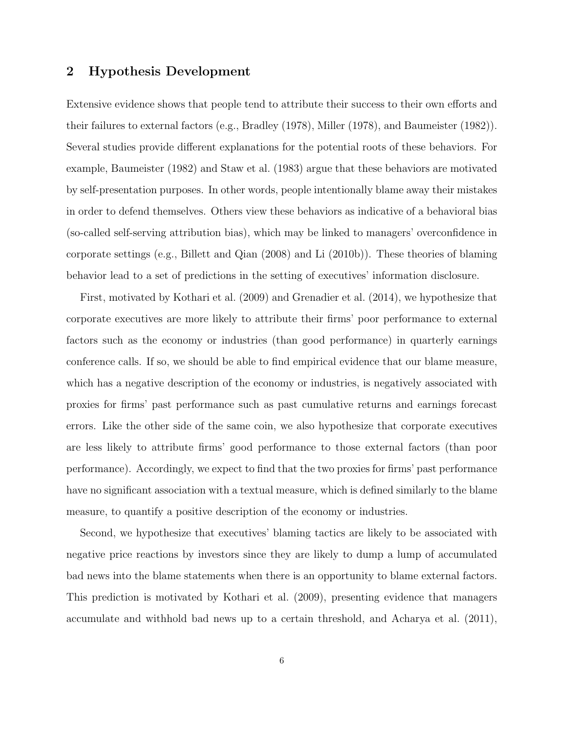## 2 Hypothesis Development

Extensive evidence shows that people tend to attribute their success to their own efforts and their failures to external factors (e.g., Bradley (1978), Miller (1978), and Baumeister (1982)). Several studies provide different explanations for the potential roots of these behaviors. For example, Baumeister (1982) and Staw et al. (1983) argue that these behaviors are motivated by self-presentation purposes. In other words, people intentionally blame away their mistakes in order to defend themselves. Others view these behaviors as indicative of a behavioral bias (so-called self-serving attribution bias), which may be linked to managers' overconfidence in corporate settings (e.g., Billett and Qian (2008) and Li (2010b)). These theories of blaming behavior lead to a set of predictions in the setting of executives' information disclosure.

First, motivated by Kothari et al. (2009) and Grenadier et al. (2014), we hypothesize that corporate executives are more likely to attribute their firms' poor performance to external factors such as the economy or industries (than good performance) in quarterly earnings conference calls. If so, we should be able to find empirical evidence that our blame measure, which has a negative description of the economy or industries, is negatively associated with proxies for firms' past performance such as past cumulative returns and earnings forecast errors. Like the other side of the same coin, we also hypothesize that corporate executives are less likely to attribute firms' good performance to those external factors (than poor performance). Accordingly, we expect to find that the two proxies for firms' past performance have no significant association with a textual measure, which is defined similarly to the blame measure, to quantify a positive description of the economy or industries.

Second, we hypothesize that executives' blaming tactics are likely to be associated with negative price reactions by investors since they are likely to dump a lump of accumulated bad news into the blame statements when there is an opportunity to blame external factors. This prediction is motivated by Kothari et al. (2009), presenting evidence that managers accumulate and withhold bad news up to a certain threshold, and Acharya et al. (2011),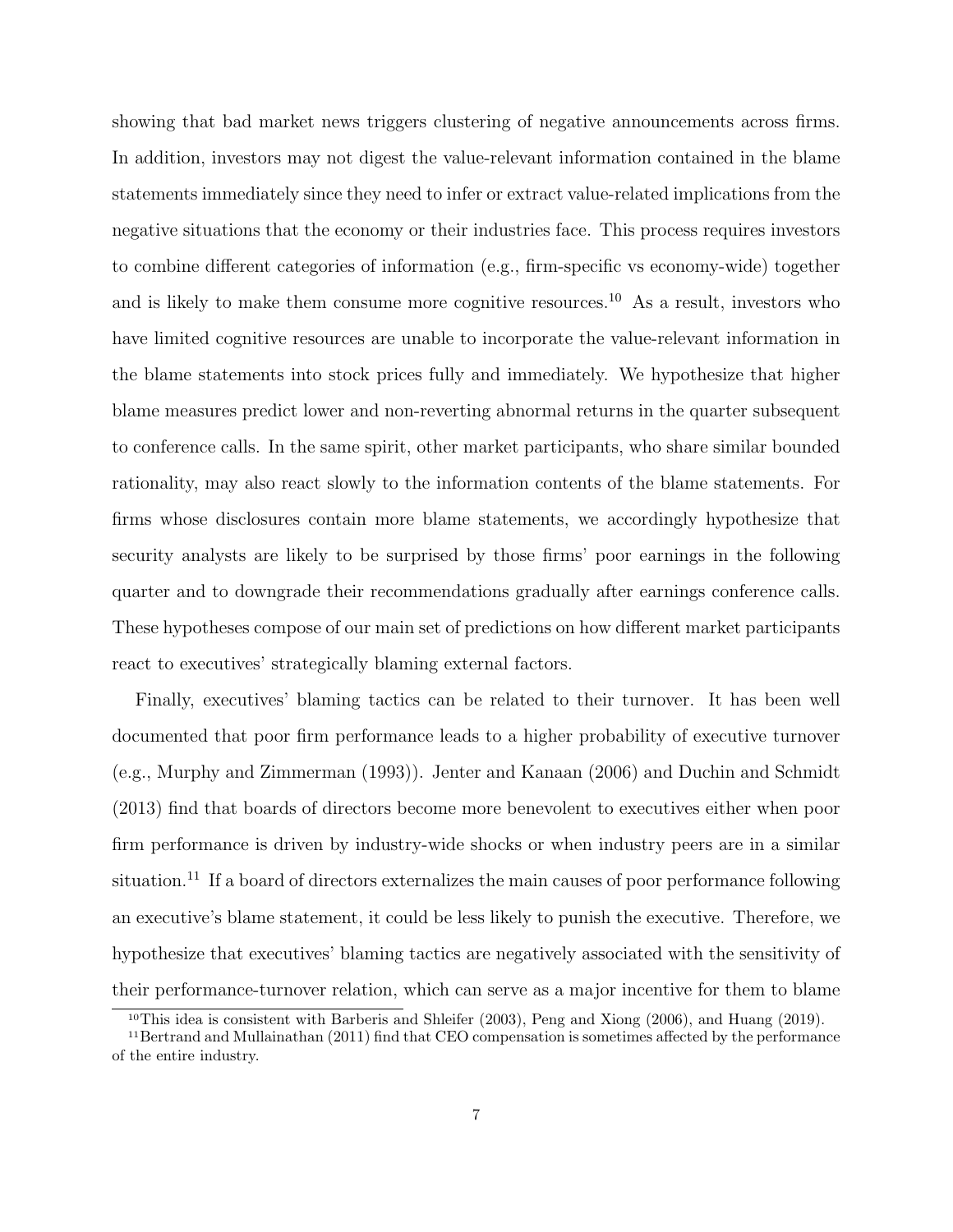showing that bad market news triggers clustering of negative announcements across firms. In addition, investors may not digest the value-relevant information contained in the blame statements immediately since they need to infer or extract value-related implications from the negative situations that the economy or their industries face. This process requires investors to combine different categories of information (e.g., firm-specific vs economy-wide) together and is likely to make them consume more cognitive resources.[10] As a result, investors who have limited cognitive resources are unable to incorporate the value-relevant information in the blame statements into stock prices fully and immediately. We hypothesize that higher blame measures predict lower and non-reverting abnormal returns in the quarter subsequent to conference calls. In the same spirit, other market participants, who share similar bounded rationality, may also react slowly to the information contents of the blame statements. For firms whose disclosures contain more blame statements, we accordingly hypothesize that security analysts are likely to be surprised by those firms' poor earnings in the following quarter and to downgrade their recommendations gradually after earnings conference calls. These hypotheses compose of our main set of predictions on how different market participants react to executives' strategically blaming external factors.

Finally, executives' blaming tactics can be related to their turnover. It has been well documented that poor firm performance leads to a higher probability of executive turnover (e.g., Murphy and Zimmerman (1993)). Jenter and Kanaan (2006) and Duchin and Schmidt (2013) find that boards of directors become more benevolent to executives either when poor firm performance is driven by industry-wide shocks or when industry peers are in a similar situation.[11] If a board of directors externalizes the main causes of poor performance following an executive's blame statement, it could be less likely to punish the executive. Therefore, we hypothesize that executives' blaming tactics are negatively associated with the sensitivity of their performance-turnover relation, which can serve as a major incentive for them to blame

[10] This idea is consistent with Barberis and Shleifer (2003), Peng and Xiong (2006), and Huang (2019).

[11] Bertrand and Mullainathan (2011) find that CEO compensation is sometimes affected by the performance of the entire industry.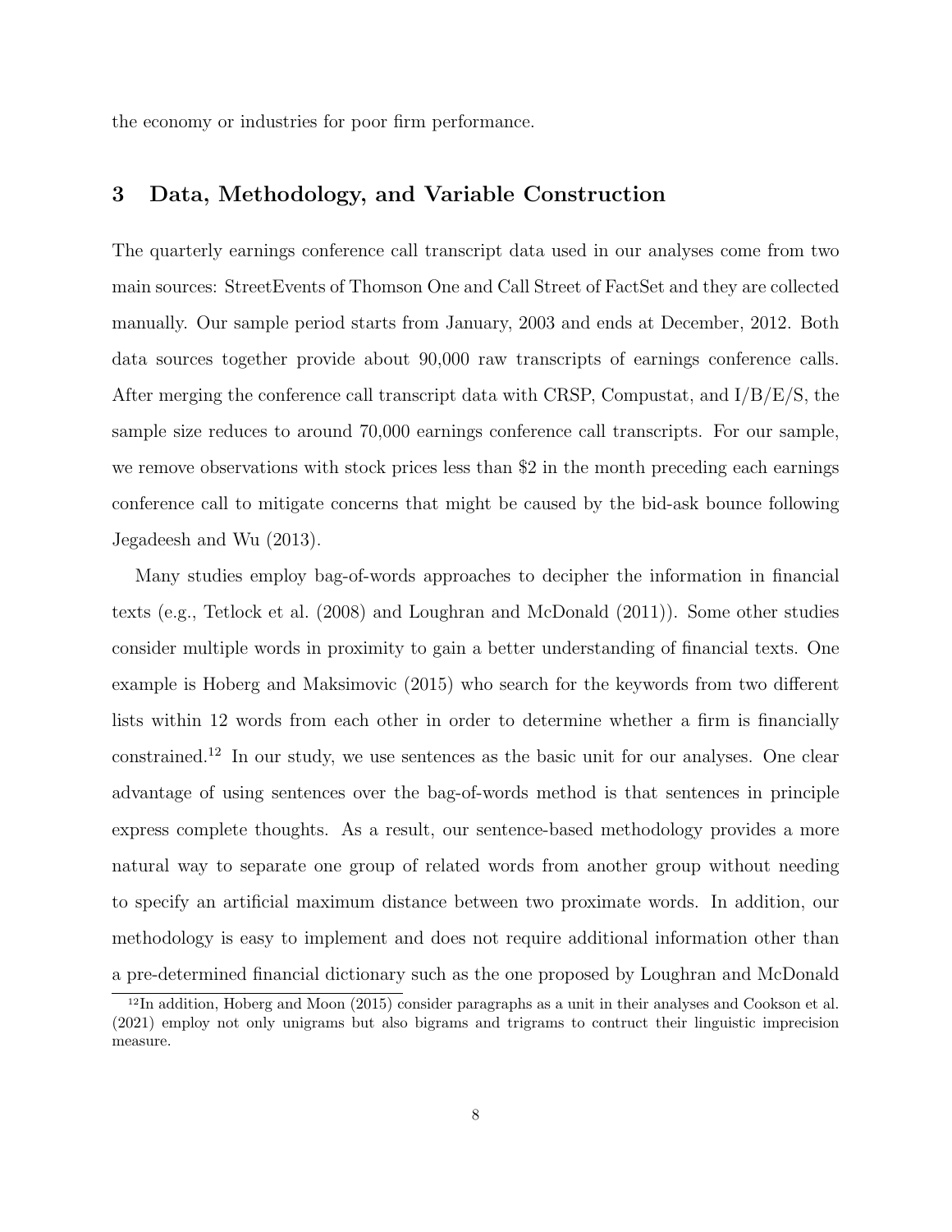the economy or industries for poor firm performance.

## 3 Data, Methodology, and Variable Construction

The quarterly earnings conference call transcript data used in our analyses come from two main sources: StreetEvents of Thomson One and Call Street of FactSet and they are collected manually. Our sample period starts from January, 2003 and ends at December, 2012. Both data sources together provide about 90,000 raw transcripts of earnings conference calls. After merging the conference call transcript data with CRSP, Compustat, and I/B/E/S, the sample size reduces to around 70,000 earnings conference call transcripts. For our sample, we remove observations with stock prices less than $2 in the month preceding each earnings conference call to mitigate concerns that might be caused by the bid-ask bounce following Jegadeesh and Wu (2013).

Many studies employ bag-of-words approaches to decipher the information in financial texts (e.g., Tetlock et al. (2008) and Loughran and McDonald (2011)). Some other studies consider multiple words in proximity to gain a better understanding of financial texts. One example is Hoberg and Maksimovic (2015) who search for the keywords from two different lists within 12 words from each other in order to determine whether a firm is financially constrained.[12] In our study, we use sentences as the basic unit for our analyses. One clear advantage of using sentences over the bag-of-words method is that sentences in principle express complete thoughts. As a result, our sentence-based methodology provides a more natural way to separate one group of related words from another group without needing to specify an artificial maximum distance between two proximate words. In addition, our methodology is easy to implement and does not require additional information other than a pre-determined financial dictionary such as the one proposed by Loughran and McDonald

[12] In addition, Hoberg and Moon (2015) consider paragraphs as a unit in their analyses and Cookson et al. (2021) employ not only unigrams but also bigrams and trigrams to contruct their linguistic imprecision measure.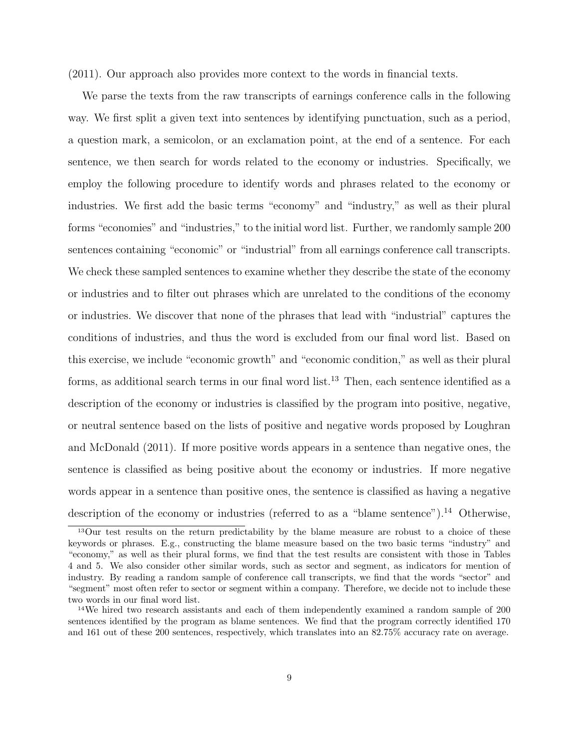(2011). Our approach also provides more context to the words in financial texts.

We parse the texts from the raw transcripts of earnings conference calls in the following way. We first split a given text into sentences by identifying punctuation, such as a period, a question mark, a semicolon, or an exclamation point, at the end of a sentence. For each sentence, we then search for words related to the economy or industries. Specifically, we employ the following procedure to identify words and phrases related to the economy or industries. We first add the basic terms "economy" and "industry," as well as their plural forms "economies" and "industries," to the initial word list. Further, we randomly sample 200 sentences containing "economic" or "industrial" from all earnings conference call transcripts. We check these sampled sentences to examine whether they describe the state of the economy or industries and to filter out phrases which are unrelated to the conditions of the economy or industries. We discover that none of the phrases that lead with "industrial" captures the conditions of industries, and thus the word is excluded from our final word list. Based on this exercise, we include "economic growth" and "economic condition," as well as their plural forms, as additional search terms in our final word list.[13] Then, each sentence identified as a description of the economy or industries is classified by the program into positive, negative, or neutral sentence based on the lists of positive and negative words proposed by Loughran and McDonald (2011). If more positive words appears in a sentence than negative ones, the sentence is classified as being positive about the economy or industries. If more negative words appear in a sentence than positive ones, the sentence is classified as having a negative description of the economy or industries (referred to as a "blame sentence").[14] Otherwise,

[13] Our test results on the return predictability by the blame measure are robust to a choice of these keywords or phrases. E.g., constructing the blame measure based on the two basic terms "industry" and "economy," as well as their plural forms, we find that the test results are consistent with those in Tables 4 and 5. We also consider other similar words, such as sector and segment, as indicators for mention of industry. By reading a random sample of conference call transcripts, we find that the words "sector" and "segment" most often refer to sector or segment within a company. Therefore, we decide not to include these two words in our final word list.

[14] We hired two research assistants and each of them independently examined a random sample of 200 sentences identified by the program as blame sentences. We find that the program correctly identified 170 and 161 out of these 200 sentences, respectively, which translates into an 82.75% accuracy rate on average.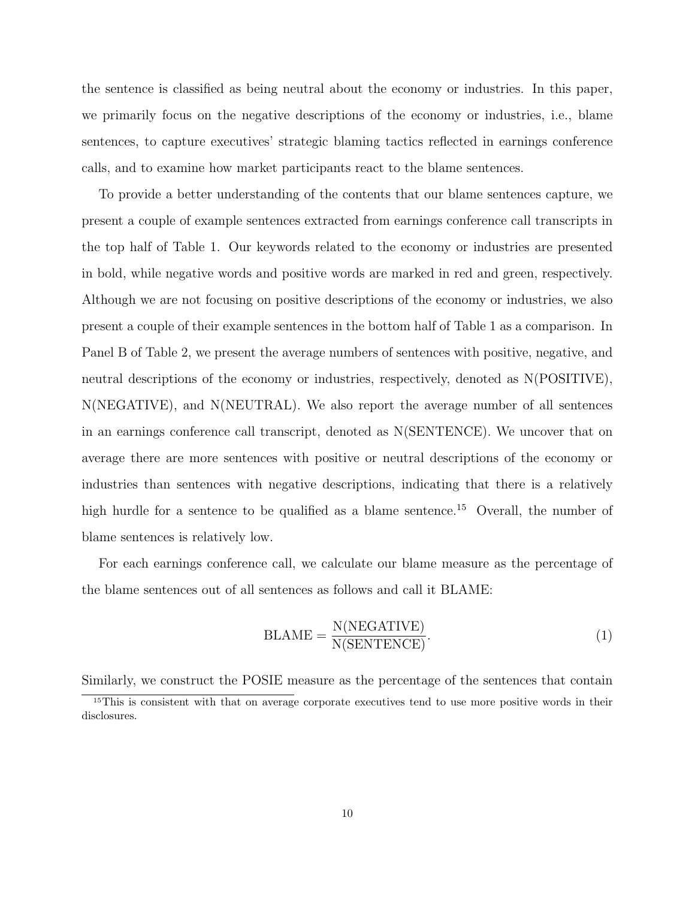the sentence is classified as being neutral about the economy or industries. In this paper, we primarily focus on the negative descriptions of the economy or industries, i.e., blame sentences, to capture executives' strategic blaming tactics reflected in earnings conference calls, and to examine how market participants react to the blame sentences.

To provide a better understanding of the contents that our blame sentences capture, we present a couple of example sentences extracted from earnings conference call transcripts in the top half of Table 1. Our keywords related to the economy or industries are presented in bold, while negative words and positive words are marked in red and green, respectively. Although we are not focusing on positive descriptions of the economy or industries, we also present a couple of their example sentences in the bottom half of Table 1 as a comparison. In Panel B of Table 2, we present the average numbers of sentences with positive, negative, and neutral descriptions of the economy or industries, respectively, denoted as N(POSITIVE), N(NEGATIVE), and N(NEUTRAL). We also report the average number of all sentences in an earnings conference call transcript, denoted as N(SENTENCE). We uncover that on average there are more sentences with positive or neutral descriptions of the economy or industries than sentences with negative descriptions, indicating that there is a relatively high hurdle for a sentence to be qualified as a blame sentence.[15] Overall, the number of blame sentences is relatively low.

For each earnings conference call, we calculate our blame measure as the percentage of the blame sentences out of all sentences as follows and call it BLAME:

$$\text{BLAME} = \frac{\text{N(NEGATIVE)}}{\text{N(SENTENCE)}}. \tag{1}$$

Similarly, we construct the POSIE measure as the percentage of the sentences that contain

[15] This is consistent with that on average corporate executives tend to use more positive words in their disclosures.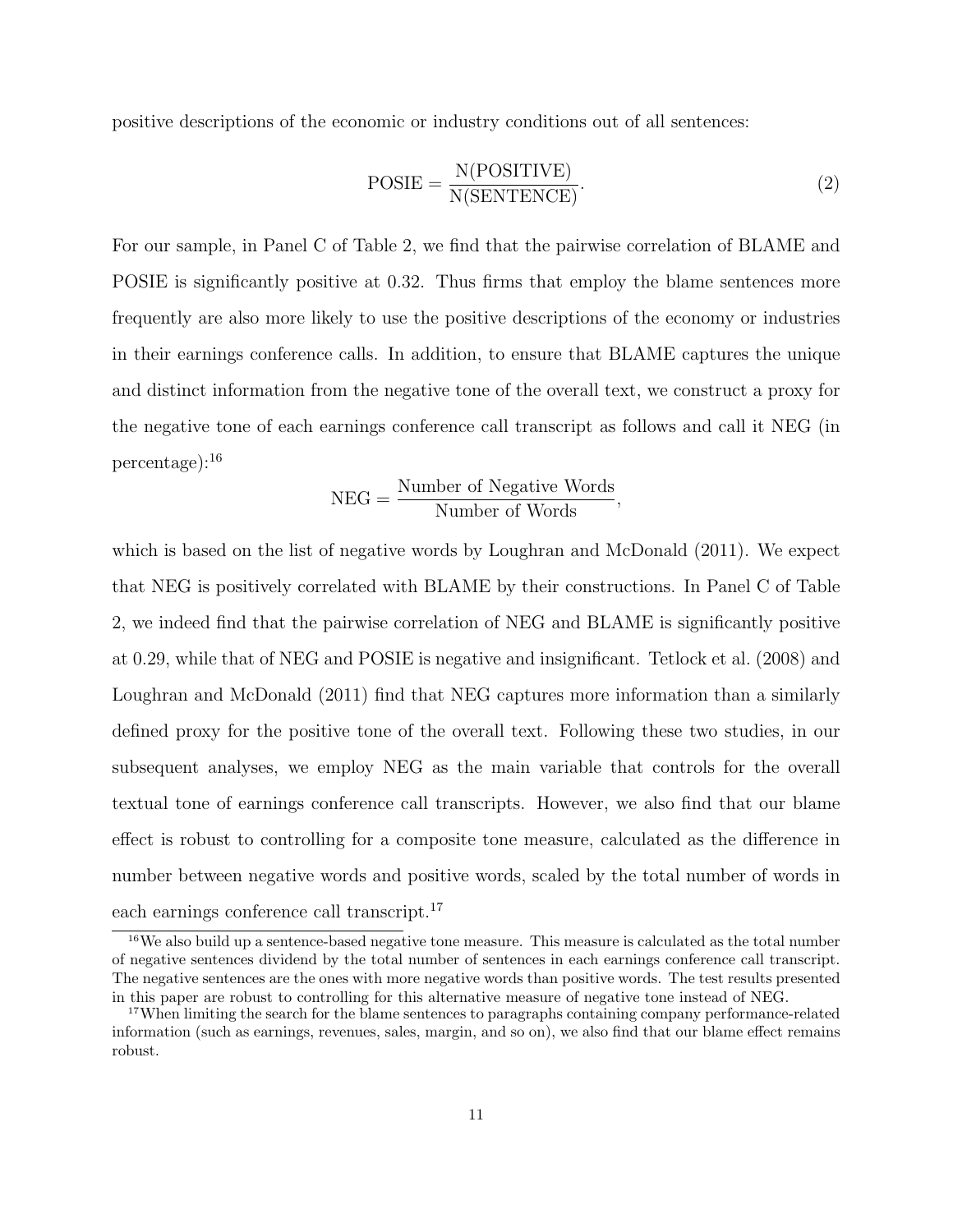positive descriptions of the economic or industry conditions out of all sentences:

$$\text{POSIE} = \frac{\text{N(POSITIVE)}}{\text{N(SENTENCE)}}. \tag{2}$$

For our sample, in Panel C of Table 2, we find that the pairwise correlation of BLAME and POSIE is significantly positive at 0.32. Thus firms that employ the blame sentences more frequently are also more likely to use the positive descriptions of the economy or industries in their earnings conference calls. In addition, to ensure that BLAME captures the unique and distinct information from the negative tone of the overall text, we construct a proxy for the negative tone of each earnings conference call transcript as follows and call it NEG (in percentage):[16]

$$\text{NEG} = \frac{\text{Number of Negative Words}}{\text{Number of Words}},$$

which is based on the list of negative words by Loughran and McDonald (2011). We expect that NEG is positively correlated with BLAME by their constructions. In Panel C of Table 2, we indeed find that the pairwise correlation of NEG and BLAME is significantly positive at 0.29, while that of NEG and POSIE is negative and insignificant. Tetlock et al. (2008) and Loughran and McDonald (2011) find that NEG captures more information than a similarly defined proxy for the positive tone of the overall text. Following these two studies, in our subsequent analyses, we employ NEG as the main variable that controls for the overall textual tone of earnings conference call transcripts. However, we also find that our blame effect is robust to controlling for a composite tone measure, calculated as the difference in number between negative words and positive words, scaled by the total number of words in each earnings conference call transcript.[17]

[16] We also build up a sentence-based negative tone measure. This measure is calculated as the total number of negative sentences dividend by the total number of sentences in each earnings conference call transcript. The negative sentences are the ones with more negative words than positive words. The test results presented in this paper are robust to controlling for this alternative measure of negative tone instead of NEG.

[17] When limiting the search for the blame sentences to paragraphs containing company performance-related information (such as earnings, revenues, sales, margin, and so on), we also find that our blame effect remains robust.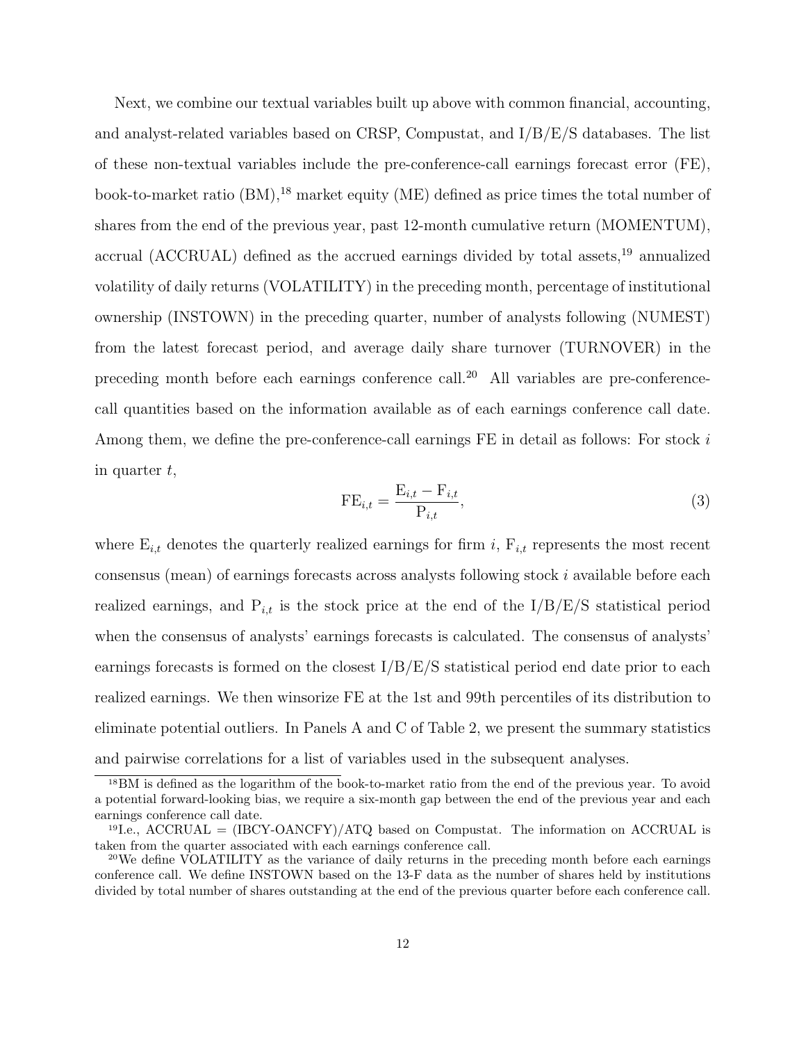Next, we combine our textual variables built up above with common financial, accounting, and analyst-related variables based on CRSP, Compustat, and I/B/E/S databases. The list of these non-textual variables include the pre-conference-call earnings forecast error (FE), book-to-market ratio (BM),[18] market equity (ME) defined as price times the total number of shares from the end of the previous year, past 12-month cumulative return (MOMENTUM), accrual (ACCRUAL) defined as the accrued earnings divided by total assets,[19] annualized volatility of daily returns (VOLATILITY) in the preceding month, percentage of institutional ownership (INSTOWN) in the preceding quarter, number of analysts following (NUMEST) from the latest forecast period, and average daily share turnover (TURNOVER) in the preceding month before each earnings conference call.[20] All variables are pre-conference-call quantities based on the information available as of each earnings conference call date. Among them, we define the pre-conference-call earnings FE in detail as follows: For stock $i$ in quarter $t$,

$$\mathrm{FE}_{i,t} = \frac{\mathrm{E}_{i,t} - \mathrm{F}_{i,t}}{\mathrm{P}_{i,t}}, \tag{3}$$

where $\mathrm{E}_{i,t}$ denotes the quarterly realized earnings for firm $i$, $\mathrm{F}_{i,t}$ represents the most recent consensus (mean) of earnings forecasts across analysts following stock $i$ available before each realized earnings, and $\mathrm{P}_{i,t}$ is the stock price at the end of the I/B/E/S statistical period when the consensus of analysts' earnings forecasts is calculated. The consensus of analysts' earnings forecasts is formed on the closest I/B/E/S statistical period end date prior to each realized earnings. We then winsorize FE at the 1st and 99th percentiles of its distribution to eliminate potential outliers. In Panels A and C of Table 2, we present the summary statistics and pairwise correlations for a list of variables used in the subsequent analyses.

[18] BM is defined as the logarithm of the book-to-market ratio from the end of the previous year. To avoid a potential forward-looking bias, we require a six-month gap between the end of the previous year and each earnings conference call date.

[19] I.e., ACCRUAL = (IBCY-OANCFY)/ATQ based on Compustat. The information on ACCRUAL is taken from the quarter associated with each earnings conference call.

[20] We define VOLATILITY as the variance of daily returns in the preceding month before each earnings conference call. We define INSTOWN based on the 13-F data as the number of shares held by institutions divided by total number of shares outstanding at the end of the previous quarter before each conference call.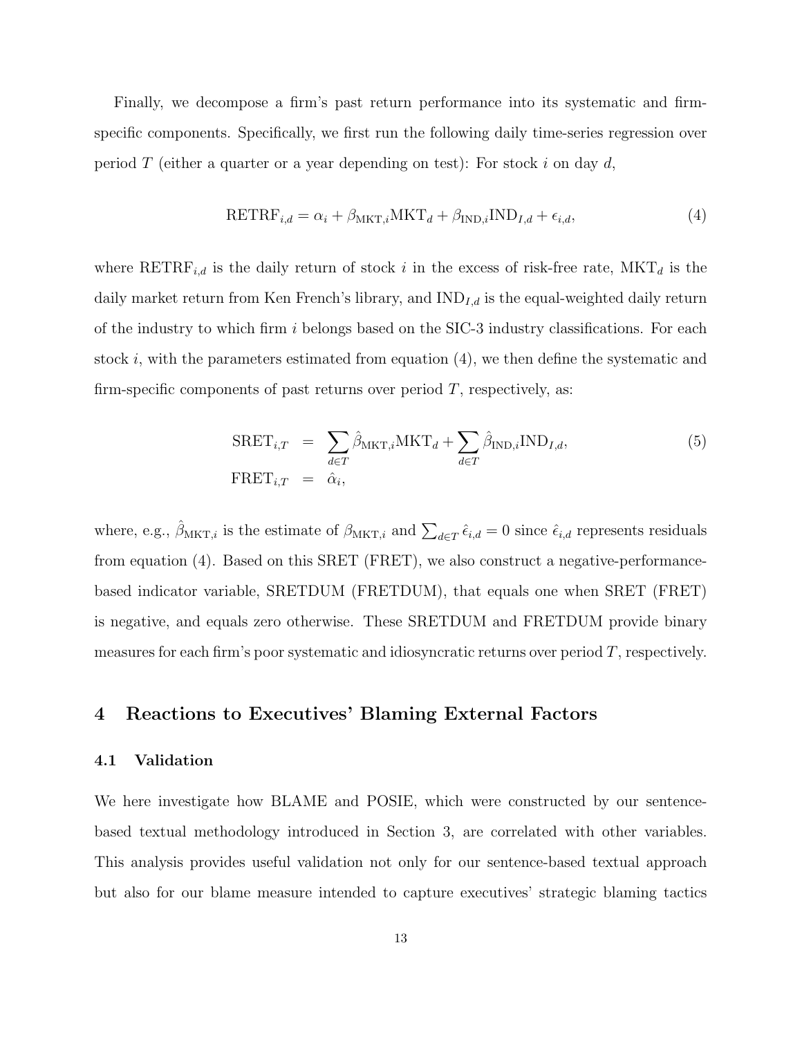Finally, we decompose a firm's past return performance into its systematic and firm-specific components. Specifically, we first run the following daily time-series regression over period $T$ (either a quarter or a year depending on test): For stock $i$ on day $d$,

$$\text{RETRF}_{i,d} = \alpha_i + \beta_{\text{MKT},i}\text{MKT}_d + \beta_{\text{IND},i}\text{IND}_{I,d} + \epsilon_{i,d}, \tag{4}$$

where $\text{RETRF}_{i,d}$ is the daily return of stock $i$ in the excess of risk-free rate, $\text{MKT}_d$ is the daily market return from Ken French's library, and $\text{IND}_{I,d}$ is the equal-weighted daily return of the industry to which firm $i$ belongs based on the SIC-3 industry classifications. For each stock $i$, with the parameters estimated from equation (4), we then define the systematic and firm-specific components of past returns over period $T$, respectively, as:

$$\begin{aligned} \text{SRET}_{i,T} &= \sum_{d \in T} \hat{\beta}_{\text{MKT},i}\text{MKT}_d + \sum_{d \in T} \hat{\beta}_{\text{IND},i}\text{IND}_{I,d}, \\ \text{FRET}_{i,T} &= \hat{\alpha}_i, \end{aligned} \tag{5}$$

where, e.g., $\hat{\beta}_{\text{MKT},i}$ is the estimate of $\beta_{\text{MKT},i}$ and $\sum_{d \in T} \hat{\epsilon}_{i,d} = 0$ since $\hat{\epsilon}_{i,d}$ represents residuals from equation (4). Based on this SRET (FRET), we also construct a negative-performance-based indicator variable, SRETDUM (FRETDUM), that equals one when SRET (FRET) is negative, and equals zero otherwise. These SRETDUM and FRETDUM provide binary measures for each firm's poor systematic and idiosyncratic returns over period $T$, respectively.

# 4 Reactions to Executives' Blaming External Factors

## 4.1 Validation

We here investigate how BLAME and POSIE, which were constructed by our sentence-based textual methodology introduced in Section 3, are correlated with other variables. This analysis provides useful validation not only for our sentence-based textual approach but also for our blame measure intended to capture executives' strategic blaming tactics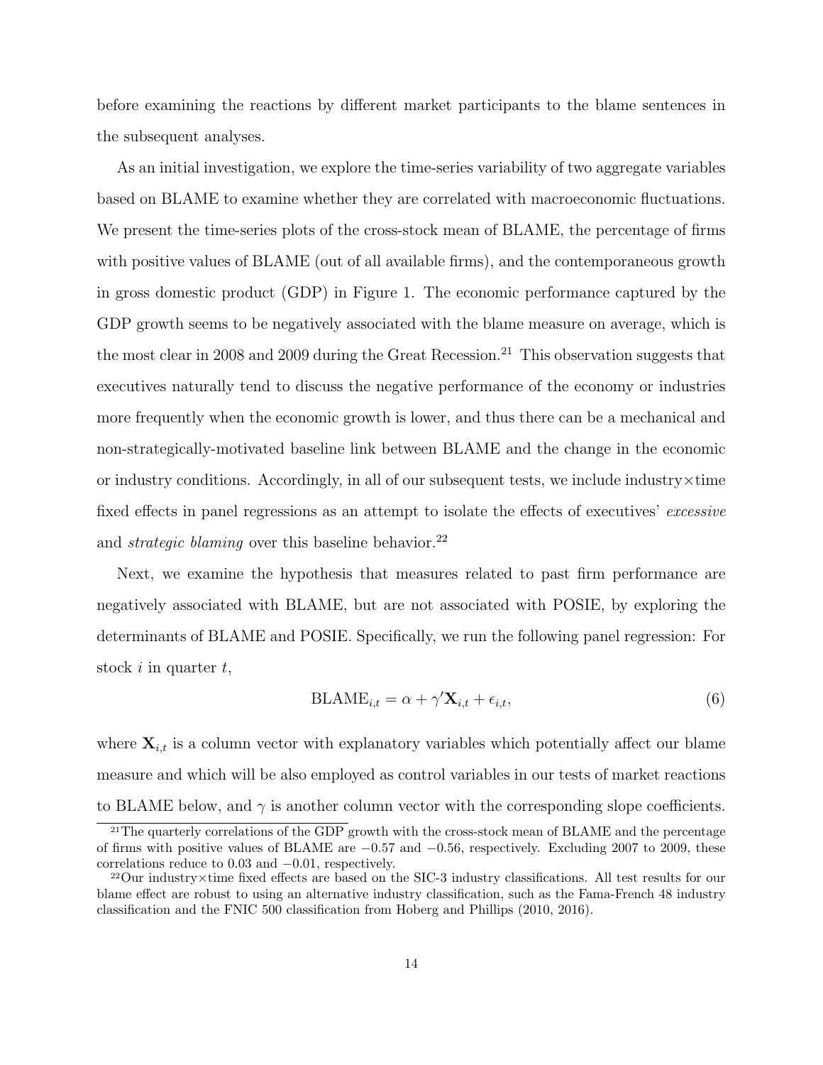before examining the reactions by different market participants to the blame sentences in the subsequent analyses.

As an initial investigation, we explore the time-series variability of two aggregate variables based on BLAME to examine whether they are correlated with macroeconomic fluctuations. We present the time-series plots of the cross-stock mean of BLAME, the percentage of firms with positive values of BLAME (out of all available firms), and the contemporaneous growth in gross domestic product (GDP) in Figure 1. The economic performance captured by the GDP growth seems to be negatively associated with the blame measure on average, which is the most clear in 2008 and 2009 during the Great Recession.[21] This observation suggests that executives naturally tend to discuss the negative performance of the economy or industries more frequently when the economic growth is lower, and thus there can be a mechanical and non-strategically-motivated baseline link between BLAME and the change in the economic or industry conditions. Accordingly, in all of our subsequent tests, we include industry×time fixed effects in panel regressions as an attempt to isolate the effects of executives' *excessive* and *strategic blaming* over this baseline behavior.[22]

Next, we examine the hypothesis that measures related to past firm performance are negatively associated with BLAME, but are not associated with POSIE, by exploring the determinants of BLAME and POSIE. Specifically, we run the following panel regression: For stock $i$ in quarter $t$,

$$\text{BLAME}_{i,t} = \alpha + \gamma' \mathbf{X}_{i,t} + \epsilon_{i,t}, \tag{6}$$

where $\mathbf{X}_{i,t}$ is a column vector with explanatory variables which potentially affect our blame measure and which will be also employed as control variables in our tests of market reactions to BLAME below, and $\gamma$ is another column vector with the corresponding slope coefficients.

[21] The quarterly correlations of the GDP growth with the cross-stock mean of BLAME and the percentage of firms with positive values of BLAME are $-0.57$ and $-0.56$, respectively. Excluding 2007 to 2009, these correlations reduce to 0.03 and $-0.01$, respectively.

[22] Our industry×time fixed effects are based on the SIC-3 industry classifications. All test results for our blame effect are robust to using an alternative industry classification, such as the Fama-French 48 industry classification and the FNIC 500 classification from Hoberg and Phillips (2010, 2016).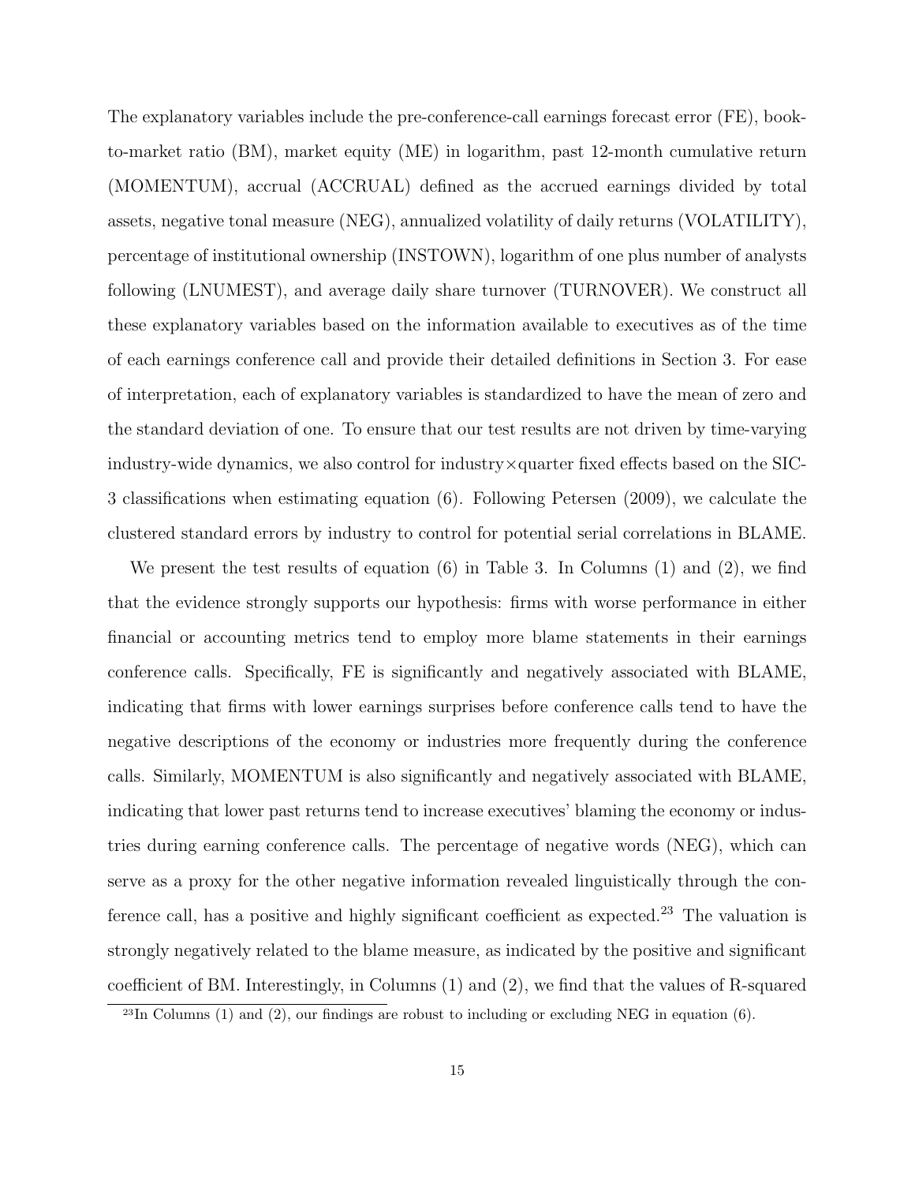The explanatory variables include the pre-conference-call earnings forecast error (FE), book-to-market ratio (BM), market equity (ME) in logarithm, past 12-month cumulative return (MOMENTUM), accrual (ACCRUAL) defined as the accrued earnings divided by total assets, negative tonal measure (NEG), annualized volatility of daily returns (VOLATILITY), percentage of institutional ownership (INSTOWN), logarithm of one plus number of analysts following (LNUMEST), and average daily share turnover (TURNOVER). We construct all these explanatory variables based on the information available to executives as of the time of each earnings conference call and provide their detailed definitions in Section 3. For ease of interpretation, each of explanatory variables is standardized to have the mean of zero and the standard deviation of one. To ensure that our test results are not driven by time-varying industry-wide dynamics, we also control for industry×quarter fixed effects based on the SIC-3 classifications when estimating equation (6). Following Petersen (2009), we calculate the clustered standard errors by industry to control for potential serial correlations in BLAME.

We present the test results of equation (6) in Table 3. In Columns (1) and (2), we find that the evidence strongly supports our hypothesis: firms with worse performance in either financial or accounting metrics tend to employ more blame statements in their earnings conference calls. Specifically, FE is significantly and negatively associated with BLAME, indicating that firms with lower earnings surprises before conference calls tend to have the negative descriptions of the economy or industries more frequently during the conference calls. Similarly, MOMENTUM is also significantly and negatively associated with BLAME, indicating that lower past returns tend to increase executives' blaming the economy or industries during earning conference calls. The percentage of negative words (NEG), which can serve as a proxy for the other negative information revealed linguistically through the conference call, has a positive and highly significant coefficient as expected.[23] The valuation is strongly negatively related to the blame measure, as indicated by the positive and significant coefficient of BM. Interestingly, in Columns (1) and (2), we find that the values of R-squared

[23] In Columns (1) and (2), our findings are robust to including or excluding NEG in equation (6).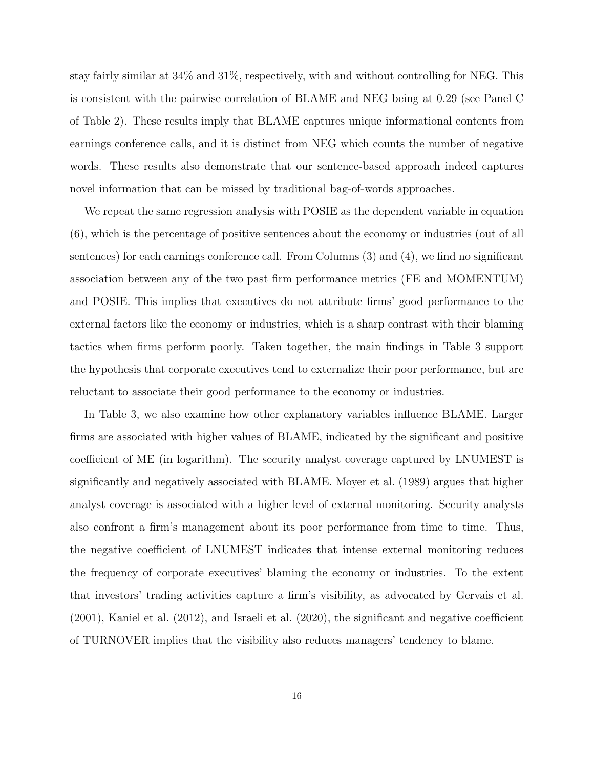stay fairly similar at 34% and 31%, respectively, with and without controlling for NEG. This is consistent with the pairwise correlation of BLAME and NEG being at 0.29 (see Panel C of Table 2). These results imply that BLAME captures unique informational contents from earnings conference calls, and it is distinct from NEG which counts the number of negative words. These results also demonstrate that our sentence-based approach indeed captures novel information that can be missed by traditional bag-of-words approaches.

We repeat the same regression analysis with POSIE as the dependent variable in equation (6), which is the percentage of positive sentences about the economy or industries (out of all sentences) for each earnings conference call. From Columns (3) and (4), we find no significant association between any of the two past firm performance metrics (FE and MOMENTUM) and POSIE. This implies that executives do not attribute firms' good performance to the external factors like the economy or industries, which is a sharp contrast with their blaming tactics when firms perform poorly. Taken together, the main findings in Table 3 support the hypothesis that corporate executives tend to externalize their poor performance, but are reluctant to associate their good performance to the economy or industries.

In Table 3, we also examine how other explanatory variables influence BLAME. Larger firms are associated with higher values of BLAME, indicated by the significant and positive coefficient of ME (in logarithm). The security analyst coverage captured by LNUMEST is significantly and negatively associated with BLAME. Moyer et al. (1989) argues that higher analyst coverage is associated with a higher level of external monitoring. Security analysts also confront a firm's management about its poor performance from time to time. Thus, the negative coefficient of LNUMEST indicates that intense external monitoring reduces the frequency of corporate executives' blaming the economy or industries. To the extent that investors' trading activities capture a firm's visibility, as advocated by Gervais et al. (2001), Kaniel et al. (2012), and Israeli et al. (2020), the significant and negative coefficient of TURNOVER implies that the visibility also reduces managers' tendency to blame.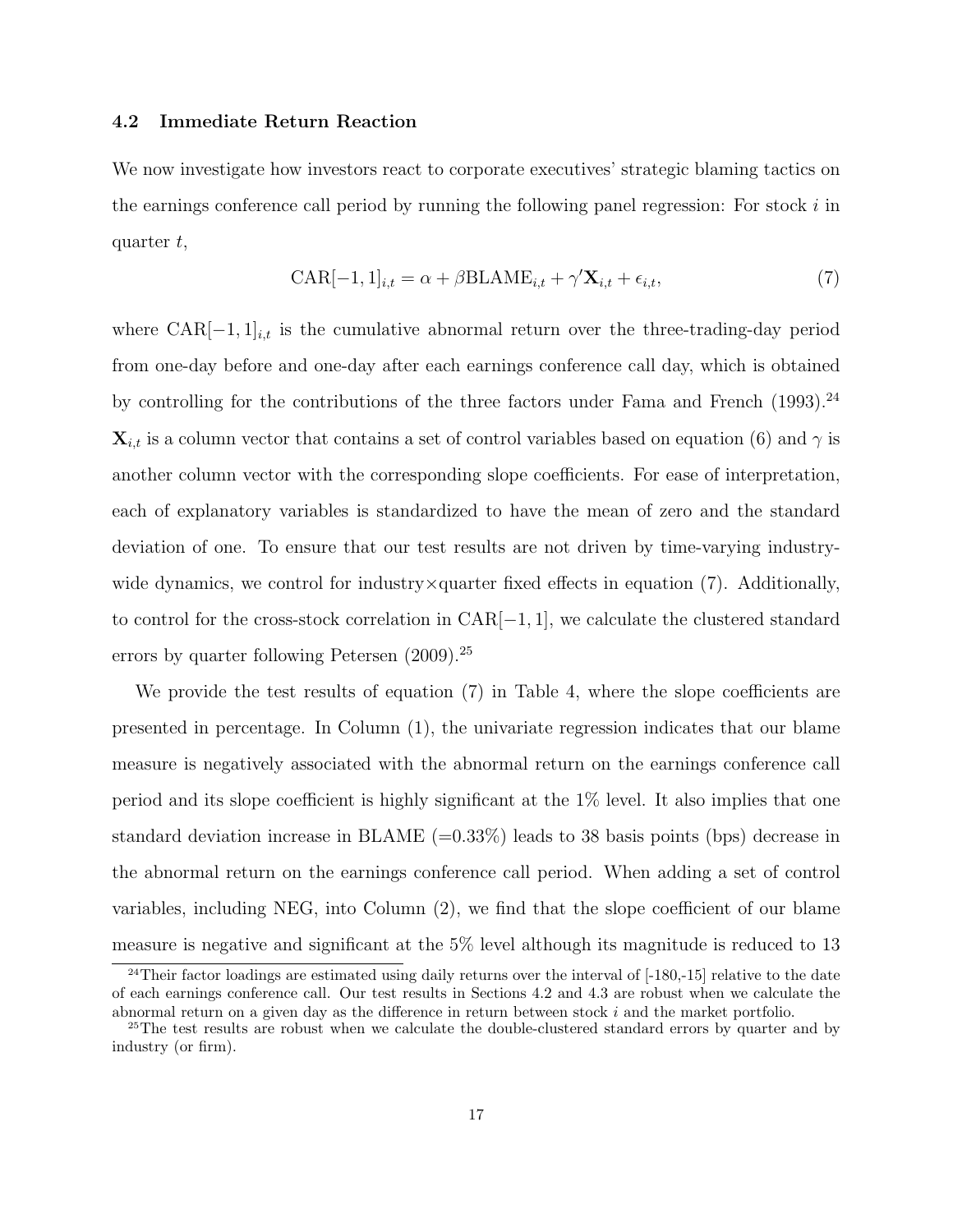### 4.2 Immediate Return Reaction

We now investigate how investors react to corporate executives' strategic blaming tactics on the earnings conference call period by running the following panel regression: For stock $i$ in quarter $t$,

$$\text{CAR}[-1,1]_{i,t} = \alpha + \beta \text{BLAME}_{i,t} + \gamma' \mathbf{X}_{i,t} + \epsilon_{i,t}, \tag{7}$$

where $\text{CAR}[-1,1]_{i,t}$ is the cumulative abnormal return over the three-trading-day period from one-day before and one-day after each earnings conference call day, which is obtained by controlling for the contributions of the three factors under Fama and French (1993).[24] $\mathbf{X}_{i,t}$ is a column vector that contains a set of control variables based on equation (6) and $\gamma$ is another column vector with the corresponding slope coefficients. For ease of interpretation, each of explanatory variables is standardized to have the mean of zero and the standard deviation of one. To ensure that our test results are not driven by time-varying industry-wide dynamics, we control for industry×quarter fixed effects in equation (7). Additionally, to control for the cross-stock correlation in $\text{CAR}[-1,1]$, we calculate the clustered standard errors by quarter following Petersen (2009).[25]

We provide the test results of equation (7) in Table 4, where the slope coefficients are presented in percentage. In Column (1), the univariate regression indicates that our blame measure is negatively associated with the abnormal return on the earnings conference call period and its slope coefficient is highly significant at the 1% level. It also implies that one standard deviation increase in BLAME (=0.33%) leads to 38 basis points (bps) decrease in the abnormal return on the earnings conference call period. When adding a set of control variables, including NEG, into Column (2), we find that the slope coefficient of our blame measure is negative and significant at the 5% level although its magnitude is reduced to 13

[24] Their factor loadings are estimated using daily returns over the interval of [-180,-15] relative to the date of each earnings conference call. Our test results in Sections 4.2 and 4.3 are robust when we calculate the abnormal return on a given day as the difference in return between stock $i$ and the market portfolio.

[25] The test results are robust when we calculate the double-clustered standard errors by quarter and by industry (or firm).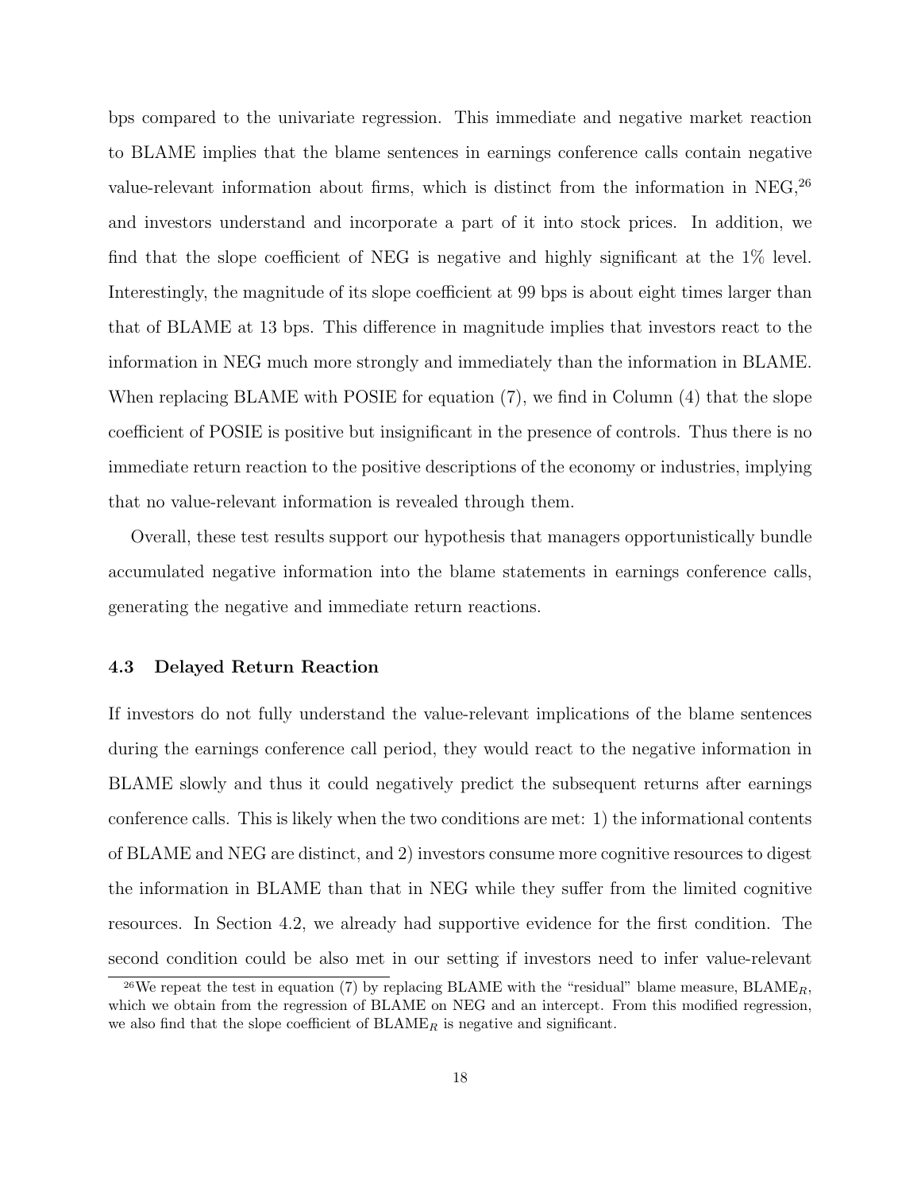bps compared to the univariate regression. This immediate and negative market reaction to BLAME implies that the blame sentences in earnings conference calls contain negative value-relevant information about firms, which is distinct from the information in NEG,[26] and investors understand and incorporate a part of it into stock prices. In addition, we find that the slope coefficient of NEG is negative and highly significant at the 1% level. Interestingly, the magnitude of its slope coefficient at 99 bps is about eight times larger than that of BLAME at 13 bps. This difference in magnitude implies that investors react to the information in NEG much more strongly and immediately than the information in BLAME. When replacing BLAME with POSIE for equation (7), we find in Column (4) that the slope coefficient of POSIE is positive but insignificant in the presence of controls. Thus there is no immediate return reaction to the positive descriptions of the economy or industries, implying that no value-relevant information is revealed through them.

Overall, these test results support our hypothesis that managers opportunistically bundle accumulated negative information into the blame statements in earnings conference calls, generating the negative and immediate return reactions.

### 4.3 Delayed Return Reaction

If investors do not fully understand the value-relevant implications of the blame sentences during the earnings conference call period, they would react to the negative information in BLAME slowly and thus it could negatively predict the subsequent returns after earnings conference calls. This is likely when the two conditions are met: 1) the informational contents of BLAME and NEG are distinct, and 2) investors consume more cognitive resources to digest the information in BLAME than that in NEG while they suffer from the limited cognitive resources. In Section 4.2, we already had supportive evidence for the first condition. The second condition could be also met in our setting if investors need to infer value-relevant

[26] We repeat the test in equation (7) by replacing BLAME with the "residual" blame measure, $\text{BLAME}_R$, which we obtain from the regression of BLAME on NEG and an intercept. From this modified regression, we also find that the slope coefficient of $\text{BLAME}_R$ is negative and significant.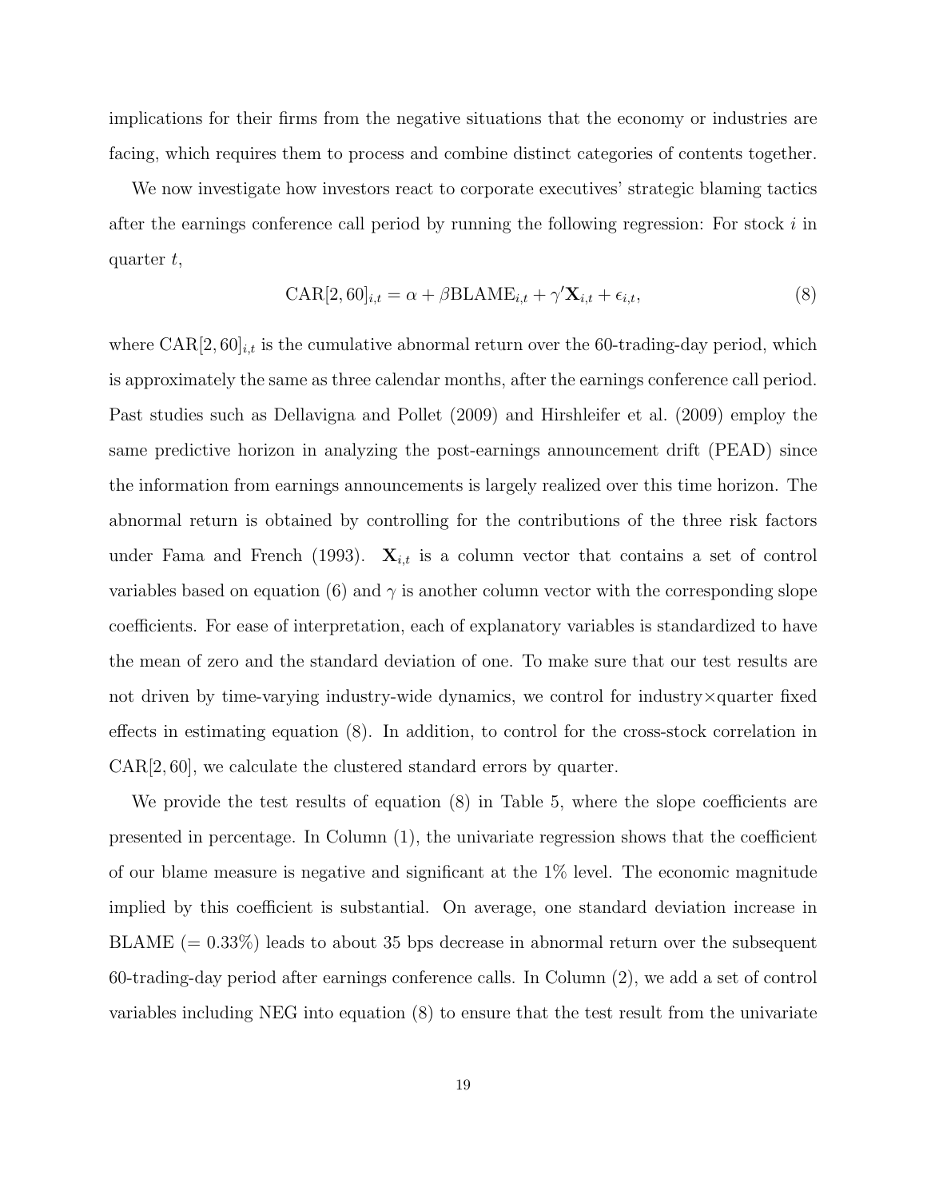implications for their firms from the negative situations that the economy or industries are facing, which requires them to process and combine distinct categories of contents together.

We now investigate how investors react to corporate executives' strategic blaming tactics after the earnings conference call period by running the following regression: For stock $i$ in quarter $t$,

$$\text{CAR}[2, 60]_{i,t} = \alpha + \beta \text{BLAME}_{i,t} + \gamma' \mathbf{X}_{i,t} + \epsilon_{i,t}, \tag{8}$$

where $\text{CAR}[2, 60]_{i,t}$ is the cumulative abnormal return over the 60-trading-day period, which is approximately the same as three calendar months, after the earnings conference call period. Past studies such as Dellavigna and Pollet (2009) and Hirshleifer et al. (2009) employ the same predictive horizon in analyzing the post-earnings announcement drift (PEAD) since the information from earnings announcements is largely realized over this time horizon. The abnormal return is obtained by controlling for the contributions of the three risk factors under Fama and French (1993). $\mathbf{X}_{i,t}$ is a column vector that contains a set of control variables based on equation (6) and $\gamma$ is another column vector with the corresponding slope coefficients. For ease of interpretation, each of explanatory variables is standardized to have the mean of zero and the standard deviation of one. To make sure that our test results are not driven by time-varying industry-wide dynamics, we control for industry×quarter fixed effects in estimating equation (8). In addition, to control for the cross-stock correlation in $\text{CAR}[2, 60]$, we calculate the clustered standard errors by quarter.

We provide the test results of equation (8) in Table 5, where the slope coefficients are presented in percentage. In Column (1), the univariate regression shows that the coefficient of our blame measure is negative and significant at the 1% level. The economic magnitude implied by this coefficient is substantial. On average, one standard deviation increase in BLAME (= 0.33%) leads to about 35 bps decrease in abnormal return over the subsequent 60-trading-day period after earnings conference calls. In Column (2), we add a set of control variables including NEG into equation (8) to ensure that the test result from the univariate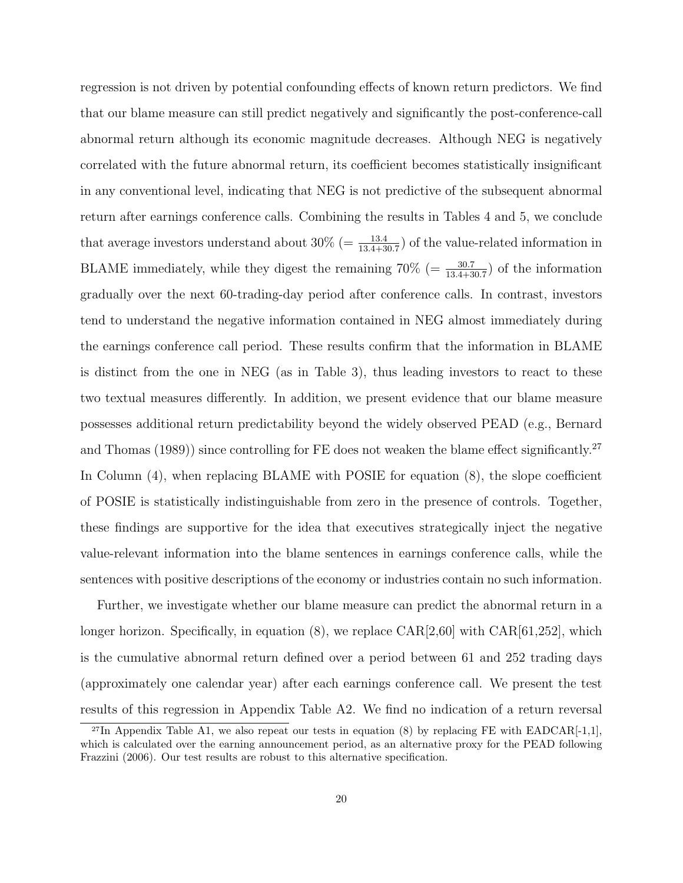regression is not driven by potential confounding effects of known return predictors. We find that our blame measure can still predict negatively and significantly the post-conference-call abnormal return although its economic magnitude decreases. Although NEG is negatively correlated with the future abnormal return, its coefficient becomes statistically insignificant in any conventional level, indicating that NEG is not predictive of the subsequent abnormal return after earnings conference calls. Combining the results in Tables 4 and 5, we conclude that average investors understand about 30% ($= \frac{13.4}{13.4+30.7}$) of the value-related information in BLAME immediately, while they digest the remaining 70% ($= \frac{30.7}{13.4+30.7}$) of the information gradually over the next 60-trading-day period after conference calls. In contrast, investors tend to understand the negative information contained in NEG almost immediately during the earnings conference call period. These results confirm that the information in BLAME is distinct from the one in NEG (as in Table 3), thus leading investors to react to these two textual measures differently. In addition, we present evidence that our blame measure possesses additional return predictability beyond the widely observed PEAD (e.g., Bernard and Thomas (1989)) since controlling for FE does not weaken the blame effect significantly.[27] In Column (4), when replacing BLAME with POSIE for equation (8), the slope coefficient of POSIE is statistically indistinguishable from zero in the presence of controls. Together, these findings are supportive for the idea that executives strategically inject the negative value-relevant information into the blame sentences in earnings conference calls, while the sentences with positive descriptions of the economy or industries contain no such information.

Further, we investigate whether our blame measure can predict the abnormal return in a longer horizon. Specifically, in equation (8), we replace CAR[2,60] with CAR[61,252], which is the cumulative abnormal return defined over a period between 61 and 252 trading days (approximately one calendar year) after each earnings conference call. We present the test results of this regression in Appendix Table A2. We find no indication of a return reversal

[27] In Appendix Table A1, we also repeat our tests in equation (8) by replacing FE with EADCAR[-1,1], which is calculated over the earning announcement period, as an alternative proxy for the PEAD following Frazzini (2006). Our test results are robust to this alternative specification.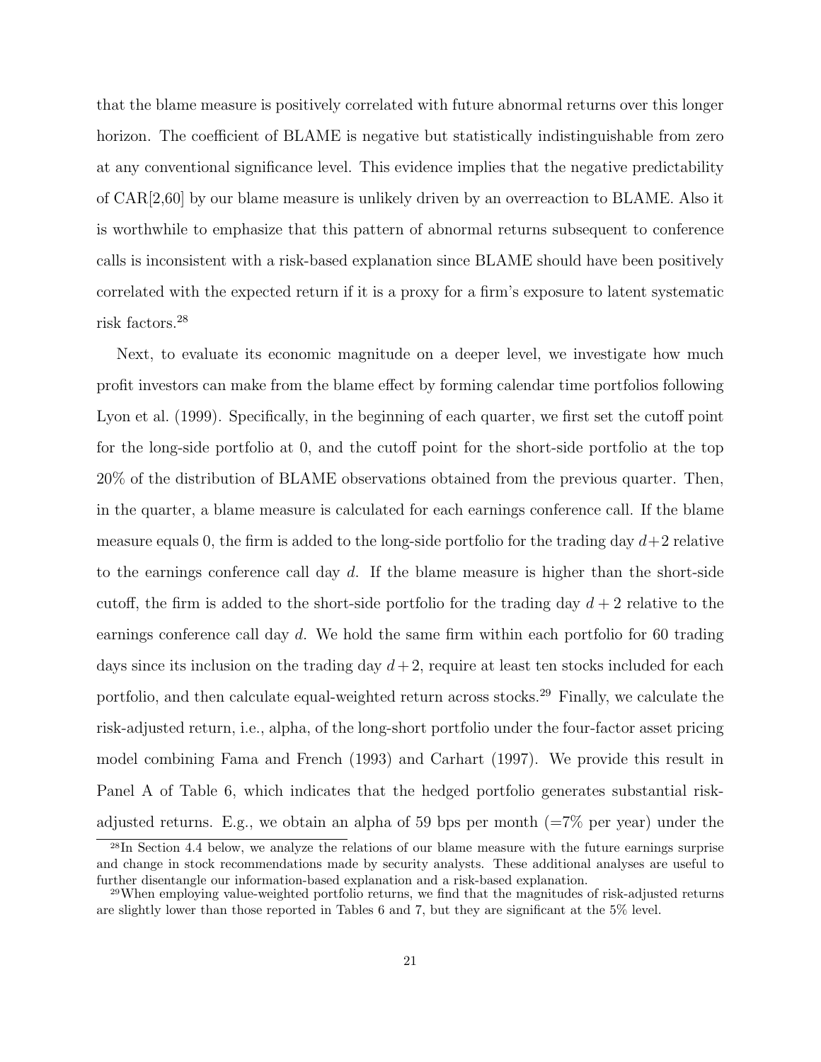that the blame measure is positively correlated with future abnormal returns over this longer horizon. The coefficient of BLAME is negative but statistically indistinguishable from zero at any conventional significance level. This evidence implies that the negative predictability of CAR[2,60] by our blame measure is unlikely driven by an overreaction to BLAME. Also it is worthwhile to emphasize that this pattern of abnormal returns subsequent to conference calls is inconsistent with a risk-based explanation since BLAME should have been positively correlated with the expected return if it is a proxy for a firm's exposure to latent systematic risk factors.[28]

Next, to evaluate its economic magnitude on a deeper level, we investigate how much profit investors can make from the blame effect by forming calendar time portfolios following Lyon et al. (1999). Specifically, in the beginning of each quarter, we first set the cutoff point for the long-side portfolio at 0, and the cutoff point for the short-side portfolio at the top 20% of the distribution of BLAME observations obtained from the previous quarter. Then, in the quarter, a blame measure is calculated for each earnings conference call. If the blame measure equals 0, the firm is added to the long-side portfolio for the trading day $d+2$ relative to the earnings conference call day $d$. If the blame measure is higher than the short-side cutoff, the firm is added to the short-side portfolio for the trading day $d+2$ relative to the earnings conference call day $d$. We hold the same firm within each portfolio for 60 trading days since its inclusion on the trading day $d+2$, require at least ten stocks included for each portfolio, and then calculate equal-weighted return across stocks.[29] Finally, we calculate the risk-adjusted return, i.e., alpha, of the long-short portfolio under the four-factor asset pricing model combining Fama and French (1993) and Carhart (1997). We provide this result in Panel A of Table 6, which indicates that the hedged portfolio generates substantial risk-adjusted returns. E.g., we obtain an alpha of 59 bps per month (=7% per year) under the

[28] In Section 4.4 below, we analyze the relations of our blame measure with the future earnings surprise and change in stock recommendations made by security analysts. These additional analyses are useful to further disentangle our information-based explanation and a risk-based explanation.

[29] When employing value-weighted portfolio returns, we find that the magnitudes of risk-adjusted returns are slightly lower than those reported in Tables 6 and 7, but they are significant at the 5% level.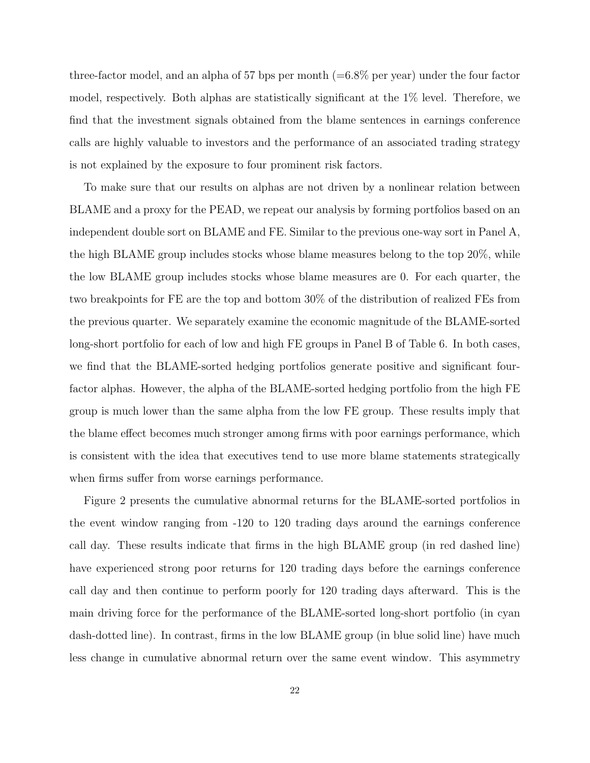three-factor model, and an alpha of 57 bps per month (=6.8% per year) under the four factor model, respectively. Both alphas are statistically significant at the 1% level. Therefore, we find that the investment signals obtained from the blame sentences in earnings conference calls are highly valuable to investors and the performance of an associated trading strategy is not explained by the exposure to four prominent risk factors.

To make sure that our results on alphas are not driven by a nonlinear relation between BLAME and a proxy for the PEAD, we repeat our analysis by forming portfolios based on an independent double sort on BLAME and FE. Similar to the previous one-way sort in Panel A, the high BLAME group includes stocks whose blame measures belong to the top 20%, while the low BLAME group includes stocks whose blame measures are 0. For each quarter, the two breakpoints for FE are the top and bottom 30% of the distribution of realized FEs from the previous quarter. We separately examine the economic magnitude of the BLAME-sorted long-short portfolio for each of low and high FE groups in Panel B of Table 6. In both cases, we find that the BLAME-sorted hedging portfolios generate positive and significant four-factor alphas. However, the alpha of the BLAME-sorted hedging portfolio from the high FE group is much lower than the same alpha from the low FE group. These results imply that the blame effect becomes much stronger among firms with poor earnings performance, which is consistent with the idea that executives tend to use more blame statements strategically when firms suffer from worse earnings performance.

Figure 2 presents the cumulative abnormal returns for the BLAME-sorted portfolios in the event window ranging from -120 to 120 trading days around the earnings conference call day. These results indicate that firms in the high BLAME group (in red dashed line) have experienced strong poor returns for 120 trading days before the earnings conference call day and then continue to perform poorly for 120 trading days afterward. This is the main driving force for the performance of the BLAME-sorted long-short portfolio (in cyan dash-dotted line). In contrast, firms in the low BLAME group (in blue solid line) have much less change in cumulative abnormal return over the same event window. This asymmetry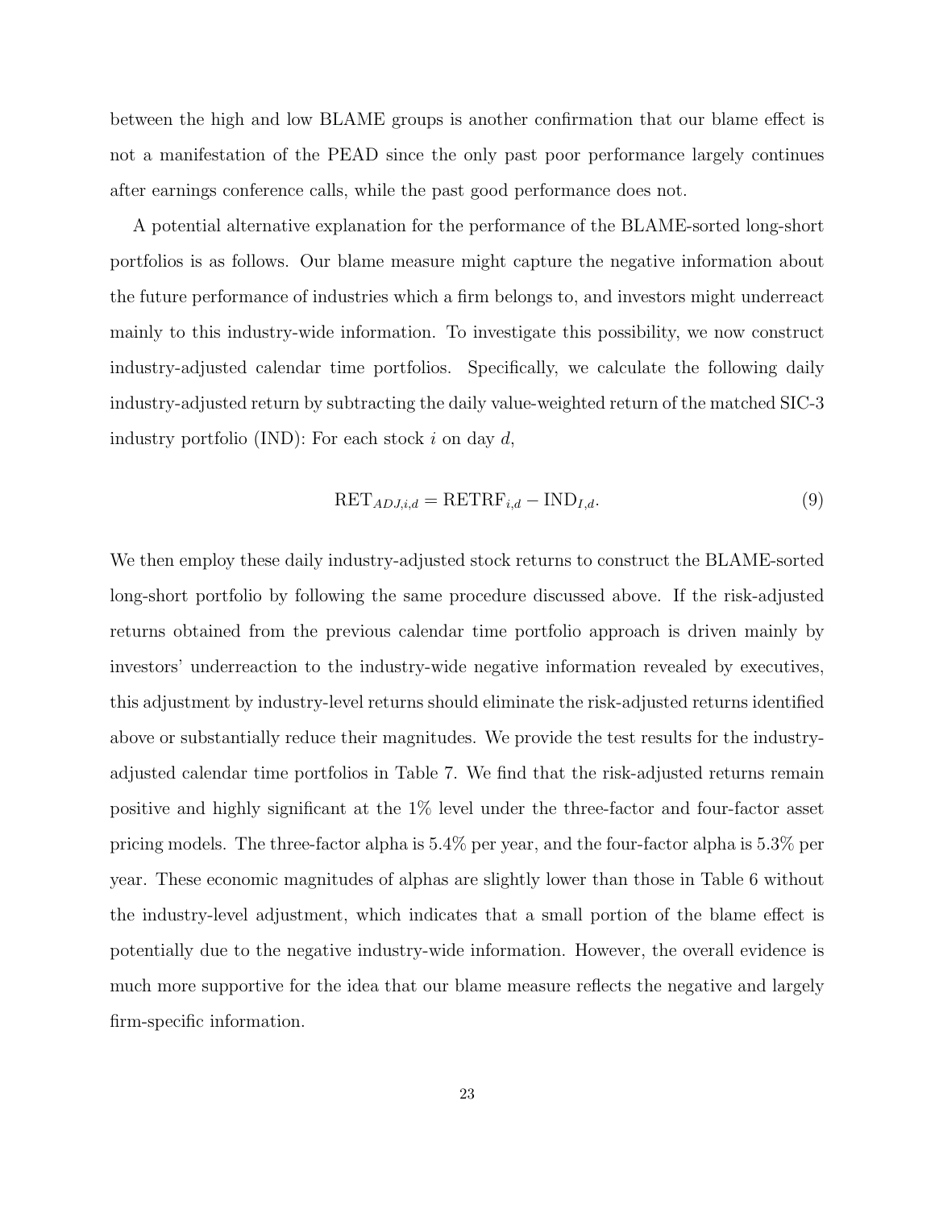between the high and low BLAME groups is another confirmation that our blame effect is not a manifestation of the PEAD since the only past poor performance largely continues after earnings conference calls, while the past good performance does not.

A potential alternative explanation for the performance of the BLAME-sorted long-short portfolios is as follows. Our blame measure might capture the negative information about the future performance of industries which a firm belongs to, and investors might underreact mainly to this industry-wide information. To investigate this possibility, we now construct industry-adjusted calendar time portfolios. Specifically, we calculate the following daily industry-adjusted return by subtracting the daily value-weighted return of the matched SIC-3 industry portfolio (IND): For each stock $i$ on day $d$,

$$\text{RET}_{ADJ,i,d} = \text{RETRF}_{i,d} - \text{IND}_{I,d}. \tag{9}$$

We then employ these daily industry-adjusted stock returns to construct the BLAME-sorted long-short portfolio by following the same procedure discussed above. If the risk-adjusted returns obtained from the previous calendar time portfolio approach is driven mainly by investors' underreaction to the industry-wide negative information revealed by executives, this adjustment by industry-level returns should eliminate the risk-adjusted returns identified above or substantially reduce their magnitudes. We provide the test results for the industry-adjusted calendar time portfolios in Table 7. We find that the risk-adjusted returns remain positive and highly significant at the 1% level under the three-factor and four-factor asset pricing models. The three-factor alpha is 5.4% per year, and the four-factor alpha is 5.3% per year. These economic magnitudes of alphas are slightly lower than those in Table 6 without the industry-level adjustment, which indicates that a small portion of the blame effect is potentially due to the negative industry-wide information. However, the overall evidence is much more supportive for the idea that our blame measure reflects the negative and largely firm-specific information.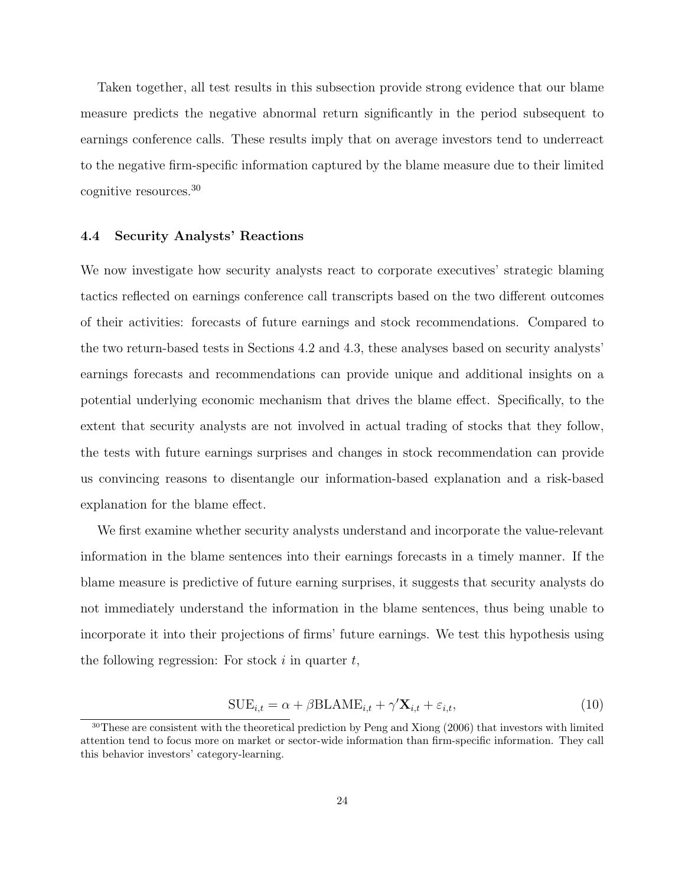Taken together, all test results in this subsection provide strong evidence that our blame measure predicts the negative abnormal return significantly in the period subsequent to earnings conference calls. These results imply that on average investors tend to underreact to the negative firm-specific information captured by the blame measure due to their limited cognitive resources.[30]

### 4.4 Security Analysts' Reactions

We now investigate how security analysts react to corporate executives' strategic blaming tactics reflected on earnings conference call transcripts based on the two different outcomes of their activities: forecasts of future earnings and stock recommendations. Compared to the two return-based tests in Sections 4.2 and 4.3, these analyses based on security analysts' earnings forecasts and recommendations can provide unique and additional insights on a potential underlying economic mechanism that drives the blame effect. Specifically, to the extent that security analysts are not involved in actual trading of stocks that they follow, the tests with future earnings surprises and changes in stock recommendation can provide us convincing reasons to disentangle our information-based explanation and a risk-based explanation for the blame effect.

We first examine whether security analysts understand and incorporate the value-relevant information in the blame sentences into their earnings forecasts in a timely manner. If the blame measure is predictive of future earning surprises, it suggests that security analysts do not immediately understand the information in the blame sentences, thus being unable to incorporate it into their projections of firms' future earnings. We test this hypothesis using the following regression: For stock $i$ in quarter $t$,

$$\text{SUE}_{i,t} = \alpha + \beta \text{BLAME}_{i,t} + \gamma' \mathbf{X}_{i,t} + \varepsilon_{i,t}, \tag{10}$$

[30] These are consistent with the theoretical prediction by Peng and Xiong (2006) that investors with limited attention tend to focus more on market or sector-wide information than firm-specific information. They call this behavior investors' category-learning.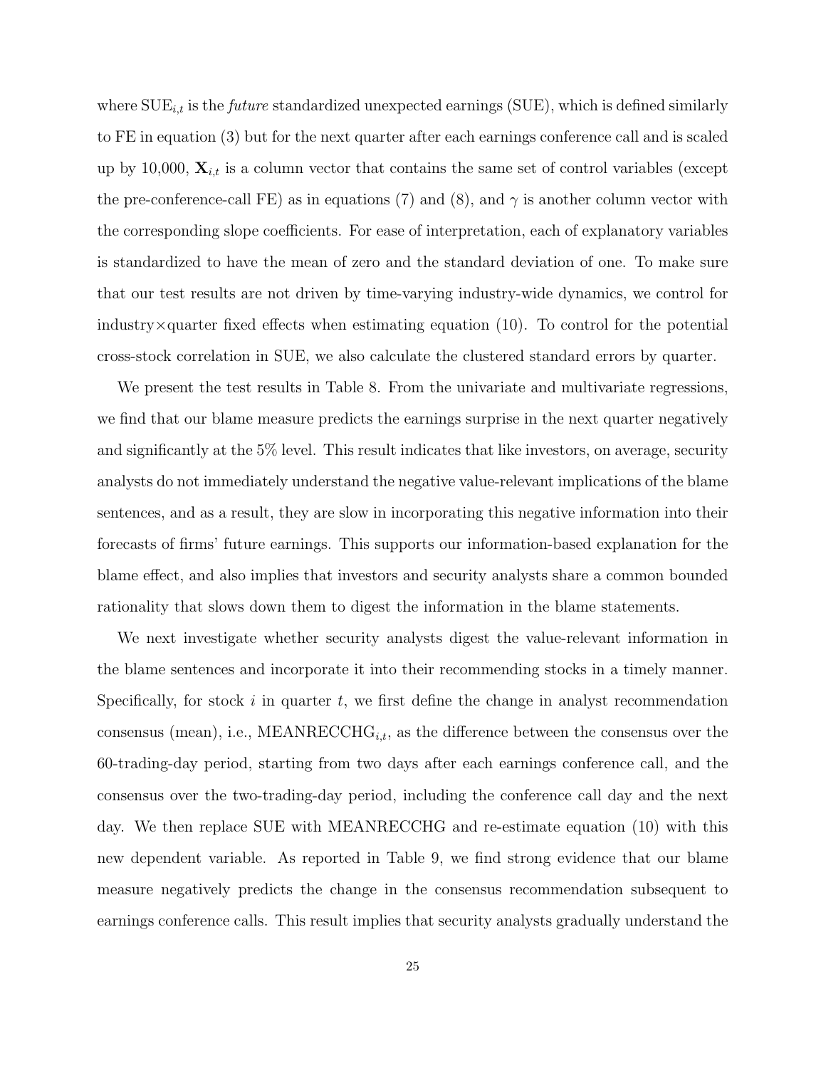where $\text{SUE}_{i,t}$ is the *future* standardized unexpected earnings (SUE), which is defined similarly to FE in equation (3) but for the next quarter after each earnings conference call and is scaled up by 10,000, $\mathbf{X}_{i,t}$ is a column vector that contains the same set of control variables (except the pre-conference-call FE) as in equations (7) and (8), and $\gamma$ is another column vector with the corresponding slope coefficients. For ease of interpretation, each of explanatory variables is standardized to have the mean of zero and the standard deviation of one. To make sure that our test results are not driven by time-varying industry-wide dynamics, we control for industry$\times$quarter fixed effects when estimating equation (10). To control for the potential cross-stock correlation in SUE, we also calculate the clustered standard errors by quarter.

We present the test results in Table 8. From the univariate and multivariate regressions, we find that our blame measure predicts the earnings surprise in the next quarter negatively and significantly at the 5% level. This result indicates that like investors, on average, security analysts do not immediately understand the negative value-relevant implications of the blame sentences, and as a result, they are slow in incorporating this negative information into their forecasts of firms' future earnings. This supports our information-based explanation for the blame effect, and also implies that investors and security analysts share a common bounded rationality that slows down them to digest the information in the blame statements.

We next investigate whether security analysts digest the value-relevant information in the blame sentences and incorporate it into their recommending stocks in a timely manner. Specifically, for stock $i$ in quarter $t$, we first define the change in analyst recommendation consensus (mean), i.e., $\text{MEANRECCHG}_{i,t}$, as the difference between the consensus over the 60-trading-day period, starting from two days after each earnings conference call, and the consensus over the two-trading-day period, including the conference call day and the next day. We then replace SUE with MEANRECCHG and re-estimate equation (10) with this new dependent variable. As reported in Table 9, we find strong evidence that our blame measure negatively predicts the change in the consensus recommendation subsequent to earnings conference calls. This result implies that security analysts gradually understand the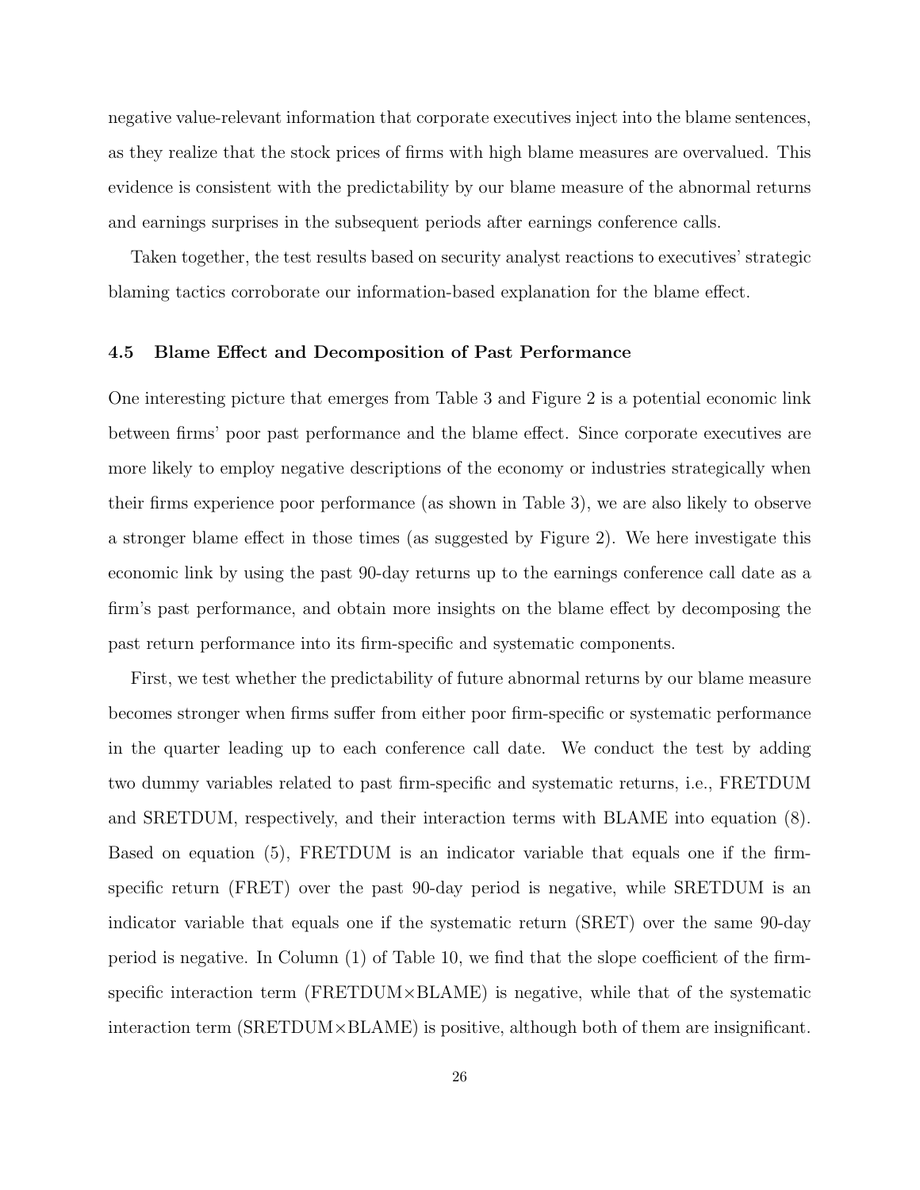negative value-relevant information that corporate executives inject into the blame sentences, as they realize that the stock prices of firms with high blame measures are overvalued. This evidence is consistent with the predictability by our blame measure of the abnormal returns and earnings surprises in the subsequent periods after earnings conference calls.

Taken together, the test results based on security analyst reactions to executives' strategic blaming tactics corroborate our information-based explanation for the blame effect.

### 4.5 Blame Effect and Decomposition of Past Performance

One interesting picture that emerges from Table 3 and Figure 2 is a potential economic link between firms' poor past performance and the blame effect. Since corporate executives are more likely to employ negative descriptions of the economy or industries strategically when their firms experience poor performance (as shown in Table 3), we are also likely to observe a stronger blame effect in those times (as suggested by Figure 2). We here investigate this economic link by using the past 90-day returns up to the earnings conference call date as a firm's past performance, and obtain more insights on the blame effect by decomposing the past return performance into its firm-specific and systematic components.

First, we test whether the predictability of future abnormal returns by our blame measure becomes stronger when firms suffer from either poor firm-specific or systematic performance in the quarter leading up to each conference call date. We conduct the test by adding two dummy variables related to past firm-specific and systematic returns, i.e., FRETDUM and SRETDUM, respectively, and their interaction terms with BLAME into equation (8). Based on equation (5), FRETDUM is an indicator variable that equals one if the firm-specific return (FRET) over the past 90-day period is negative, while SRETDUM is an indicator variable that equals one if the systematic return (SRET) over the same 90-day period is negative. In Column (1) of Table 10, we find that the slope coefficient of the firm-specific interaction term (FRETDUM×BLAME) is negative, while that of the systematic interaction term (SRETDUM×BLAME) is positive, although both of them are insignificant.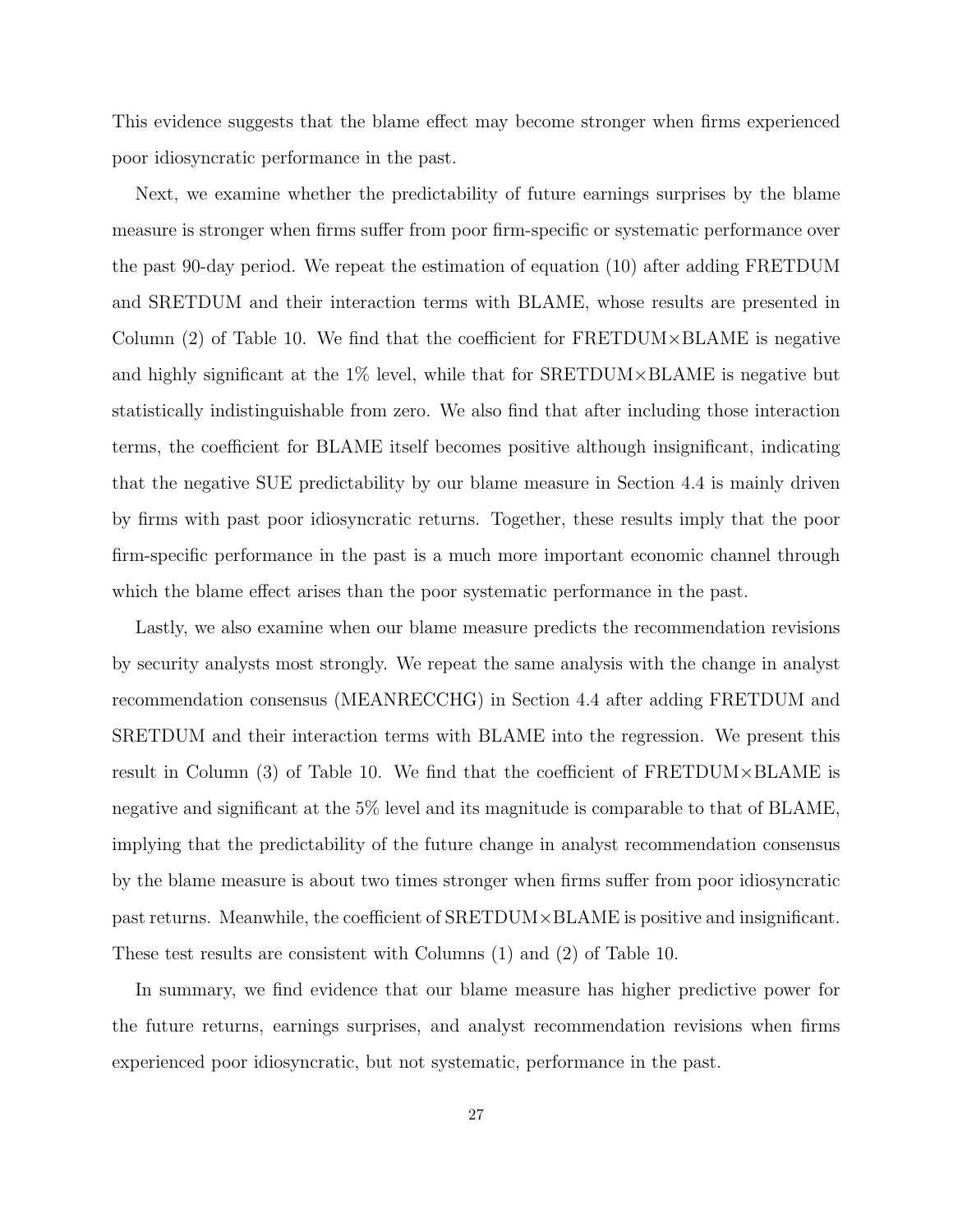This evidence suggests that the blame effect may become stronger when firms experienced poor idiosyncratic performance in the past.

Next, we examine whether the predictability of future earnings surprises by the blame measure is stronger when firms suffer from poor firm-specific or systematic performance over the past 90-day period. We repeat the estimation of equation (10) after adding FRETDUM and SRETDUM and their interaction terms with BLAME, whose results are presented in Column (2) of Table 10. We find that the coefficient for FRETDUM×BLAME is negative and highly significant at the 1% level, while that for SRETDUM×BLAME is negative but statistically indistinguishable from zero. We also find that after including those interaction terms, the coefficient for BLAME itself becomes positive although insignificant, indicating that the negative SUE predictability by our blame measure in Section 4.4 is mainly driven by firms with past poor idiosyncratic returns. Together, these results imply that the poor firm-specific performance in the past is a much more important economic channel through which the blame effect arises than the poor systematic performance in the past.

Lastly, we also examine when our blame measure predicts the recommendation revisions by security analysts most strongly. We repeat the same analysis with the change in analyst recommendation consensus (MEANRECCHG) in Section 4.4 after adding FRETDUM and SRETDUM and their interaction terms with BLAME into the regression. We present this result in Column (3) of Table 10. We find that the coefficient of FRETDUM×BLAME is negative and significant at the 5% level and its magnitude is comparable to that of BLAME, implying that the predictability of the future change in analyst recommendation consensus by the blame measure is about two times stronger when firms suffer from poor idiosyncratic past returns. Meanwhile, the coefficient of SRETDUM×BLAME is positive and insignificant. These test results are consistent with Columns (1) and (2) of Table 10.

In summary, we find evidence that our blame measure has higher predictive power for the future returns, earnings surprises, and analyst recommendation revisions when firms experienced poor idiosyncratic, but not systematic, performance in the past.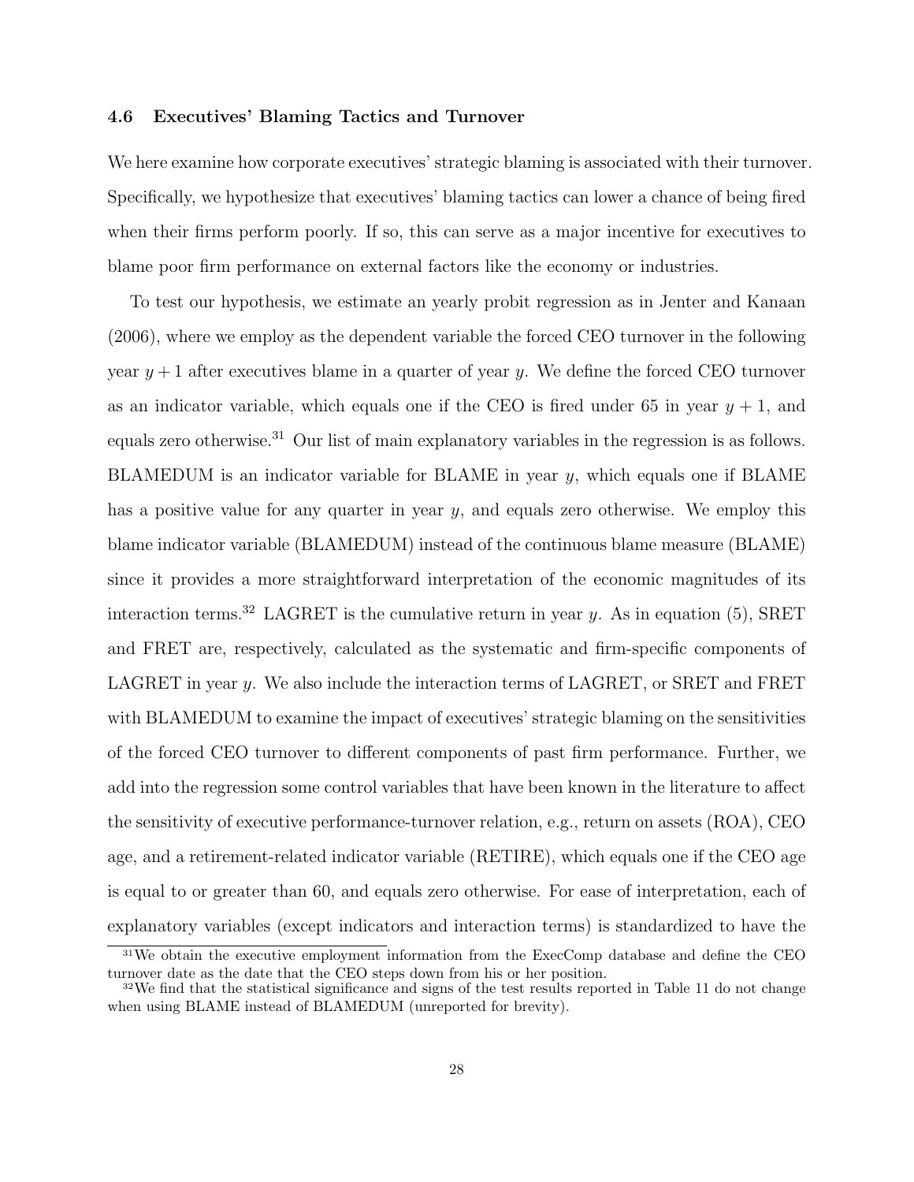### 4.6 Executives' Blaming Tactics and Turnover

We here examine how corporate executives' strategic blaming is associated with their turnover. Specifically, we hypothesize that executives' blaming tactics can lower a chance of being fired when their firms perform poorly. If so, this can serve as a major incentive for executives to blame poor firm performance on external factors like the economy or industries.

To test our hypothesis, we estimate an yearly probit regression as in Jenter and Kanaan (2006), where we employ as the dependent variable the forced CEO turnover in the following year $y + 1$ after executives blame in a quarter of year $y$. We define the forced CEO turnover as an indicator variable, which equals one if the CEO is fired under 65 in year $y + 1$, and equals zero otherwise.[31] Our list of main explanatory variables in the regression is as follows. BLAMEDUM is an indicator variable for BLAME in year $y$, which equals one if BLAME has a positive value for any quarter in year $y$, and equals zero otherwise. We employ this blame indicator variable (BLAMEDUM) instead of the continuous blame measure (BLAME) since it provides a more straightforward interpretation of the economic magnitudes of its interaction terms.[32] LAGRET is the cumulative return in year $y$. As in equation (5), SRET and FRET are, respectively, calculated as the systematic and firm-specific components of LAGRET in year $y$. We also include the interaction terms of LAGRET, or SRET and FRET with BLAMEDUM to examine the impact of executives' strategic blaming on the sensitivities of the forced CEO turnover to different components of past firm performance. Further, we add into the regression some control variables that have been known in the literature to affect the sensitivity of executive performance-turnover relation, e.g., return on assets (ROA), CEO age, and a retirement-related indicator variable (RETIRE), which equals one if the CEO age is equal to or greater than 60, and equals zero otherwise. For ease of interpretation, each of explanatory variables (except indicators and interaction terms) is standardized to have the

[31] We obtain the executive employment information from the ExecComp database and define the CEO turnover date as the date that the CEO steps down from his or her position.

[32] We find that the statistical significance and signs of the test results reported in Table 11 do not change when using BLAME instead of BLAMEDUM (unreported for brevity).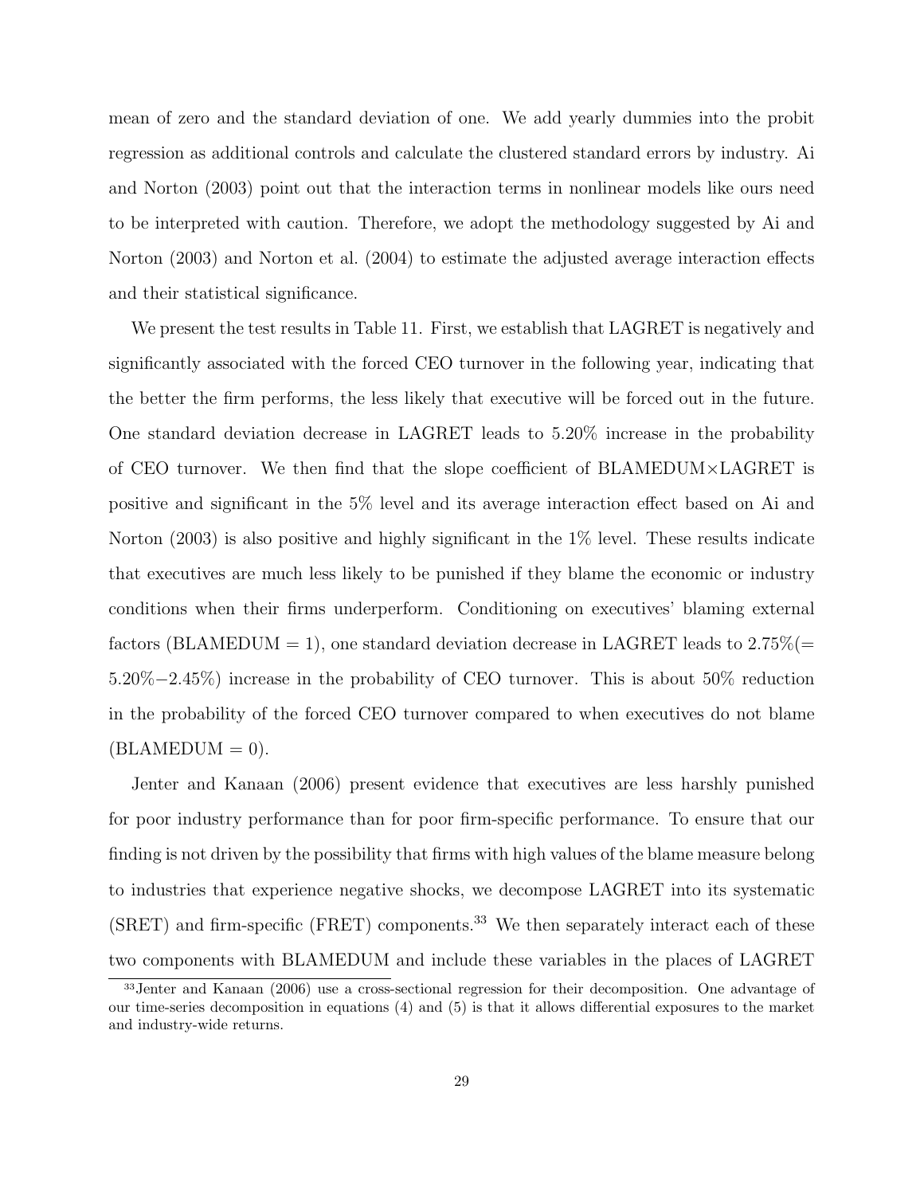mean of zero and the standard deviation of one. We add yearly dummies into the probit regression as additional controls and calculate the clustered standard errors by industry. Ai and Norton (2003) point out that the interaction terms in nonlinear models like ours need to be interpreted with caution. Therefore, we adopt the methodology suggested by Ai and Norton (2003) and Norton et al. (2004) to estimate the adjusted average interaction effects and their statistical significance.

We present the test results in Table 11. First, we establish that LAGRET is negatively and significantly associated with the forced CEO turnover in the following year, indicating that the better the firm performs, the less likely that executive will be forced out in the future. One standard deviation decrease in LAGRET leads to 5.20% increase in the probability of CEO turnover. We then find that the slope coefficient of BLAMEDUM×LAGRET is positive and significant in the 5% level and its average interaction effect based on Ai and Norton (2003) is also positive and highly significant in the 1% level. These results indicate that executives are much less likely to be punished if they blame the economic or industry conditions when their firms underperform. Conditioning on executives' blaming external factors (BLAMEDUM = 1), one standard deviation decrease in LAGRET leads to 2.75%(= 5.20%−2.45%) increase in the probability of CEO turnover. This is about 50% reduction in the probability of the forced CEO turnover compared to when executives do not blame (BLAMEDUM = 0).

Jenter and Kanaan (2006) present evidence that executives are less harshly punished for poor industry performance than for poor firm-specific performance. To ensure that our finding is not driven by the possibility that firms with high values of the blame measure belong to industries that experience negative shocks, we decompose LAGRET into its systematic (SRET) and firm-specific (FRET) components.[33] We then separately interact each of these two components with BLAMEDUM and include these variables in the places of LAGRET

[33] Jenter and Kanaan (2006) use a cross-sectional regression for their decomposition. One advantage of our time-series decomposition in equations (4) and (5) is that it allows differential exposures to the market and industry-wide returns.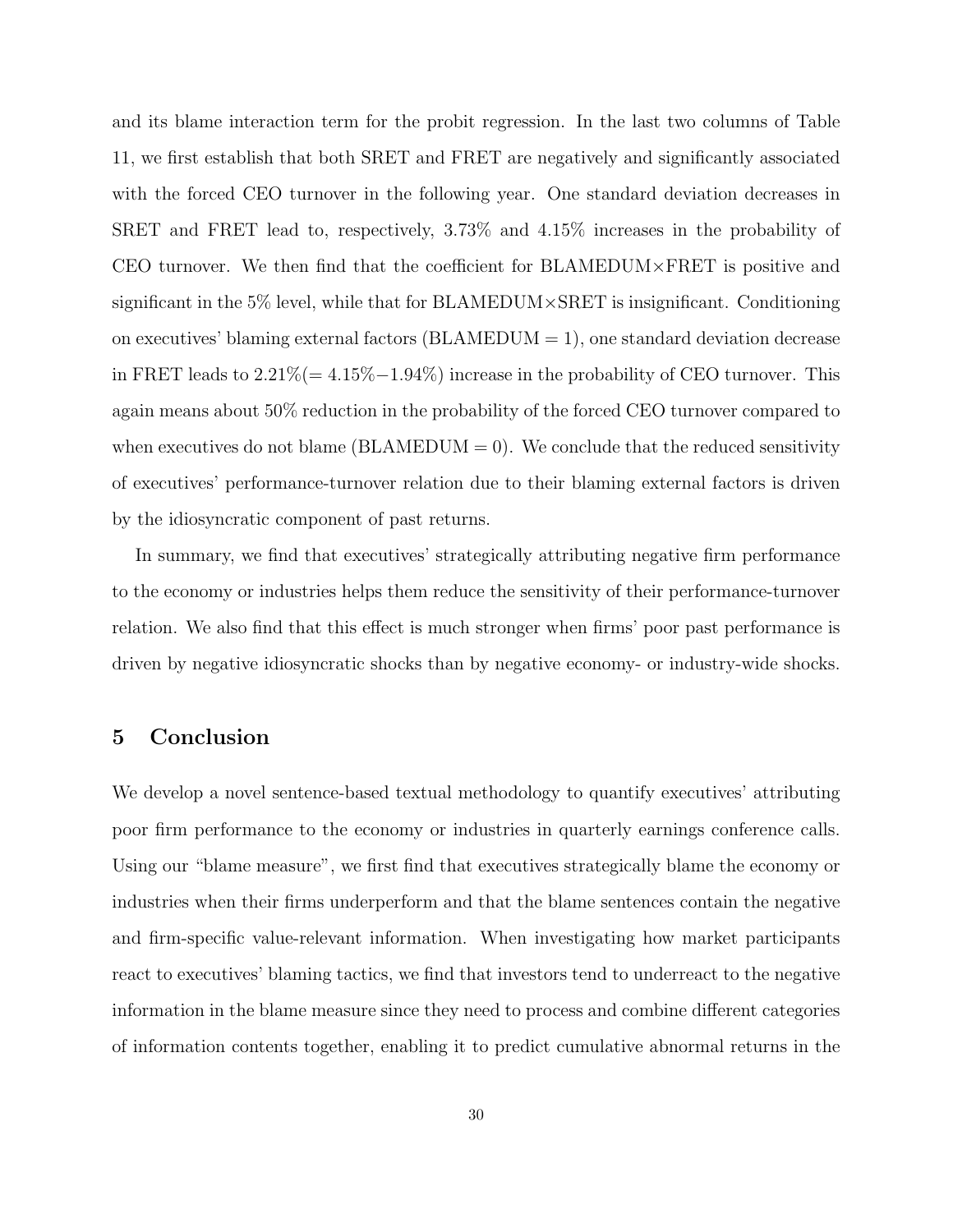and its blame interaction term for the probit regression. In the last two columns of Table 11, we first establish that both SRET and FRET are negatively and significantly associated with the forced CEO turnover in the following year. One standard deviation decreases in SRET and FRET lead to, respectively, 3.73% and 4.15% increases in the probability of CEO turnover. We then find that the coefficient for BLAMEDUM×FRET is positive and significant in the 5% level, while that for BLAMEDUM×SRET is insignificant. Conditioning on executives' blaming external factors (BLAMEDUM = 1), one standard deviation decrease in FRET leads to 2.21%(= 4.15%−1.94%) increase in the probability of CEO turnover. This again means about 50% reduction in the probability of the forced CEO turnover compared to when executives do not blame (BLAMEDUM = 0). We conclude that the reduced sensitivity of executives' performance-turnover relation due to their blaming external factors is driven by the idiosyncratic component of past returns.

In summary, we find that executives' strategically attributing negative firm performance to the economy or industries helps them reduce the sensitivity of their performance-turnover relation. We also find that this effect is much stronger when firms' poor past performance is driven by negative idiosyncratic shocks than by negative economy- or industry-wide shocks.

# 5 Conclusion

We develop a novel sentence-based textual methodology to quantify executives' attributing poor firm performance to the economy or industries in quarterly earnings conference calls. Using our "blame measure", we first find that executives strategically blame the economy or industries when their firms underperform and that the blame sentences contain the negative and firm-specific value-relevant information. When investigating how market participants react to executives' blaming tactics, we find that investors tend to underreact to the negative information in the blame measure since they need to process and combine different categories of information contents together, enabling it to predict cumulative abnormal returns in the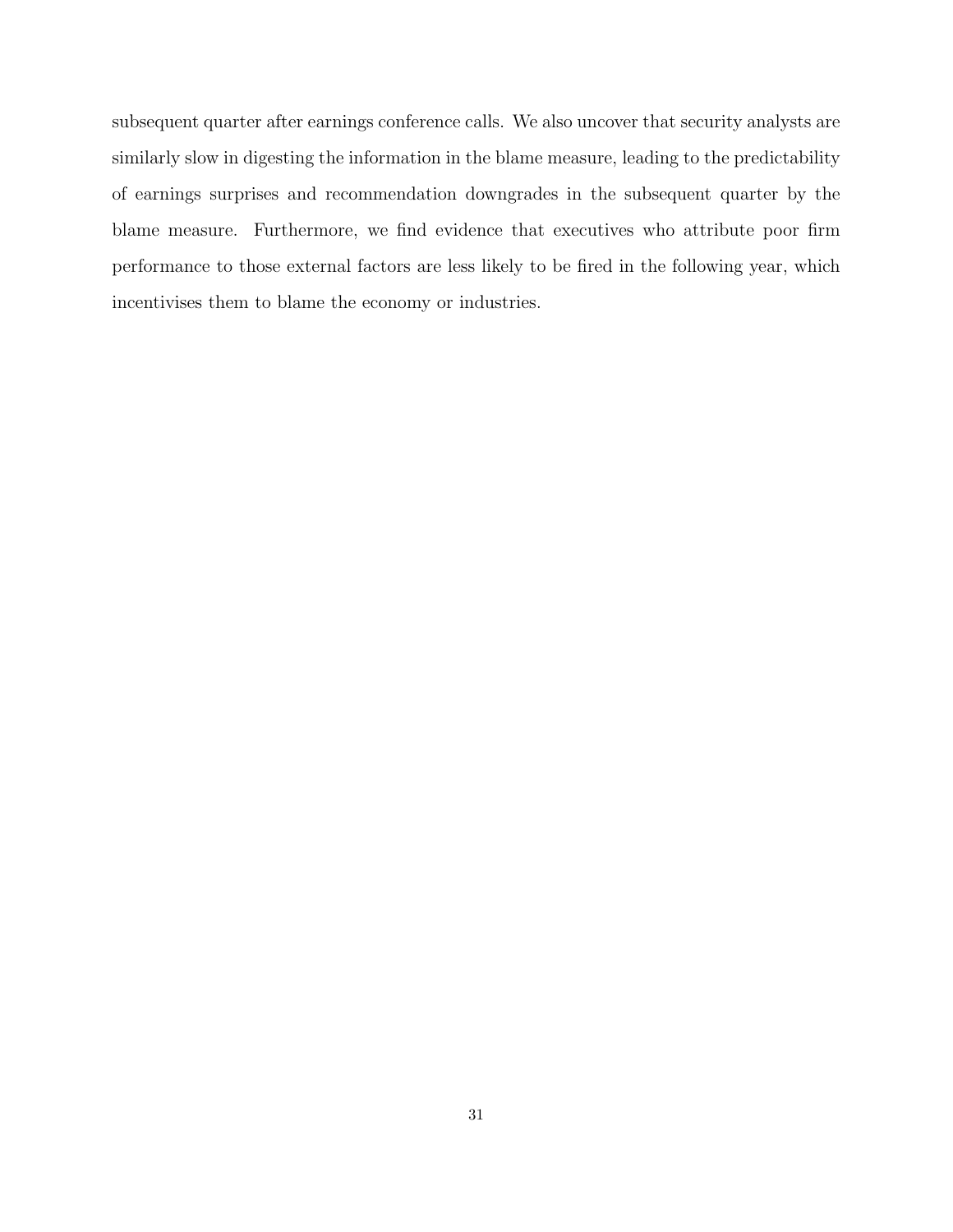subsequent quarter after earnings conference calls. We also uncover that security analysts are similarly slow in digesting the information in the blame measure, leading to the predictability of earnings surprises and recommendation downgrades in the subsequent quarter by the blame measure. Furthermore, we find evidence that executives who attribute poor firm performance to those external factors are less likely to be fired in the following year, which incentivises them to blame the economy or industries.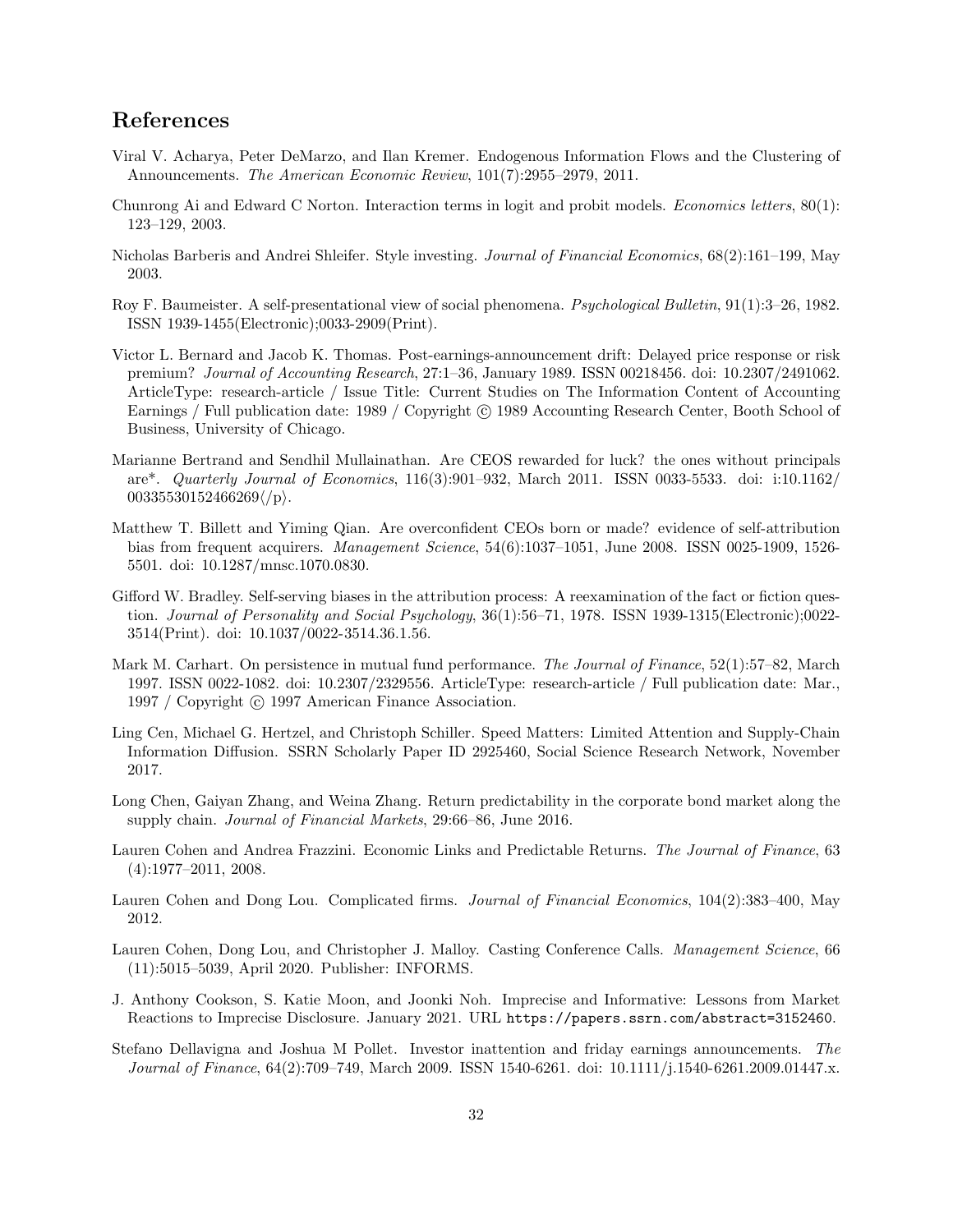## References

Viral V. Acharya, Peter DeMarzo, and Ilan Kremer. Endogenous Information Flows and the Clustering of Announcements. *The American Economic Review*, 101(7):2955–2979, 2011.

Chunrong Ai and Edward C Norton. Interaction terms in logit and probit models. *Economics letters*, 80(1): 123–129, 2003.

Nicholas Barberis and Andrei Shleifer. Style investing. *Journal of Financial Economics*, 68(2):161–199, May 2003.

Roy F. Baumeister. A self-presentational view of social phenomena. *Psychological Bulletin*, 91(1):3–26, 1982. ISSN 1939-1455(Electronic);0033-2909(Print).

Victor L. Bernard and Jacob K. Thomas. Post-earnings-announcement drift: Delayed price response or risk premium? *Journal of Accounting Research*, 27:1–36, January 1989. ISSN 00218456. doi: 10.2307/2491062. ArticleType: research-article / Issue Title: Current Studies on The Information Content of Accounting Earnings / Full publication date: 1989 / Copyright © 1989 Accounting Research Center, Booth School of Business, University of Chicago.

Marianne Bertrand and Sendhil Mullainathan. Are CEOS rewarded for luck? the ones without principals are*. *Quarterly Journal of Economics*, 116(3):901–932, March 2011. ISSN 0033-5533. doi: i:10.1162/00335530152466269⟨/p⟩.

Matthew T. Billett and Yiming Qian. Are overconfident CEOs born or made? evidence of self-attribution bias from frequent acquirers. *Management Science*, 54(6):1037–1051, June 2008. ISSN 0025-1909, 1526-5501. doi: 10.1287/mnsc.1070.0830.

Gifford W. Bradley. Self-serving biases in the attribution process: A reexamination of the fact or fiction question. *Journal of Personality and Social Psychology*, 36(1):56–71, 1978. ISSN 1939-1315(Electronic);0022-3514(Print). doi: 10.1037/0022-3514.36.1.56.

Mark M. Carhart. On persistence in mutual fund performance. *The Journal of Finance*, 52(1):57–82, March 1997. ISSN 0022-1082. doi: 10.2307/2329556. ArticleType: research-article / Full publication date: Mar., 1997 / Copyright © 1997 American Finance Association.

Ling Cen, Michael G. Hertzel, and Christoph Schiller. Speed Matters: Limited Attention and Supply-Chain Information Diffusion. SSRN Scholarly Paper ID 2925460, Social Science Research Network, November 2017.

Long Chen, Gaiyan Zhang, and Weina Zhang. Return predictability in the corporate bond market along the supply chain. *Journal of Financial Markets*, 29:66–86, June 2016.

Lauren Cohen and Andrea Frazzini. Economic Links and Predictable Returns. *The Journal of Finance*, 63 (4):1977–2011, 2008.

Lauren Cohen and Dong Lou. Complicated firms. *Journal of Financial Economics*, 104(2):383–400, May 2012.

Lauren Cohen, Dong Lou, and Christopher J. Malloy. Casting Conference Calls. *Management Science*, 66 (11):5015–5039, April 2020. Publisher: INFORMS.

J. Anthony Cookson, S. Katie Moon, and Joonki Noh. Imprecise and Informative: Lessons from Market Reactions to Imprecise Disclosure. January 2021. URL https://papers.ssrn.com/abstract=3152460.

Stefano Dellavigna and Joshua M Pollet. Investor inattention and friday earnings announcements. *The Journal of Finance*, 64(2):709–749, March 2009. ISSN 1540-6261. doi: 10.1111/j.1540-6261.2009.01447.x.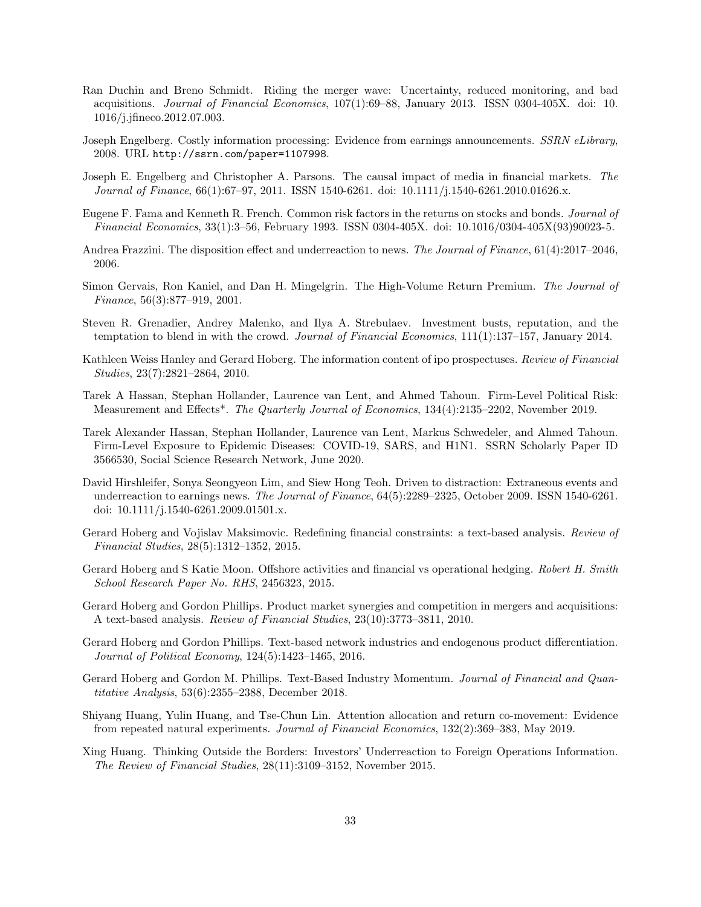Ran Duchin and Breno Schmidt. Riding the merger wave: Uncertainty, reduced monitoring, and bad acquisitions. *Journal of Financial Economics*, 107(1):69–88, January 2013. ISSN 0304-405X. doi: 10.1016/j.jfineco.2012.07.003.

Joseph Engelberg. Costly information processing: Evidence from earnings announcements. *SSRN eLibrary*, 2008. URL http://ssrn.com/paper=1107998.

Joseph E. Engelberg and Christopher A. Parsons. The causal impact of media in financial markets. *The Journal of Finance*, 66(1):67–97, 2011. ISSN 1540-6261. doi: 10.1111/j.1540-6261.2010.01626.x.

Eugene F. Fama and Kenneth R. French. Common risk factors in the returns on stocks and bonds. *Journal of Financial Economics*, 33(1):3–56, February 1993. ISSN 0304-405X. doi: 10.1016/0304-405X(93)90023-5.

Andrea Frazzini. The disposition effect and underreaction to news. *The Journal of Finance*, 61(4):2017–2046, 2006.

Simon Gervais, Ron Kaniel, and Dan H. Mingelgrin. The High-Volume Return Premium. *The Journal of Finance*, 56(3):877–919, 2001.

Steven R. Grenadier, Andrey Malenko, and Ilya A. Strebulaev. Investment busts, reputation, and the temptation to blend in with the crowd. *Journal of Financial Economics*, 111(1):137–157, January 2014.

Kathleen Weiss Hanley and Gerard Hoberg. The information content of ipo prospectuses. *Review of Financial Studies*, 23(7):2821–2864, 2010.

Tarek A Hassan, Stephan Hollander, Laurence van Lent, and Ahmed Tahoun. Firm-Level Political Risk: Measurement and Effects*. *The Quarterly Journal of Economics*, 134(4):2135–2202, November 2019.

Tarek Alexander Hassan, Stephan Hollander, Laurence van Lent, Markus Schwedeler, and Ahmed Tahoun. Firm-Level Exposure to Epidemic Diseases: COVID-19, SARS, and H1N1. SSRN Scholarly Paper ID 3566530, Social Science Research Network, June 2020.

David Hirshleifer, Sonya Seongyeon Lim, and Siew Hong Teoh. Driven to distraction: Extraneous events and underreaction to earnings news. *The Journal of Finance*, 64(5):2289–2325, October 2009. ISSN 1540-6261. doi: 10.1111/j.1540-6261.2009.01501.x.

Gerard Hoberg and Vojislav Maksimovic. Redefining financial constraints: a text-based analysis. *Review of Financial Studies*, 28(5):1312–1352, 2015.

Gerard Hoberg and S Katie Moon. Offshore activities and financial vs operational hedging. *Robert H. Smith School Research Paper No. RHS*, 2456323, 2015.

Gerard Hoberg and Gordon Phillips. Product market synergies and competition in mergers and acquisitions: A text-based analysis. *Review of Financial Studies*, 23(10):3773–3811, 2010.

Gerard Hoberg and Gordon Phillips. Text-based network industries and endogenous product differentiation. *Journal of Political Economy*, 124(5):1423–1465, 2016.

Gerard Hoberg and Gordon M. Phillips. Text-Based Industry Momentum. *Journal of Financial and Quantitative Analysis*, 53(6):2355–2388, December 2018.

Shiyang Huang, Yulin Huang, and Tse-Chun Lin. Attention allocation and return co-movement: Evidence from repeated natural experiments. *Journal of Financial Economics*, 132(2):369–383, May 2019.

Xing Huang. Thinking Outside the Borders: Investors' Underreaction to Foreign Operations Information. *The Review of Financial Studies*, 28(11):3109–3152, November 2015.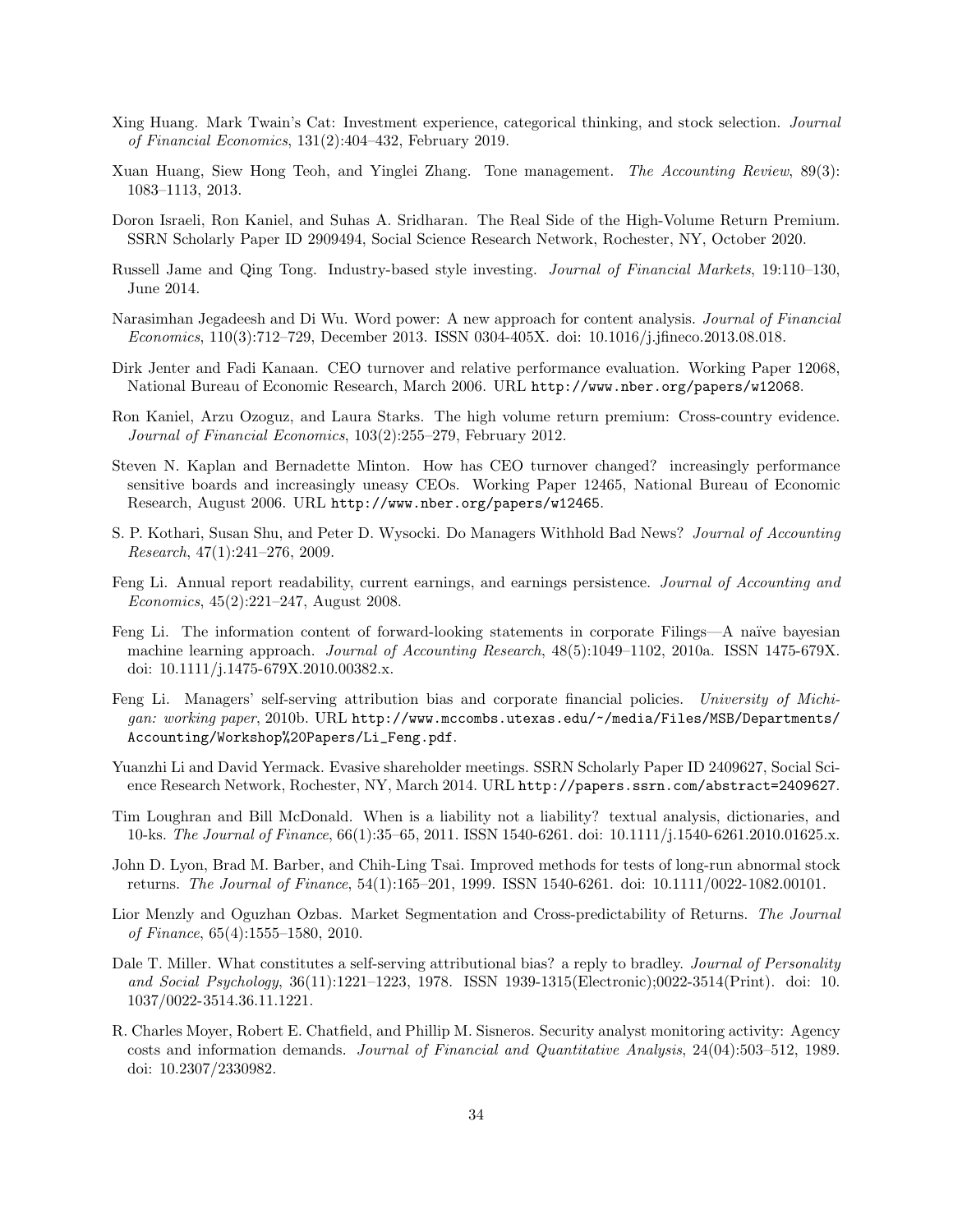Xing Huang. Mark Twain's Cat: Investment experience, categorical thinking, and stock selection. *Journal of Financial Economics*, 131(2):404–432, February 2019.

Xuan Huang, Siew Hong Teoh, and Yinglei Zhang. Tone management. *The Accounting Review*, 89(3): 1083–1113, 2013.

Doron Israeli, Ron Kaniel, and Suhas A. Sridharan. The Real Side of the High-Volume Return Premium. SSRN Scholarly Paper ID 2909494, Social Science Research Network, Rochester, NY, October 2020.

Russell Jame and Qing Tong. Industry-based style investing. *Journal of Financial Markets*, 19:110–130, June 2014.

Narasimhan Jegadeesh and Di Wu. Word power: A new approach for content analysis. *Journal of Financial Economics*, 110(3):712–729, December 2013. ISSN 0304-405X. doi: 10.1016/j.jfineco.2013.08.018.

Dirk Jenter and Fadi Kanaan. CEO turnover and relative performance evaluation. Working Paper 12068, National Bureau of Economic Research, March 2006. URL http://www.nber.org/papers/w12068.

Ron Kaniel, Arzu Ozoguz, and Laura Starks. The high volume return premium: Cross-country evidence. *Journal of Financial Economics*, 103(2):255–279, February 2012.

Steven N. Kaplan and Bernadette Minton. How has CEO turnover changed? increasingly performance sensitive boards and increasingly uneasy CEOs. Working Paper 12465, National Bureau of Economic Research, August 2006. URL http://www.nber.org/papers/w12465.

S. P. Kothari, Susan Shu, and Peter D. Wysocki. Do Managers Withhold Bad News? *Journal of Accounting Research*, 47(1):241–276, 2009.

Feng Li. Annual report readability, current earnings, and earnings persistence. *Journal of Accounting and Economics*, 45(2):221–247, August 2008.

Feng Li. The information content of forward-looking statements in corporate Filings—A naïve bayesian machine learning approach. *Journal of Accounting Research*, 48(5):1049–1102, 2010a. ISSN 1475-679X. doi: 10.1111/j.1475-679X.2010.00382.x.

Feng Li. Managers' self-serving attribution bias and corporate financial policies. *University of Michigan: working paper*, 2010b. URL http://www.mccombs.utexas.edu/~/media/Files/MSB/Departments/Accounting/Workshop%20Papers/Li_Feng.pdf.

Yuanzhi Li and David Yermack. Evasive shareholder meetings. SSRN Scholarly Paper ID 2409627, Social Science Research Network, Rochester, NY, March 2014. URL http://papers.ssrn.com/abstract=2409627.

Tim Loughran and Bill McDonald. When is a liability not a liability? textual analysis, dictionaries, and 10-ks. *The Journal of Finance*, 66(1):35–65, 2011. ISSN 1540-6261. doi: 10.1111/j.1540-6261.2010.01625.x.

John D. Lyon, Brad M. Barber, and Chih-Ling Tsai. Improved methods for tests of long-run abnormal stock returns. *The Journal of Finance*, 54(1):165–201, 1999. ISSN 1540-6261. doi: 10.1111/0022-1082.00101.

Lior Menzly and Oguzhan Ozbas. Market Segmentation and Cross-predictability of Returns. *The Journal of Finance*, 65(4):1555–1580, 2010.

Dale T. Miller. What constitutes a self-serving attributional bias? a reply to bradley. *Journal of Personality and Social Psychology*, 36(11):1221–1223, 1978. ISSN 1939-1315(Electronic);0022-3514(Print). doi: 10.1037/0022-3514.36.11.1221.

R. Charles Moyer, Robert E. Chatfield, and Phillip M. Sisneros. Security analyst monitoring activity: Agency costs and information demands. *Journal of Financial and Quantitative Analysis*, 24(04):503–512, 1989. doi: 10.2307/2330982.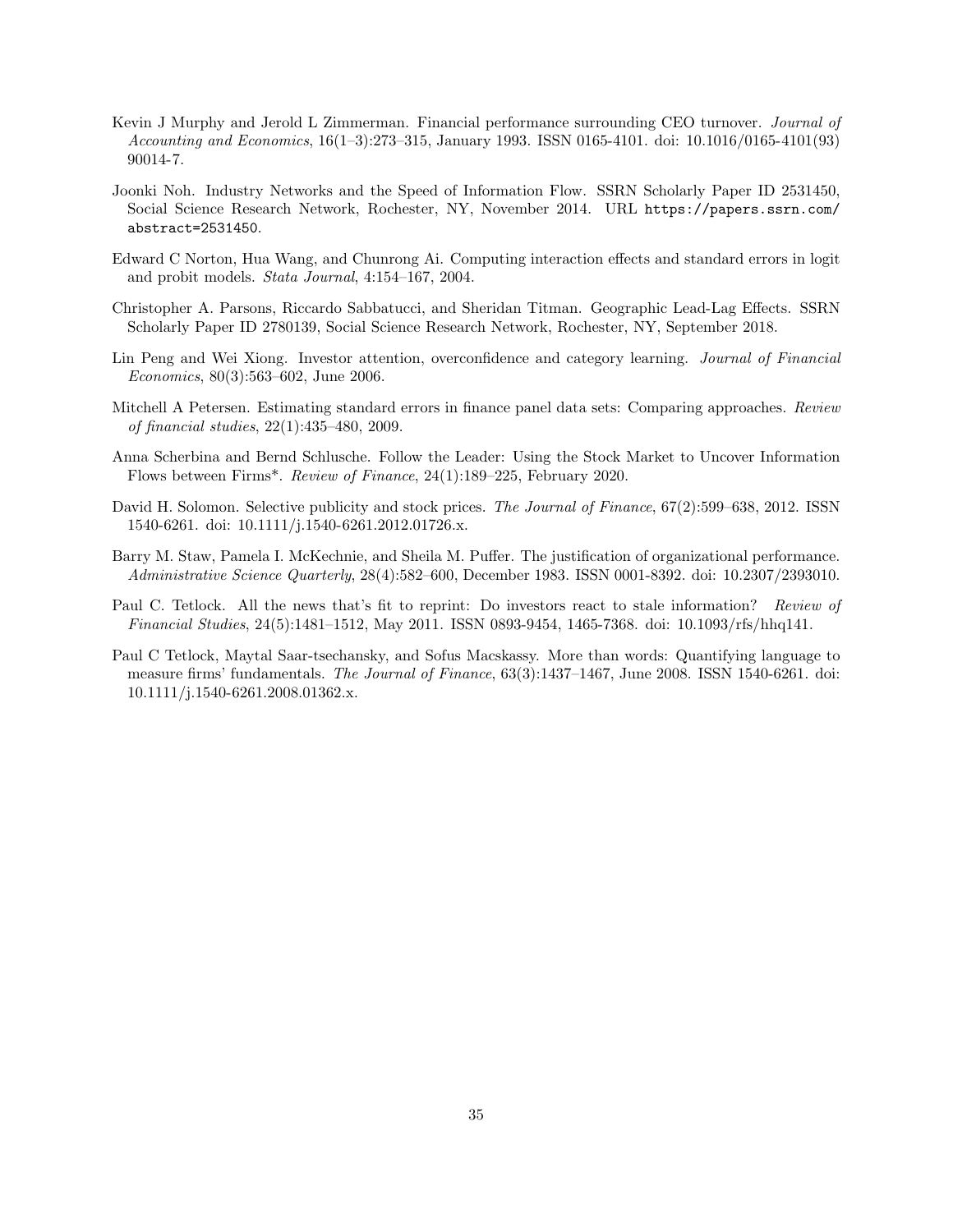Kevin J Murphy and Jerold L Zimmerman. Financial performance surrounding CEO turnover. *Journal of Accounting and Economics*, 16(1–3):273–315, January 1993. ISSN 0165-4101. doi: 10.1016/0165-4101(93) 90014-7.

Joonki Noh. Industry Networks and the Speed of Information Flow. SSRN Scholarly Paper ID 2531450, Social Science Research Network, Rochester, NY, November 2014. URL `https://papers.ssrn.com/abstract=2531450`.

Edward C Norton, Hua Wang, and Chunrong Ai. Computing interaction effects and standard errors in logit and probit models. *Stata Journal*, 4:154–167, 2004.

Christopher A. Parsons, Riccardo Sabbatucci, and Sheridan Titman. Geographic Lead-Lag Effects. SSRN Scholarly Paper ID 2780139, Social Science Research Network, Rochester, NY, September 2018.

Lin Peng and Wei Xiong. Investor attention, overconfidence and category learning. *Journal of Financial Economics*, 80(3):563–602, June 2006.

Mitchell A Petersen. Estimating standard errors in finance panel data sets: Comparing approaches. *Review of financial studies*, 22(1):435–480, 2009.

Anna Scherbina and Bernd Schlusche. Follow the Leader: Using the Stock Market to Uncover Information Flows between Firms*. *Review of Finance*, 24(1):189–225, February 2020.

David H. Solomon. Selective publicity and stock prices. *The Journal of Finance*, 67(2):599–638, 2012. ISSN 1540-6261. doi: 10.1111/j.1540-6261.2012.01726.x.

Barry M. Staw, Pamela I. McKechnie, and Sheila M. Puffer. The justification of organizational performance. *Administrative Science Quarterly*, 28(4):582–600, December 1983. ISSN 0001-8392. doi: 10.2307/2393010.

Paul C. Tetlock. All the news that's fit to reprint: Do investors react to stale information? *Review of Financial Studies*, 24(5):1481–1512, May 2011. ISSN 0893-9454, 1465-7368. doi: 10.1093/rfs/hhq141.

Paul C Tetlock, Maytal Saar-tsechansky, and Sofus Macskassy. More than words: Quantifying language to measure firms' fundamentals. *The Journal of Finance*, 63(3):1437–1467, June 2008. ISSN 1540-6261. doi: 10.1111/j.1540-6261.2008.01362.x.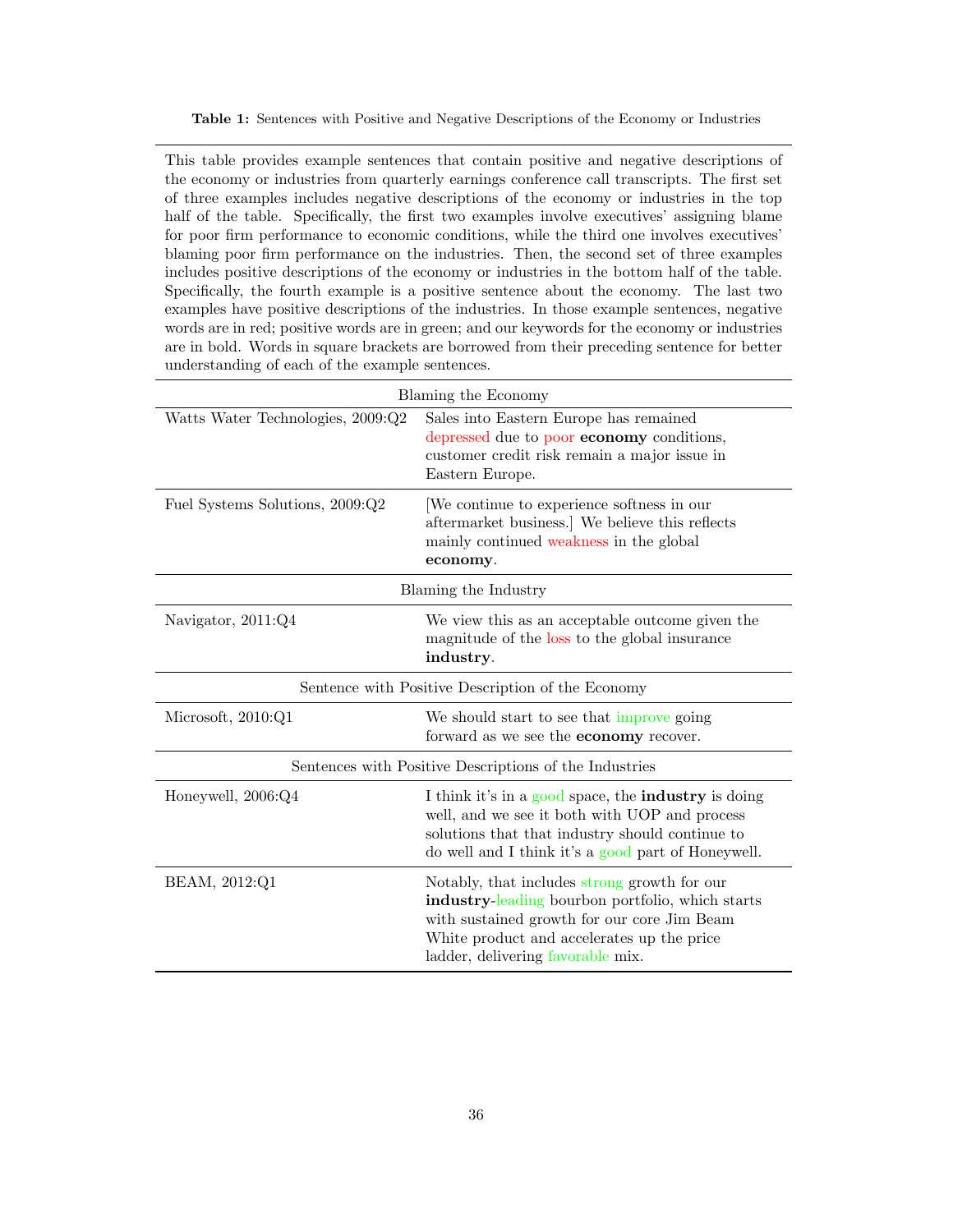**Table 1:** Sentences with Positive and Negative Descriptions of the Economy or Industries

This table provides example sentences that contain positive and negative descriptions of the economy or industries from quarterly earnings conference call transcripts. The first set of three examples includes negative descriptions of the economy or industries in the top half of the table. Specifically, the first two examples involve executives' assigning blame for poor firm performance to economic conditions, while the third one involves executives' blaming poor firm performance on the industries. Then, the second set of three examples includes positive descriptions of the economy or industries in the bottom half of the table. Specifically, the fourth example is a positive sentence about the economy. The last two examples have positive descriptions of the industries. In those example sentences, negative words are in red; positive words are in green; and our keywords for the economy or industries are in bold. Words in square brackets are borrowed from their preceding sentence for better understanding of each of the example sentences.

| | |
|---|---|
| **Blaming the Economy** | |
| Watts Water Technologies, 2009:Q2 | Sales into Eastern Europe has remained depressed due to poor **economy** conditions, customer credit risk remain a major issue in Eastern Europe. |
| Fuel Systems Solutions, 2009:Q2 | [We continue to experience softness in our aftermarket business.] We believe this reflects mainly continued weakness in the global **economy**. |
| **Blaming the Industry** | |
| Navigator, 2011:Q4 | We view this as an acceptable outcome given the magnitude of the loss to the global insurance **industry**. |
| **Sentence with Positive Description of the Economy** | |
| Microsoft, 2010:Q1 | We should start to see that improve going forward as we see the **economy** recover. |
| **Sentences with Positive Descriptions of the Industries** | |
| Honeywell, 2006:Q4 | I think it's in a good space, the **industry** is doing well, and we see it both with UOP and process solutions that that industry should continue to do well and I think it's a good part of Honeywell. |
| BEAM, 2012:Q1 | Notably, that includes strong growth for our **industry**-leading bourbon portfolio, which starts with sustained growth for our core Jim Beam White product and accelerates up the price ladder, delivering favorable mix. |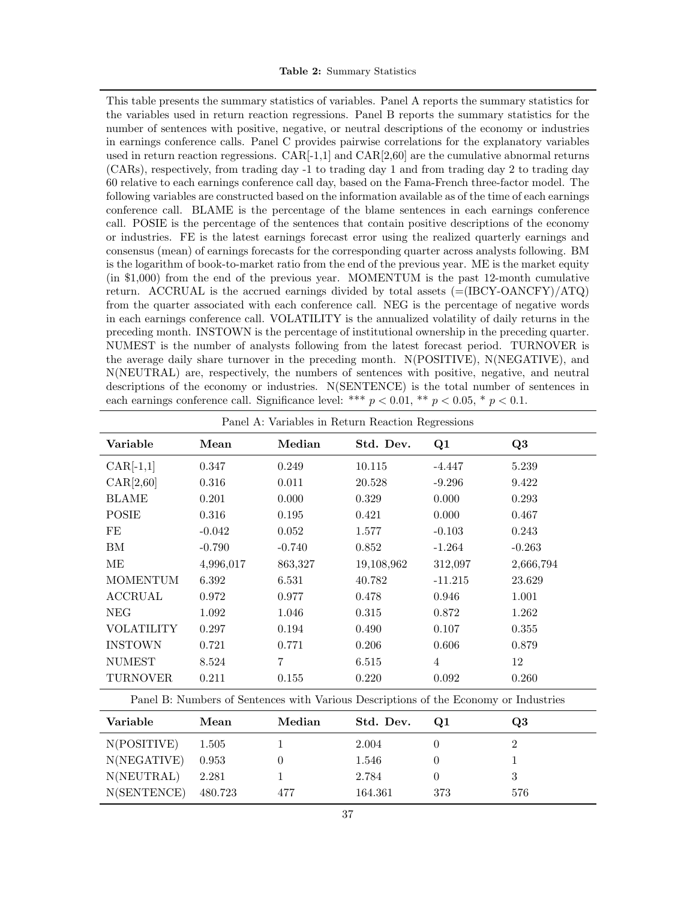**Table 2:** Summary Statistics

This table presents the summary statistics of variables. Panel A reports the summary statistics for the variables used in return reaction regressions. Panel B reports the summary statistics for the number of sentences with positive, negative, or neutral descriptions of the economy or industries in earnings conference calls. Panel C provides pairwise correlations for the explanatory variables used in return reaction regressions. CAR[-1,1] and CAR[2,60] are the cumulative abnormal returns (CARs), respectively, from trading day -1 to trading day 1 and from trading day 2 to trading day 60 relative to each earnings conference call day, based on the Fama-French three-factor model. The following variables are constructed based on the information available as of the time of each earnings conference call. BLAME is the percentage of the blame sentences in each earnings conference call. POSIE is the percentage of the sentences that contain positive descriptions of the economy or industries. FE is the latest earnings forecast error using the realized quarterly earnings and consensus (mean) of earnings forecasts for the corresponding quarter across analysts following. BM is the logarithm of book-to-market ratio from the end of the previous year. ME is the market equity (in $1,000) from the end of the previous year. MOMENTUM is the past 12-month cumulative return. ACCRUAL is the accrued earnings divided by total assets (=(IBCY-OANCFY)/ATQ) from the quarter associated with each conference call. NEG is the percentage of negative words in each earnings conference call. VOLATILITY is the annualized volatility of daily returns in the preceding month. INSTOWN is the percentage of institutional ownership in the preceding quarter. NUMEST is the number of analysts following from the latest forecast period. TURNOVER is the average daily share turnover in the preceding month. N(POSITIVE), N(NEGATIVE), and N(NEUTRAL) are, respectively, the numbers of sentences with positive, negative, and neutral descriptions of the economy or industries. N(SENTENCE) is the total number of sentences in each earnings conference call. Significance level: *** $p < 0.01$, ** $p < 0.05$, * $p < 0.1$.

Panel A: Variables in Return Reaction Regressions

| Variable | Mean | Median | Std. Dev. | Q1 | Q3 |
|---|---|---|---|---|---|
| CAR[-1,1] | 0.347 | 0.249 | 10.115 | -4.447 | 5.239 |
| CAR[2,60] | 0.316 | 0.011 | 20.528 | -9.296 | 9.422 |
| BLAME | 0.201 | 0.000 | 0.329 | 0.000 | 0.293 |
| POSIE | 0.316 | 0.195 | 0.421 | 0.000 | 0.467 |
| FE | -0.042 | 0.052 | 1.577 | -0.103 | 0.243 |
| BM | -0.790 | -0.740 | 0.852 | -1.264 | -0.263 |
| ME | 4,996,017 | 863,327 | 19,108,962 | 312,097 | 2,666,794 |
| MOMENTUM | 6.392 | 6.531 | 40.782 | -11.215 | 23.629 |
| ACCRUAL | 0.972 | 0.977 | 0.478 | 0.946 | 1.001 |
| NEG | 1.092 | 1.046 | 0.315 | 0.872 | 1.262 |
| VOLATILITY | 0.297 | 0.194 | 0.490 | 0.107 | 0.355 |
| INSTOWN | 0.721 | 0.771 | 0.206 | 0.606 | 0.879 |
| NUMEST | 8.524 | 7 | 6.515 | 4 | 12 |
| TURNOVER | 0.211 | 0.155 | 0.220 | 0.092 | 0.260 |

Panel B: Numbers of Sentences with Various Descriptions of the Economy or Industries

| Variable | Mean | Median | Std. Dev. | Q1 | Q3 |
|---|---|---|---|---|---|
| N(POSITIVE) | 1.505 | 1 | 2.004 | 0 | 2 |
| N(NEGATIVE) | 0.953 | 0 | 1.546 | 0 | 1 |
| N(NEUTRAL) | 2.281 | 1 | 2.784 | 0 | 3 |
| N(SENTENCE) | 480.723 | 477 | 164.361 | 373 | 576 |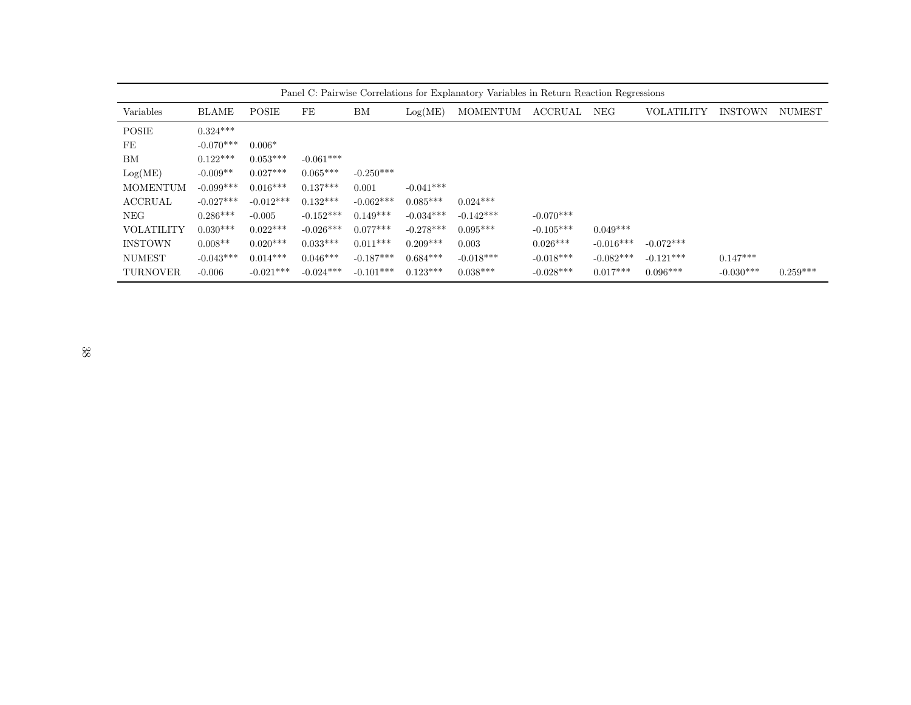Panel C: Pairwise Correlations for Explanatory Variables in Return Reaction Regressions

| Variables | BLAME | POSIE | FE | BM | Log(ME) | MOMENTUM | ACCRUAL | NEG | VOLATILITY | INSTOWN | NUMEST |
|---|---|---|---|---|---|---|---|---|---|---|---|
| POSIE | 0.324*** | | | | | | | | | | |
| FE | -0.070*** | 0.006* | | | | | | | | | |
| BM | 0.122*** | 0.053*** | -0.061*** | | | | | | | | |
| Log(ME) | -0.009** | 0.027*** | 0.065*** | -0.250*** | | | | | | | |
| MOMENTUM | -0.099*** | 0.016*** | 0.137*** | 0.001 | -0.041*** | | | | | | |
| ACCRUAL | -0.027*** | -0.012*** | 0.132*** | -0.062*** | 0.085*** | 0.024*** | | | | | |
| NEG | 0.286*** | -0.005 | -0.152*** | 0.149*** | -0.034*** | -0.142*** | -0.070*** | | | | |
| VOLATILITY | 0.030*** | 0.022*** | -0.026*** | 0.077*** | -0.278*** | 0.095*** | -0.105*** | 0.049*** | | | |
| INSTOWN | 0.008** | 0.020*** | 0.033*** | 0.011*** | 0.209*** | 0.003 | 0.026*** | -0.016*** | -0.072*** | | |
| NUMEST | -0.043*** | 0.014*** | 0.046*** | -0.187*** | 0.684*** | -0.018*** | -0.018*** | -0.082*** | -0.121*** | 0.147*** | |
| TURNOVER | -0.006 | -0.021*** | -0.024*** | -0.101*** | 0.123*** | 0.038*** | -0.028*** | 0.017*** | 0.096*** | -0.030*** | 0.259*** |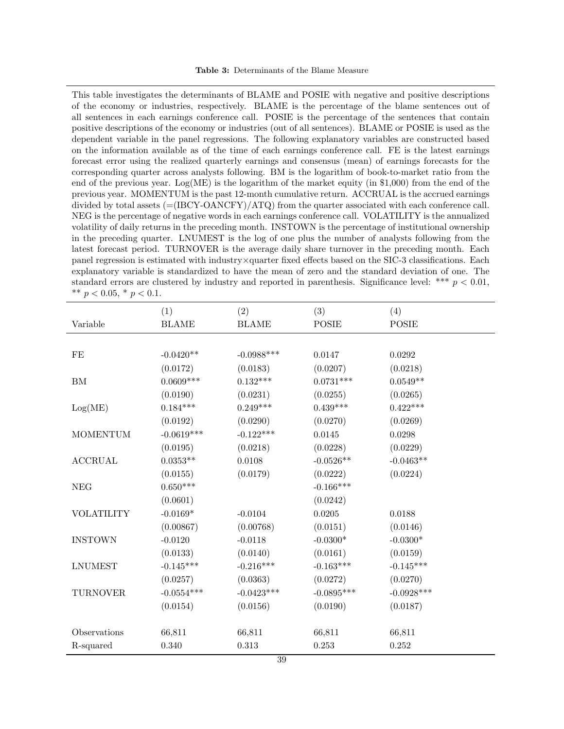**Table 3:** Determinants of the Blame Measure

This table investigates the determinants of BLAME and POSIE with negative and positive descriptions of the economy or industries, respectively. BLAME is the percentage of the blame sentences out of all sentences in each earnings conference call. POSIE is the percentage of the sentences that contain positive descriptions of the economy or industries (out of all sentences). BLAME or POSIE is used as the dependent variable in the panel regressions. The following explanatory variables are constructed based on the information available as of the time of each earnings conference call. FE is the latest earnings forecast error using the realized quarterly earnings and consensus (mean) of earnings forecasts for the corresponding quarter across analysts following. BM is the logarithm of book-to-market ratio from the end of the previous year. Log(ME) is the logarithm of the market equity (in $1,000) from the end of the previous year. MOMENTUM is the past 12-month cumulative return. ACCRUAL is the accrued earnings divided by total assets (=(IBCY-OANCFY)/ATQ) from the quarter associated with each conference call. NEG is the percentage of negative words in each earnings conference call. VOLATILITY is the annualized volatility of daily returns in the preceding month. INSTOWN is the percentage of institutional ownership in the preceding quarter. LNUMEST is the log of one plus the number of analysts following from the latest forecast period. TURNOVER is the average daily share turnover in the preceding month. Each panel regression is estimated with industry×quarter fixed effects based on the SIC-3 classifications. Each explanatory variable is standardized to have the mean of zero and the standard deviation of one. The standard errors are clustered by industry and reported in parenthesis. Significance level: *** $p < 0.01$, ** $p < 0.05$, * $p < 0.1$.

| Variable | (1) BLAME | (2) BLAME | (3) POSIE | (4) POSIE |
|---|---|---|---|---|
| FE | -0.0420** | -0.0988*** | 0.0147 | 0.0292 |
| | (0.0172) | (0.0183) | (0.0207) | (0.0218) |
| BM | 0.0609*** | 0.132*** | 0.0731*** | 0.0549** |
| | (0.0190) | (0.0231) | (0.0255) | (0.0265) |
| Log(ME) | 0.184*** | 0.249*** | 0.439*** | 0.422*** |
| | (0.0192) | (0.0290) | (0.0270) | (0.0269) |
| MOMENTUM | -0.0619*** | -0.122*** | 0.0145 | 0.0298 |
| | (0.0195) | (0.0218) | (0.0228) | (0.0229) |
| ACCRUAL | 0.0353** | 0.0108 | -0.0526** | -0.0463** |
| | (0.0155) | (0.0179) | (0.0222) | (0.0224) |
| NEG | 0.650*** | | -0.166*** | |
| | (0.0601) | | (0.0242) | |
| VOLATILITY | -0.0169* | -0.0104 | 0.0205 | 0.0188 |
| | (0.00867) | (0.00768) | (0.0151) | (0.0146) |
| INSTOWN | -0.0120 | -0.0118 | -0.0300* | -0.0300* |
| | (0.0133) | (0.0140) | (0.0161) | (0.0159) |
| LNUMEST | -0.145*** | -0.216*** | -0.163*** | -0.145*** |
| | (0.0257) | (0.0363) | (0.0272) | (0.0270) |
| TURNOVER | -0.0554*** | -0.0423*** | -0.0895*** | -0.0928*** |
| | (0.0154) | (0.0156) | (0.0190) | (0.0187) |
| Observations | 66,811 | 66,811 | 66,811 | 66,811 |
| R-squared | 0.340 | 0.313 | 0.253 | 0.252 |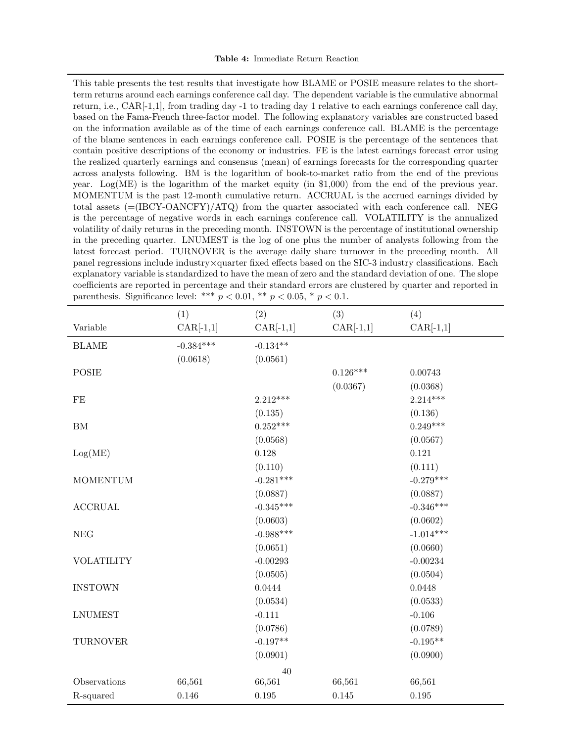**Table 4:** Immediate Return Reaction

This table presents the test results that investigate how BLAME or POSIE measure relates to the short-term returns around each earnings conference call day. The dependent variable is the cumulative abnormal return, i.e., CAR[-1,1], from trading day -1 to trading day 1 relative to each earnings conference call day, based on the Fama-French three-factor model. The following explanatory variables are constructed based on the information available as of the time of each earnings conference call. BLAME is the percentage of the blame sentences in each earnings conference call. POSIE is the percentage of the sentences that contain positive descriptions of the economy or industries. FE is the latest earnings forecast error using the realized quarterly earnings and consensus (mean) of earnings forecasts for the corresponding quarter across analysts following. BM is the logarithm of book-to-market ratio from the end of the previous year. Log(ME) is the logarithm of the market equity (in \$1,000) from the end of the previous year. MOMENTUM is the past 12-month cumulative return. ACCRUAL is the accrued earnings divided by total assets (=(IBCY-OANCFY)/ATQ) from the quarter associated with each conference call. NEG is the percentage of negative words in each earnings conference call. VOLATILITY is the annualized volatility of daily returns in the preceding month. INSTOWN is the percentage of institutional ownership in the preceding quarter. LNUMEST is the log of one plus the number of analysts following from the latest forecast period. TURNOVER is the average daily share turnover in the preceding month. All panel regressions include industry×quarter fixed effects based on the SIC-3 industry classifications. Each explanatory variable is standardized to have the mean of zero and the standard deviation of one. The slope coefficients are reported in percentage and their standard errors are clustered by quarter and reported in parenthesis. Significance level: *** $p < 0.01$, ** $p < 0.05$, * $p < 0.1$.

| Variable | (1) CAR[-1,1] | (2) CAR[-1,1] | (3) CAR[-1,1] | (4) CAR[-1,1] |
|---|---|---|---|---|
| BLAME | -0.384*** | -0.134** | | |
| | (0.0618) | (0.0561) | | |
| POSIE | | | 0.126*** | 0.00743 |
| | | | (0.0367) | (0.0368) |
| FE | | 2.212*** | | 2.214*** |
| | | (0.135) | | (0.136) |
| BM | | 0.252*** | | 0.249*** |
| | | (0.0568) | | (0.0567) |
| Log(ME) | | 0.128 | | 0.121 |
| | | (0.110) | | (0.111) |
| MOMENTUM | | -0.281*** | | -0.279*** |
| | | (0.0887) | | (0.0887) |
| ACCRUAL | | -0.345*** | | -0.346*** |
| | | (0.0603) | | (0.0602) |
| NEG | | -0.988*** | | -1.014*** |
| | | (0.0651) | | (0.0660) |
| VOLATILITY | | -0.00293 | | -0.00234 |
| | | (0.0505) | | (0.0504) |
| INSTOWN | | 0.0444 | | 0.0448 |
| | | (0.0534) | | (0.0533) |
| LNUMEST | | -0.111 | | -0.106 |
| | | (0.0786) | | (0.0789) |
| TURNOVER | | -0.197** | | -0.195** |
| | | (0.0901) | | (0.0900) |
| Observations | 66,561 | 66,561 | 66,561 | 66,561 |
| R-squared | 0.146 | 0.195 | 0.145 | 0.195 |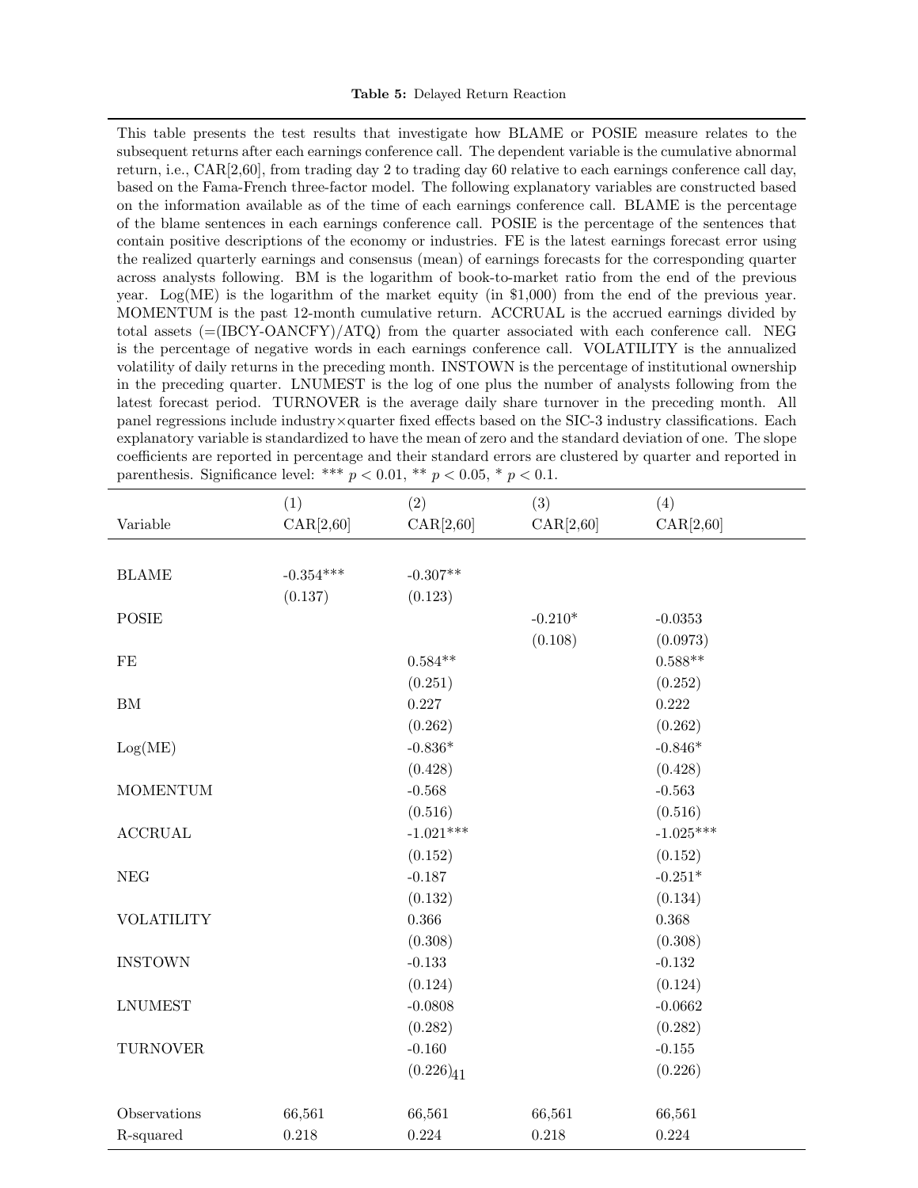**Table 5:** Delayed Return Reaction

This table presents the test results that investigate how BLAME or POSIE measure relates to the subsequent returns after each earnings conference call. The dependent variable is the cumulative abnormal return, i.e., CAR[2,60], from trading day 2 to trading day 60 relative to each earnings conference call day, based on the Fama-French three-factor model. The following explanatory variables are constructed based on the information available as of the time of each earnings conference call. BLAME is the percentage of the blame sentences in each earnings conference call. POSIE is the percentage of the sentences that contain positive descriptions of the economy or industries. FE is the latest earnings forecast error using the realized quarterly earnings and consensus (mean) of earnings forecasts for the corresponding quarter across analysts following. BM is the logarithm of book-to-market ratio from the end of the previous year. Log(ME) is the logarithm of the market equity (in \$1,000) from the end of the previous year. MOMENTUM is the past 12-month cumulative return. ACCRUAL is the accrued earnings divided by total assets (=(IBCY-OANCFY)/ATQ) from the quarter associated with each conference call. NEG is the percentage of negative words in each earnings conference call. VOLATILITY is the annualized volatility of daily returns in the preceding month. INSTOWN is the percentage of institutional ownership in the preceding quarter. LNUMEST is the log of one plus the number of analysts following from the latest forecast period. TURNOVER is the average daily share turnover in the preceding month. All panel regressions include industry×quarter fixed effects based on the SIC-3 industry classifications. Each explanatory variable is standardized to have the mean of zero and the standard deviation of one. The slope coefficients are reported in percentage and their standard errors are clustered by quarter and reported in parenthesis. Significance level: *** $p < 0.01$, ** $p < 0.05$, * $p < 0.1$.

| Variable | (1) CAR[2,60] | (2) CAR[2,60] | (3) CAR[2,60] | (4) CAR[2,60] |
|---|---|---|---|---|
| BLAME | -0.354*** | -0.307** | | |
| | (0.137) | (0.123) | | |
| POSIE | | | -0.210* | -0.0353 |
| | | | (0.108) | (0.0973) |
| FE | | 0.584** | | 0.588** |
| | | (0.251) | | (0.252) |
| BM | | 0.227 | | 0.222 |
| | | (0.262) | | (0.262) |
| Log(ME) | | -0.836* | | -0.846* |
| | | (0.428) | | (0.428) |
| MOMENTUM | | -0.568 | | -0.563 |
| | | (0.516) | | (0.516) |
| ACCRUAL | | -1.021*** | | -1.025*** |
| | | (0.152) | | (0.152) |
| NEG | | -0.187 | | -0.251* |
| | | (0.132) | | (0.134) |
| VOLATILITY | | 0.366 | | 0.368 |
| | | (0.308) | | (0.308) |
| INSTOWN | | -0.133 | | -0.132 |
| | | (0.124) | | (0.124) |
| LNUMEST | | -0.0808 | | -0.0662 |
| | | (0.282) | | (0.282) |
| TURNOVER | | -0.160 | | -0.155 |
| | | (0.226) | | (0.226) |
| Observations | 66,561 | 66,561 | 66,561 | 66,561 |
| R-squared | 0.218 | 0.224 | 0.218 | 0.224 |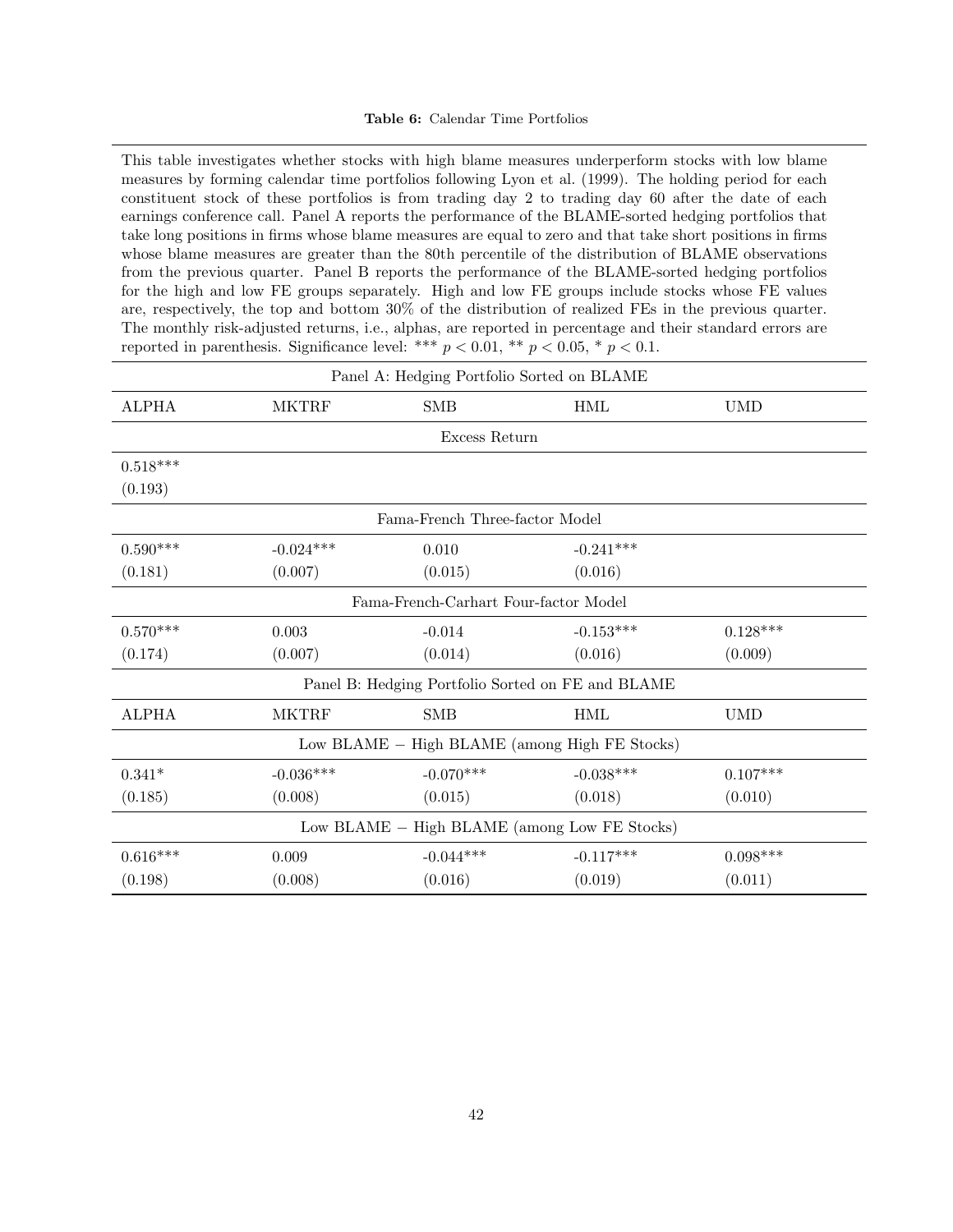**Table 6:** Calendar Time Portfolios

This table investigates whether stocks with high blame measures underperform stocks with low blame measures by forming calendar time portfolios following Lyon et al. (1999). The holding period for each constituent stock of these portfolios is from trading day 2 to trading day 60 after the date of each earnings conference call. Panel A reports the performance of the BLAME-sorted hedging portfolios that take long positions in firms whose blame measures are equal to zero and that take short positions in firms whose blame measures are greater than the 80th percentile of the distribution of BLAME observations from the previous quarter. Panel B reports the performance of the BLAME-sorted hedging portfolios for the high and low FE groups separately. High and low FE groups include stocks whose FE values are, respectively, the top and bottom 30% of the distribution of realized FEs in the previous quarter. The monthly risk-adjusted returns, i.e., alphas, are reported in percentage and their standard errors are reported in parenthesis. Significance level: *** $p < 0.01$, ** $p < 0.05$, * $p < 0.1$.

| Panel A: Hedging Portfolio Sorted on BLAME | | | | |
|---|---|---|---|---|
| ALPHA | MKTRF | SMB | HML | UMD |
| Excess Return | | | | |
| 0.518*** | | | | |
| (0.193) | | | | |
| Fama-French Three-factor Model | | | | |
| 0.590*** | -0.024*** | 0.010 | -0.241*** | |
| (0.181) | (0.007) | (0.015) | (0.016) | |
| Fama-French-Carhart Four-factor Model | | | | |
| 0.570*** | 0.003 | -0.014 | -0.153*** | 0.128*** |
| (0.174) | (0.007) | (0.014) | (0.016) | (0.009) |

| Panel B: Hedging Portfolio Sorted on FE and BLAME | | | | |
|---|---|---|---|---|
| ALPHA | MKTRF | SMB | HML | UMD |
| Low BLAME − High BLAME (among High FE Stocks) | | | | |
| 0.341* | -0.036*** | -0.070*** | -0.038*** | 0.107*** |
| (0.185) | (0.008) | (0.015) | (0.018) | (0.010) |
| Low BLAME − High BLAME (among Low FE Stocks) | | | | |
| 0.616*** | 0.009 | -0.044*** | -0.117*** | 0.098*** |
| (0.198) | (0.008) | (0.016) | (0.019) | (0.011) |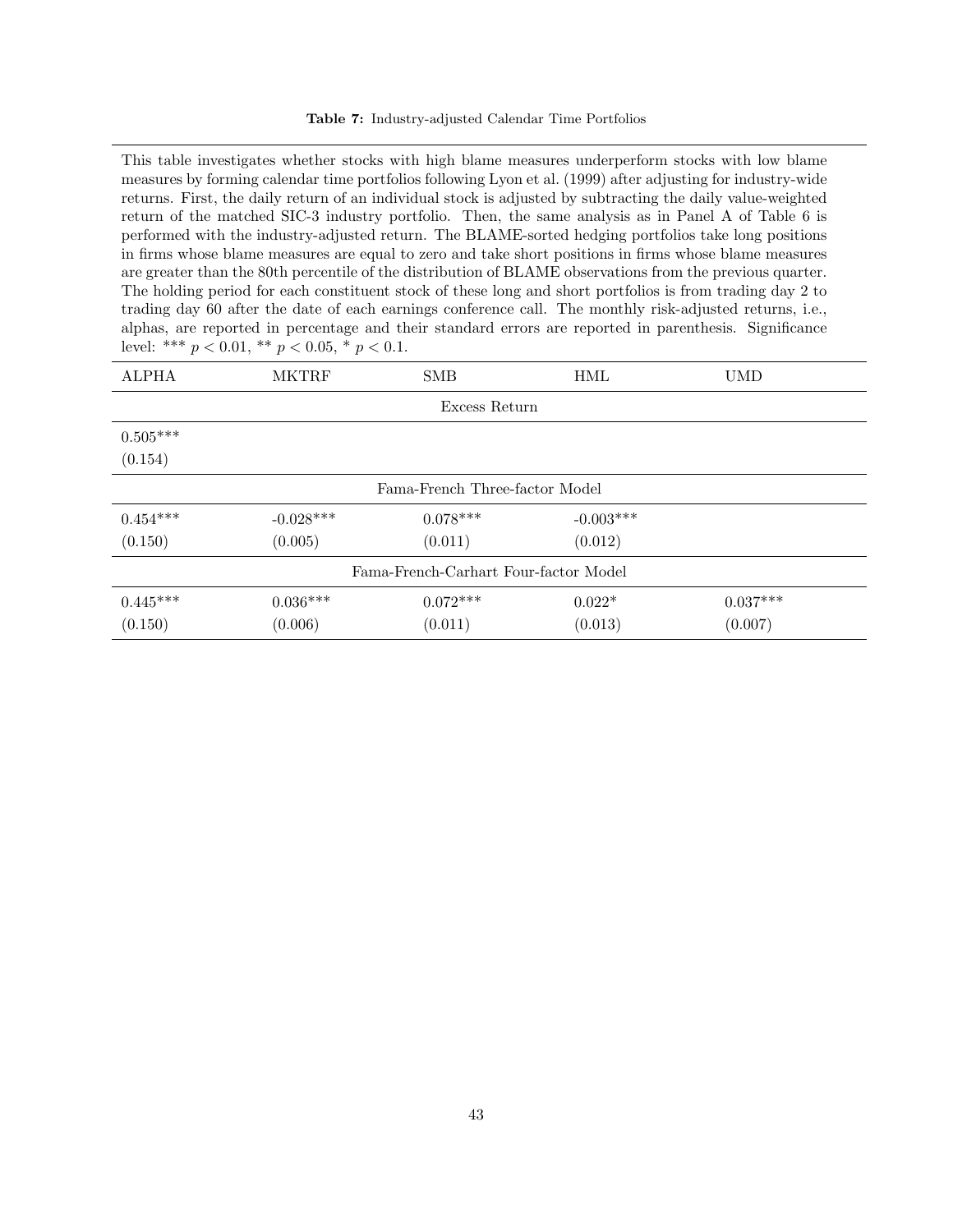**Table 7:** Industry-adjusted Calendar Time Portfolios

This table investigates whether stocks with high blame measures underperform stocks with low blame measures by forming calendar time portfolios following Lyon et al. (1999) after adjusting for industry-wide returns. First, the daily return of an individual stock is adjusted by subtracting the daily value-weighted return of the matched SIC-3 industry portfolio. Then, the same analysis as in Panel A of Table 6 is performed with the industry-adjusted return. The BLAME-sorted hedging portfolios take long positions in firms whose blame measures are equal to zero and take short positions in firms whose blame measures are greater than the 80th percentile of the distribution of BLAME observations from the previous quarter. The holding period for each constituent stock of these long and short portfolios is from trading day 2 to trading day 60 after the date of each earnings conference call. The monthly risk-adjusted returns, i.e., alphas, are reported in percentage and their standard errors are reported in parenthesis. Significance level: *** $p < 0.01$, ** $p < 0.05$, * $p < 0.1$.

| ALPHA | MKTRF | SMB | HML | UMD |
|---|---|---|---|---|
| | | Excess Return | | |
| 0.505*** | | | | |
| (0.154) | | | | |
| | | Fama-French Three-factor Model | | |
| 0.454*** | -0.028*** | 0.078*** | -0.003*** | |
| (0.150) | (0.005) | (0.011) | (0.012) | |
| | | Fama-French-Carhart Four-factor Model | | |
| 0.445*** | 0.036*** | 0.072*** | 0.022* | 0.037*** |
| (0.150) | (0.006) | (0.011) | (0.013) | (0.007) |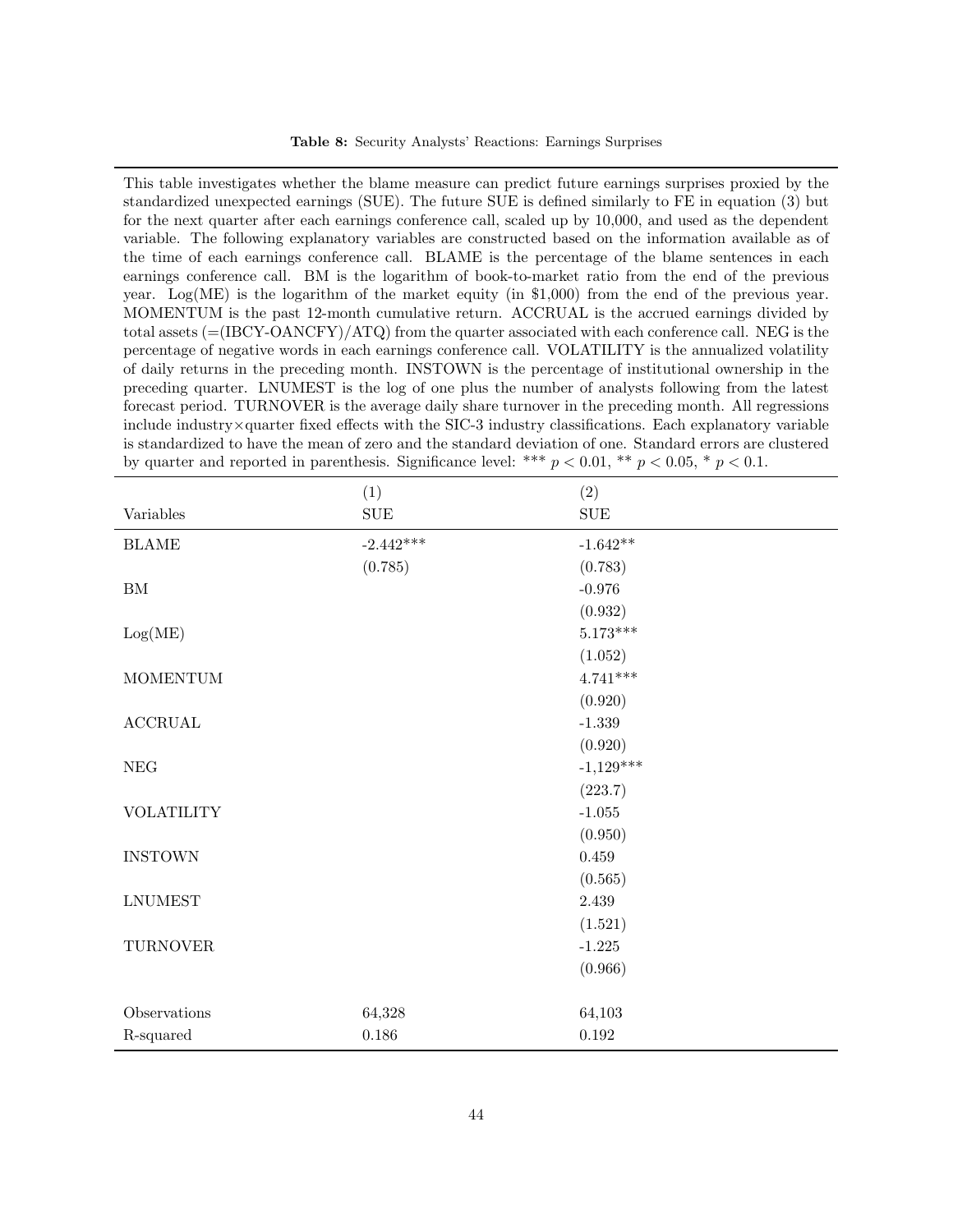**Table 8:** Security Analysts' Reactions: Earnings Surprises

This table investigates whether the blame measure can predict future earnings surprises proxied by the standardized unexpected earnings (SUE). The future SUE is defined similarly to FE in equation (3) but for the next quarter after each earnings conference call, scaled up by 10,000, and used as the dependent variable. The following explanatory variables are constructed based on the information available as of the time of each earnings conference call. BLAME is the percentage of the blame sentences in each earnings conference call. BM is the logarithm of book-to-market ratio from the end of the previous year. Log(ME) is the logarithm of the market equity (in $1,000) from the end of the previous year. MOMENTUM is the past 12-month cumulative return. ACCRUAL is the accrued earnings divided by total assets (=(IBCY-OANCFY)/ATQ) from the quarter associated with each conference call. NEG is the percentage of negative words in each earnings conference call. VOLATILITY is the annualized volatility of daily returns in the preceding month. INSTOWN is the percentage of institutional ownership in the preceding quarter. LNUMEST is the log of one plus the number of analysts following from the latest forecast period. TURNOVER is the average daily share turnover in the preceding month. All regressions include industry×quarter fixed effects with the SIC-3 industry classifications. Each explanatory variable is standardized to have the mean of zero and the standard deviation of one. Standard errors are clustered by quarter and reported in parenthesis. Significance level: *** $p < 0.01$, ** $p < 0.05$, * $p < 0.1$.

| Variables | (1) SUE | (2) SUE |
|---|---|---|
| BLAME | -2.442*** | -1.642** |
| | (0.785) | (0.783) |
| BM | | -0.976 |
| | | (0.932) |
| Log(ME) | | 5.173*** |
| | | (1.052) |
| MOMENTUM | | 4.741*** |
| | | (0.920) |
| ACCRUAL | | -1.339 |
| | | (0.920) |
| NEG | | -1,129*** |
| | | (223.7) |
| VOLATILITY | | -1.055 |
| | | (0.950) |
| INSTOWN | | 0.459 |
| | | (0.565) |
| LNUMEST | | 2.439 |
| | | (1.521) |
| TURNOVER | | -1.225 |
| | | (0.966) |
| Observations | 64,328 | 64,103 |
| R-squared | 0.186 | 0.192 |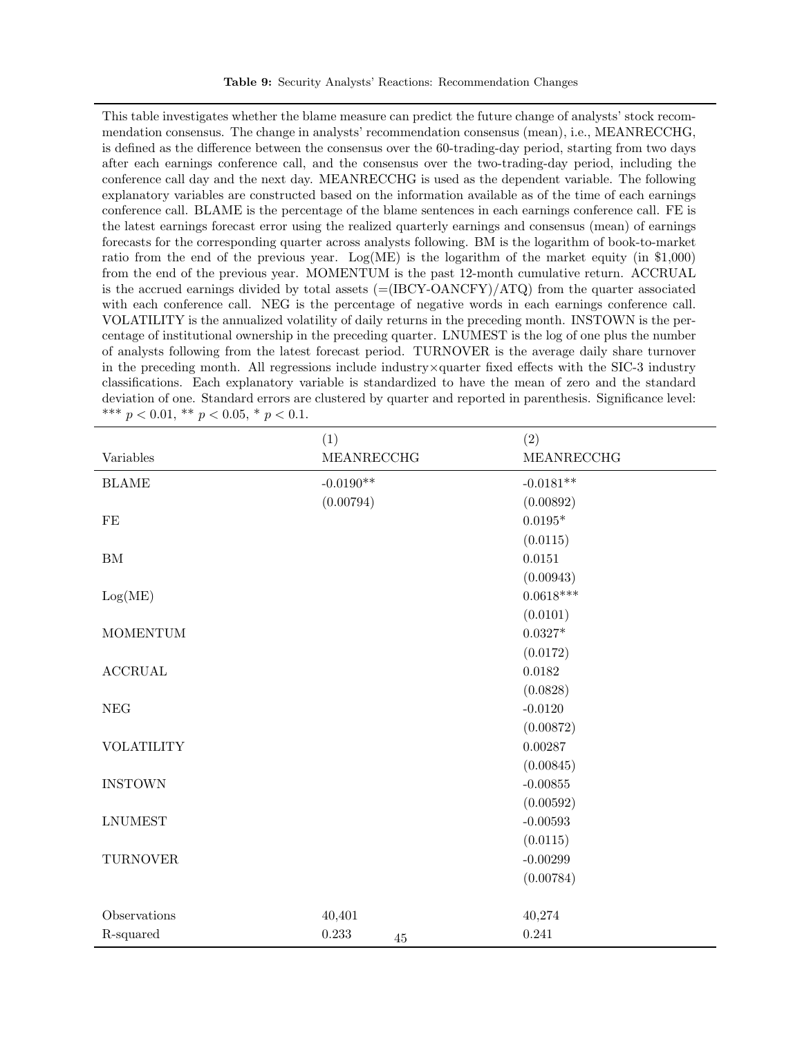**Table 9:** Security Analysts' Reactions: Recommendation Changes

This table investigates whether the blame measure can predict the future change of analysts' stock recommendation consensus. The change in analysts' recommendation consensus (mean), i.e., MEANRECCHG, is defined as the difference between the consensus over the 60-trading-day period, starting from two days after each earnings conference call, and the consensus over the two-trading-day period, including the conference call day and the next day. MEANRECCHG is used as the dependent variable. The following explanatory variables are constructed based on the information available as of the time of each earnings conference call. BLAME is the percentage of the blame sentences in each earnings conference call. FE is the latest earnings forecast error using the realized quarterly earnings and consensus (mean) of earnings forecasts for the corresponding quarter across analysts following. BM is the logarithm of book-to-market ratio from the end of the previous year. Log(ME) is the logarithm of the market equity (in $1,000) from the end of the previous year. MOMENTUM is the past 12-month cumulative return. ACCRUAL is the accrued earnings divided by total assets (=(IBCY-OANCFY)/ATQ) from the quarter associated with each conference call. NEG is the percentage of negative words in each earnings conference call. VOLATILITY is the annualized volatility of daily returns in the preceding month. INSTOWN is the percentage of institutional ownership in the preceding quarter. LNUMEST is the log of one plus the number of analysts following from the latest forecast period. TURNOVER is the average daily share turnover in the preceding month. All regressions include industry×quarter fixed effects with the SIC-3 industry classifications. Each explanatory variable is standardized to have the mean of zero and the standard deviation of one. Standard errors are clustered by quarter and reported in parenthesis. Significance level: *** $p < 0.01$, ** $p < 0.05$, * $p < 0.1$.

| Variables | (1) MEANRECCHG | (2) MEANRECCHG |
|---|---|---|
| BLAME | -0.0190** | -0.0181** |
| | (0.00794) | (0.00892) |
| FE | | 0.0195* |
| | | (0.0115) |
| BM | | 0.0151 |
| | | (0.00943) |
| Log(ME) | | 0.0618*** |
| | | (0.0101) |
| MOMENTUM | | 0.0327* |
| | | (0.0172) |
| ACCRUAL | | 0.0182 |
| | | (0.0828) |
| NEG | | -0.0120 |
| | | (0.00872) |
| VOLATILITY | | 0.00287 |
| | | (0.00845) |
| INSTOWN | | -0.00855 |
| | | (0.00592) |
| LNUMEST | | -0.00593 |
| | | (0.0115) |
| TURNOVER | | -0.00299 |
| | | (0.00784) |
| Observations | 40,401 | 40,274 |
| R-squared | 0.233 | 0.241 |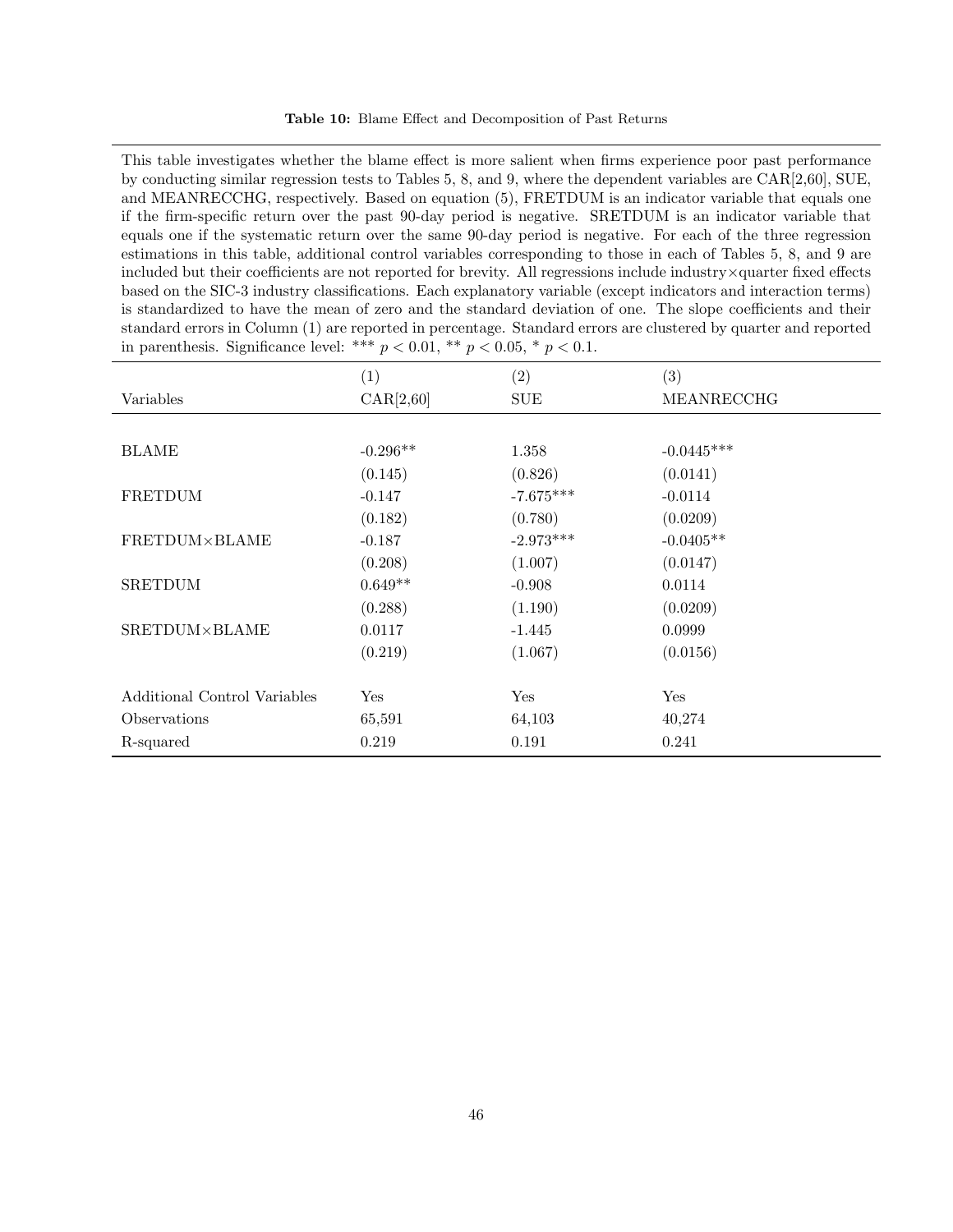**Table 10:** Blame Effect and Decomposition of Past Returns

This table investigates whether the blame effect is more salient when firms experience poor past performance by conducting similar regression tests to Tables 5, 8, and 9, where the dependent variables are CAR[2,60], SUE, and MEANRECCHG, respectively. Based on equation (5), FRETDUM is an indicator variable that equals one if the firm-specific return over the past 90-day period is negative. SRETDUM is an indicator variable that equals one if the systematic return over the same 90-day period is negative. For each of the three regression estimations in this table, additional control variables corresponding to those in each of Tables 5, 8, and 9 are included but their coefficients are not reported for brevity. All regressions include industry×quarter fixed effects based on the SIC-3 industry classifications. Each explanatory variable (except indicators and interaction terms) is standardized to have the mean of zero and the standard deviation of one. The slope coefficients and their standard errors in Column (1) are reported in percentage. Standard errors are clustered by quarter and reported in parenthesis. Significance level: *** $p < 0.01$, ** $p < 0.05$, * $p < 0.1$.

| | (1) | (2) | (3) |
|---|---|---|---|
| Variables | CAR[2,60] | SUE | MEANRECCHG |
| BLAME | -0.296** | 1.358 | -0.0445*** |
| | (0.145) | (0.826) | (0.0141) |
| FRETDUM | -0.147 | -7.675*** | -0.0114 |
| | (0.182) | (0.780) | (0.0209) |
| FRETDUM×BLAME | -0.187 | -2.973*** | -0.0405** |
| | (0.208) | (1.007) | (0.0147) |
| SRETDUM | 0.649** | -0.908 | 0.0114 |
| | (0.288) | (1.190) | (0.0209) |
| SRETDUM×BLAME | 0.0117 | -1.445 | 0.0999 |
| | (0.219) | (1.067) | (0.0156) |
| Additional Control Variables | Yes | Yes | Yes |
| Observations | 65,591 | 64,103 | 40,274 |
| R-squared | 0.219 | 0.191 | 0.241 |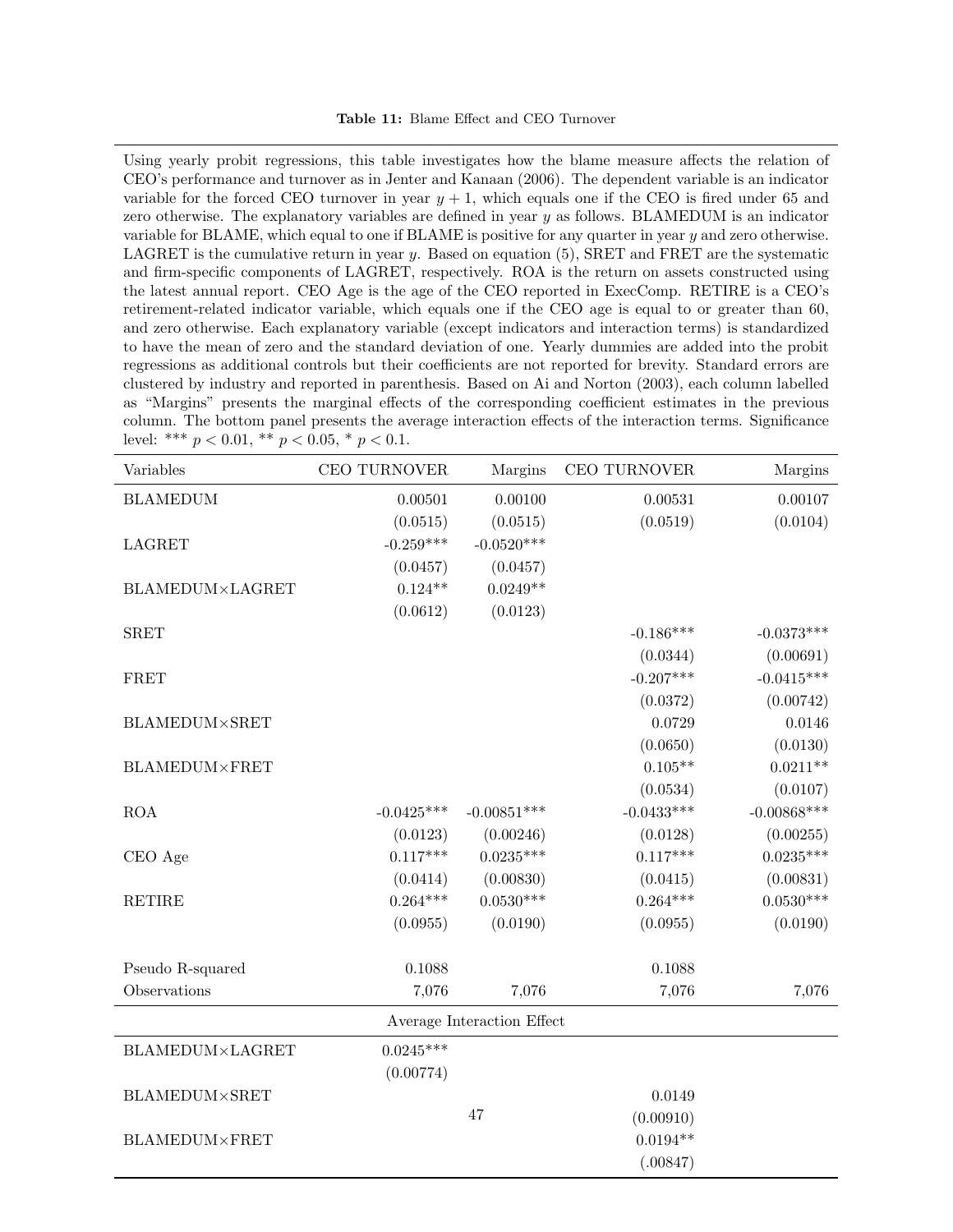**Table 11:** Blame Effect and CEO Turnover

Using yearly probit regressions, this table investigates how the blame measure affects the relation of CEO's performance and turnover as in Jenter and Kanaan (2006). The dependent variable is an indicator variable for the forced CEO turnover in year $y+1$, which equals one if the CEO is fired under 65 and zero otherwise. The explanatory variables are defined in year $y$ as follows. BLAMEDUM is an indicator variable for BLAME, which equal to one if BLAME is positive for any quarter in year $y$ and zero otherwise. LAGRET is the cumulative return in year $y$. Based on equation (5), SRET and FRET are the systematic and firm-specific components of LAGRET, respectively. ROA is the return on assets constructed using the latest annual report. CEO Age is the age of the CEO reported in ExecComp. RETIRE is a CEO's retirement-related indicator variable, which equals one if the CEO age is equal to or greater than 60, and zero otherwise. Each explanatory variable (except indicators and interaction terms) is standardized to have the mean of zero and the standard deviation of one. Yearly dummies are added into the probit regressions as additional controls but their coefficients are not reported for brevity. Standard errors are clustered by industry and reported in parenthesis. Based on Ai and Norton (2003), each column labelled as "Margins" presents the marginal effects of the corresponding coefficient estimates in the previous column. The bottom panel presents the average interaction effects of the interaction terms. Significance level: *** $p < 0.01$, ** $p < 0.05$, * $p < 0.1$.

| Variables | CEO TURNOVER | Margins | CEO TURNOVER | Margins |
|---|---|---|---|---|
| BLAMEDUM | 0.00501 | 0.00100 | 0.00531 | 0.00107 |
| | (0.0515) | (0.0515) | (0.0519) | (0.0104) |
| LAGRET | -0.259*** | -0.0520*** | | |
| | (0.0457) | (0.0457) | | |
| BLAMEDUM×LAGRET | 0.124** | 0.0249** | | |
| | (0.0612) | (0.0123) | | |
| SRET | | | -0.186*** | -0.0373*** |
| | | | (0.0344) | (0.00691) |
| FRET | | | -0.207*** | -0.0415*** |
| | | | (0.0372) | (0.00742) |
| BLAMEDUM×SRET | | | 0.0729 | 0.0146 |
| | | | (0.0650) | (0.0130) |
| BLAMEDUM×FRET | | | 0.105** | 0.0211** |
| | | | (0.0534) | (0.0107) |
| ROA | -0.0425*** | -0.00851*** | -0.0433*** | -0.00868*** |
| | (0.0123) | (0.00246) | (0.0128) | (0.00255) |
| CEO Age | 0.117*** | 0.0235*** | 0.117*** | 0.0235*** |
| | (0.0414) | (0.00830) | (0.0415) | (0.00831) |
| RETIRE | 0.264*** | 0.0530*** | 0.264*** | 0.0530*** |
| | (0.0955) | (0.0190) | (0.0955) | (0.0190) |
| Pseudo R-squared | 0.1088 | | 0.1088 | |
| Observations | 7,076 | 7,076 | 7,076 | 7,076 |
| **Average Interaction Effect** | | | | |
| BLAMEDUM×LAGRET | 0.0245*** | | | |
| | (0.00774) | | | |
| BLAMEDUM×SRET | | | 0.0149 | |
| | | | (0.00910) | |
| BLAMEDUM×FRET | | | 0.0194** | |
| | | | (.00847) | |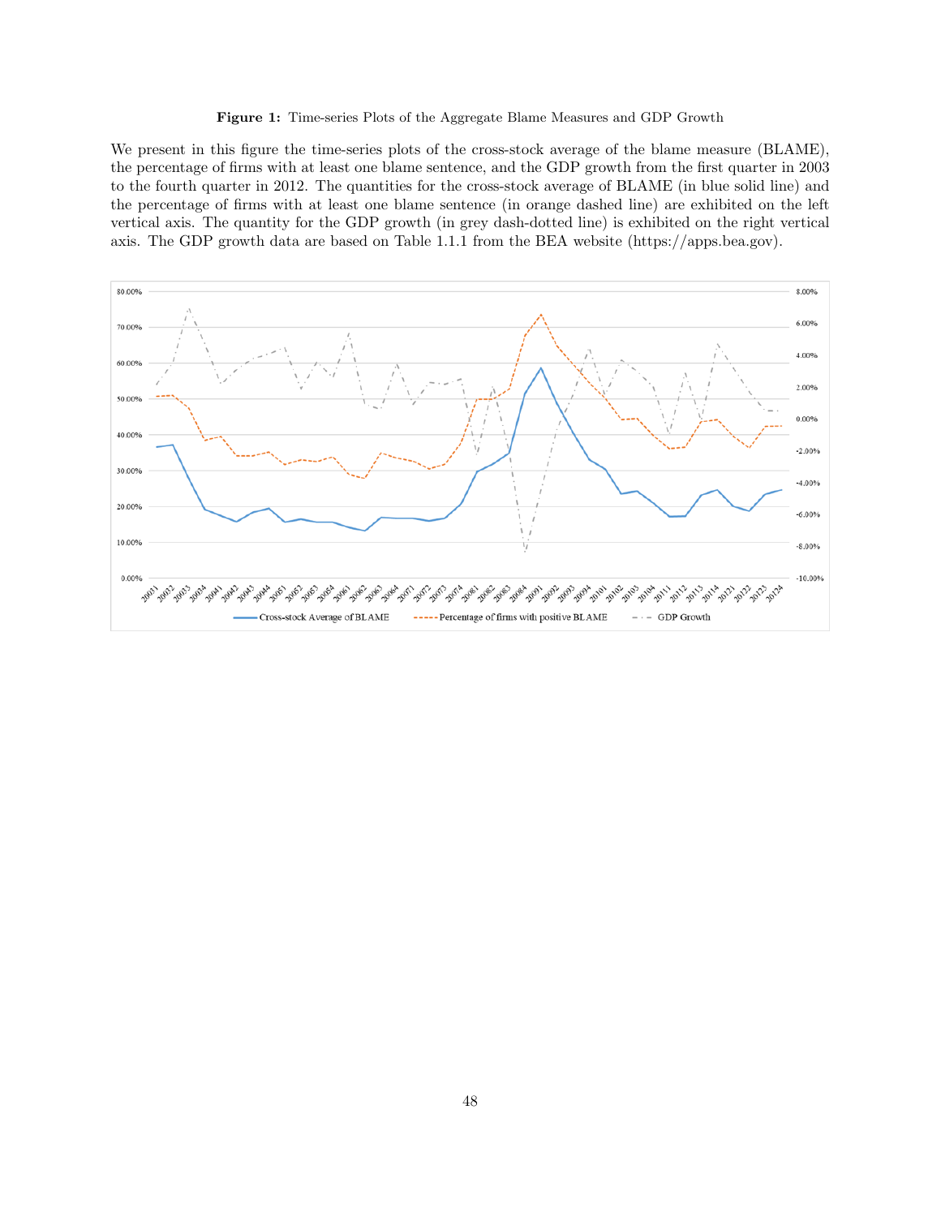**Figure 1:** Time-series Plots of the Aggregate Blame Measures and GDP Growth

We present in this figure the time-series plots of the cross-stock average of the blame measure (BLAME), the percentage of firms with at least one blame sentence, and the GDP growth from the first quarter in 2003 to the fourth quarter in 2012. The quantities for the cross-stock average of BLAME (in blue solid line) and the percentage of firms with at least one blame sentence (in orange dashed line) are exhibited on the left vertical axis. The quantity for the GDP growth (in grey dash-dotted line) is exhibited on the right vertical axis. The GDP growth data are based on Table 1.1.1 from the BEA website (https://apps.bea.gov).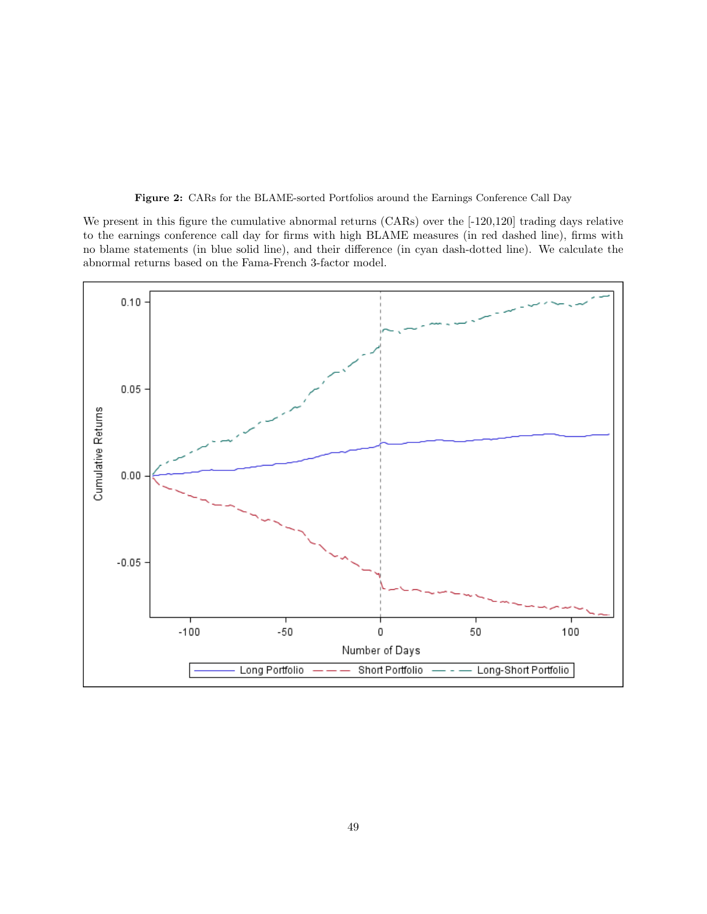**Figure 2:** CARs for the BLAME-sorted Portfolios around the Earnings Conference Call Day

We present in this figure the cumulative abnormal returns (CARs) over the [-120,120] trading days relative to the earnings conference call day for firms with high BLAME measures (in red dashed line), firms with no blame statements (in blue solid line), and their difference (in cyan dash-dotted line). We calculate the abnormal returns based on the Fama-French 3-factor model.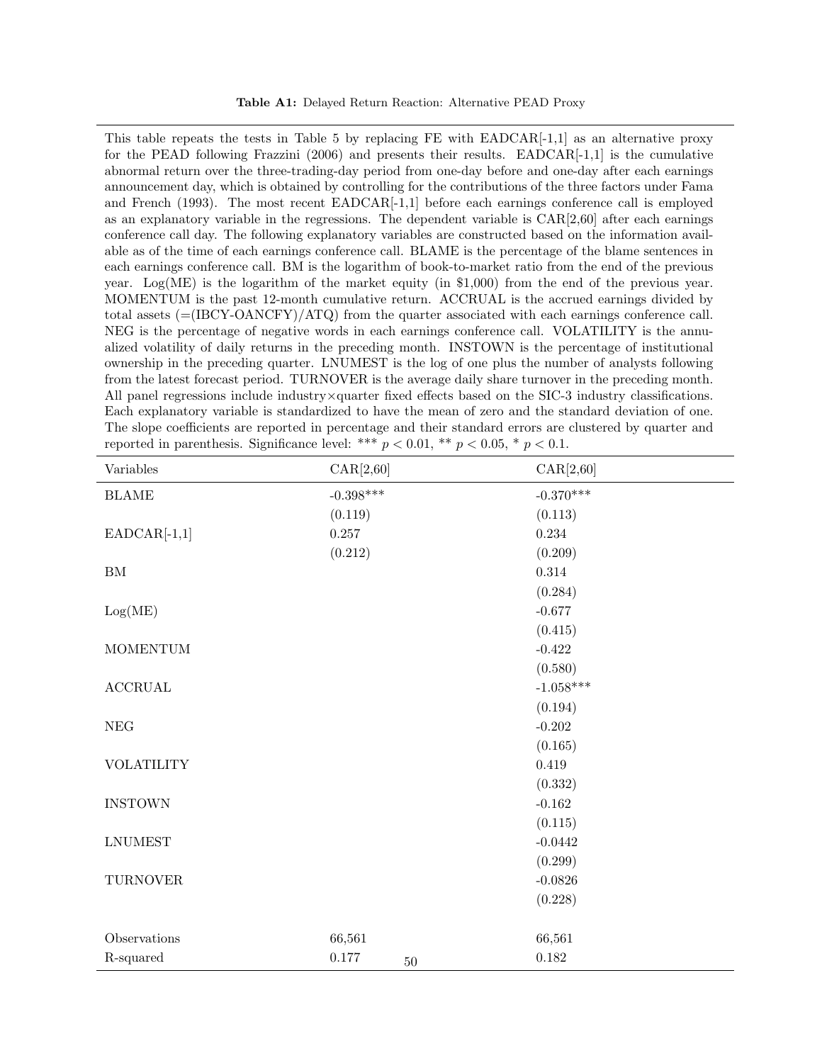**Table A1:** Delayed Return Reaction: Alternative PEAD Proxy

This table repeats the tests in Table 5 by replacing FE with EADCAR[-1,1] as an alternative proxy for the PEAD following Frazzini (2006) and presents their results. EADCAR[-1,1] is the cumulative abnormal return over the three-trading-day period from one-day before and one-day after each earnings announcement day, which is obtained by controlling for the contributions of the three factors under Fama and French (1993). The most recent EADCAR[-1,1] before each earnings conference call is employed as an explanatory variable in the regressions. The dependent variable is CAR[2,60] after each earnings conference call day. The following explanatory variables are constructed based on the information available as of the time of each earnings conference call. BLAME is the percentage of the blame sentences in each earnings conference call. BM is the logarithm of book-to-market ratio from the end of the previous year. Log(ME) is the logarithm of the market equity (in $1,000) from the end of the previous year. MOMENTUM is the past 12-month cumulative return. ACCRUAL is the accrued earnings divided by total assets (=(IBCY-OANCFY)/ATQ) from the quarter associated with each earnings conference call. NEG is the percentage of negative words in each earnings conference call. VOLATILITY is the annualized volatility of daily returns in the preceding month. INSTOWN is the percentage of institutional ownership in the preceding quarter. LNUMEST is the log of one plus the number of analysts following from the latest forecast period. TURNOVER is the average daily share turnover in the preceding month. All panel regressions include industry×quarter fixed effects based on the SIC-3 industry classifications. Each explanatory variable is standardized to have the mean of zero and the standard deviation of one. The slope coefficients are reported in percentage and their standard errors are clustered by quarter and reported in parenthesis. Significance level: *** $p < 0.01$, ** $p < 0.05$, * $p < 0.1$.

| Variables | CAR[2,60] | CAR[2,60] |
|---|---|---|
| BLAME | -0.398*** | -0.370*** |
| | (0.119) | (0.113) |
| EADCAR[-1,1] | 0.257 | 0.234 |
| | (0.212) | (0.209) |
| BM | | 0.314 |
| | | (0.284) |
| Log(ME) | | -0.677 |
| | | (0.415) |
| MOMENTUM | | -0.422 |
| | | (0.580) |
| ACCRUAL | | -1.058*** |
| | | (0.194) |
| NEG | | -0.202 |
| | | (0.165) |
| VOLATILITY | | 0.419 |
| | | (0.332) |
| INSTOWN | | -0.162 |
| | | (0.115) |
| LNUMEST | | -0.0442 |
| | | (0.299) |
| TURNOVER | | -0.0826 |
| | | (0.228) |
| | | |
| Observations | 66,561 | 66,561 |
| R-squared | 0.177 | 0.182 |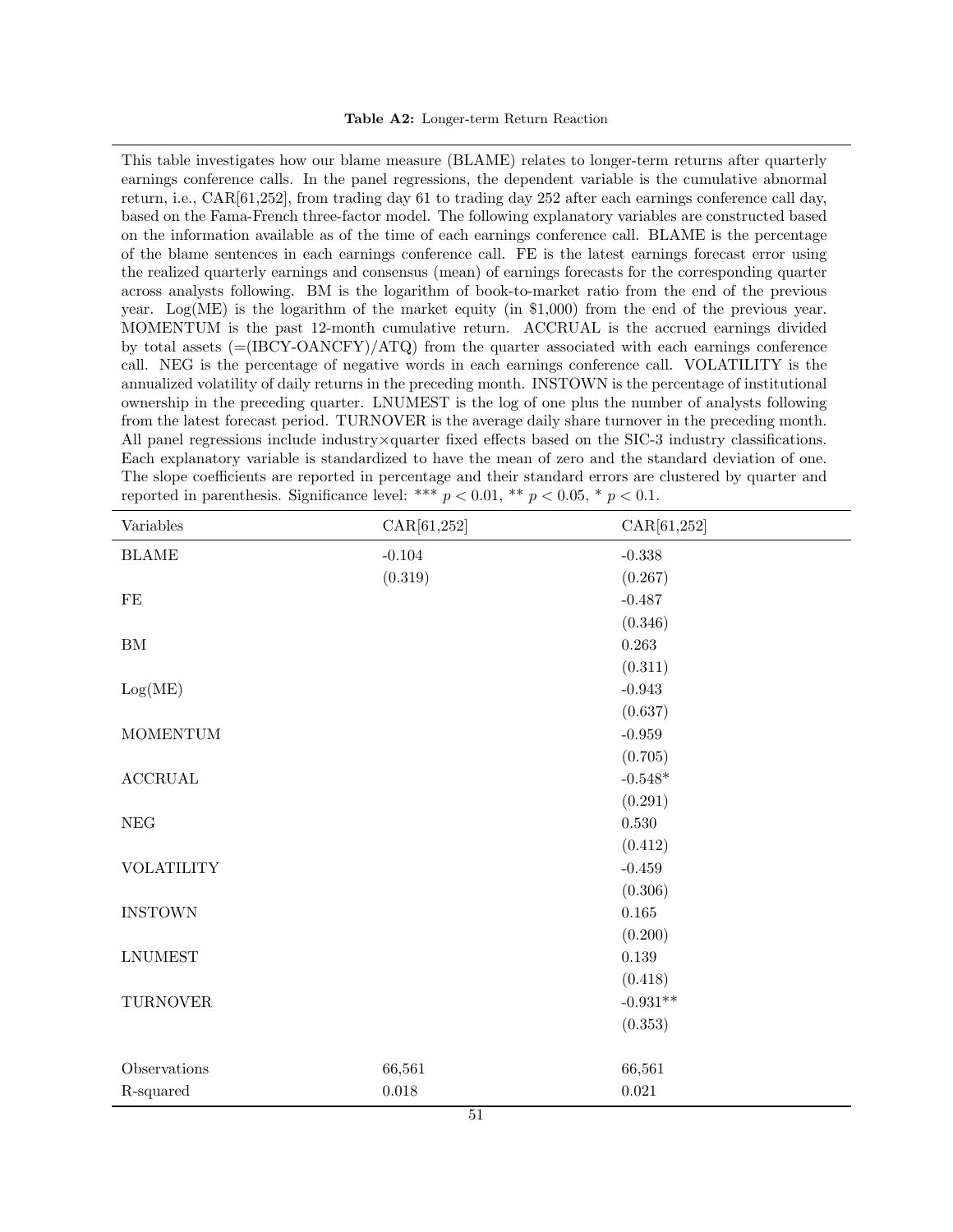**Table A2:** Longer-term Return Reaction

This table investigates how our blame measure (BLAME) relates to longer-term returns after quarterly earnings conference calls. In the panel regressions, the dependent variable is the cumulative abnormal return, i.e., CAR[61,252], from trading day 61 to trading day 252 after each earnings conference call day, based on the Fama-French three-factor model. The following explanatory variables are constructed based on the information available as of the time of each earnings conference call. BLAME is the percentage of the blame sentences in each earnings conference call. FE is the latest earnings forecast error using the realized quarterly earnings and consensus (mean) of earnings forecasts for the corresponding quarter across analysts following. BM is the logarithm of book-to-market ratio from the end of the previous year. Log(ME) is the logarithm of the market equity (in \$1,000) from the end of the previous year. MOMENTUM is the past 12-month cumulative return. ACCRUAL is the accrued earnings divided by total assets (=(IBCY-OANCFY)/ATQ) from the quarter associated with each earnings conference call. NEG is the percentage of negative words in each earnings conference call. VOLATILITY is the annualized volatility of daily returns in the preceding month. INSTOWN is the percentage of institutional ownership in the preceding quarter. LNUMEST is the log of one plus the number of analysts following from the latest forecast period. TURNOVER is the average daily share turnover in the preceding month. All panel regressions include industry×quarter fixed effects based on the SIC-3 industry classifications. Each explanatory variable is standardized to have the mean of zero and the standard deviation of one. The slope coefficients are reported in percentage and their standard errors are clustered by quarter and reported in parenthesis. Significance level: *** $p < 0.01$, ** $p < 0.05$, * $p < 0.1$.

| Variables | CAR[61,252] | CAR[61,252] |
|---|---|---|
| BLAME | -0.104 | -0.338 |
| | (0.319) | (0.267) |
| FE | | -0.487 |
| | | (0.346) |
| BM | | 0.263 |
| | | (0.311) |
| Log(ME) | | -0.943 |
| | | (0.637) |
| MOMENTUM | | -0.959 |
| | | (0.705) |
| ACCRUAL | | -0.548* |
| | | (0.291) |
| NEG | | 0.530 |
| | | (0.412) |
| VOLATILITY | | -0.459 |
| | | (0.306) |
| INSTOWN | | 0.165 |
| | | (0.200) |
| LNUMEST | | 0.139 |
| | | (0.418) |
| TURNOVER | | -0.931** |
| | | (0.353) |
| Observations | 66,561 | 66,561 |
| R-squared | 0.018 | 0.021 |